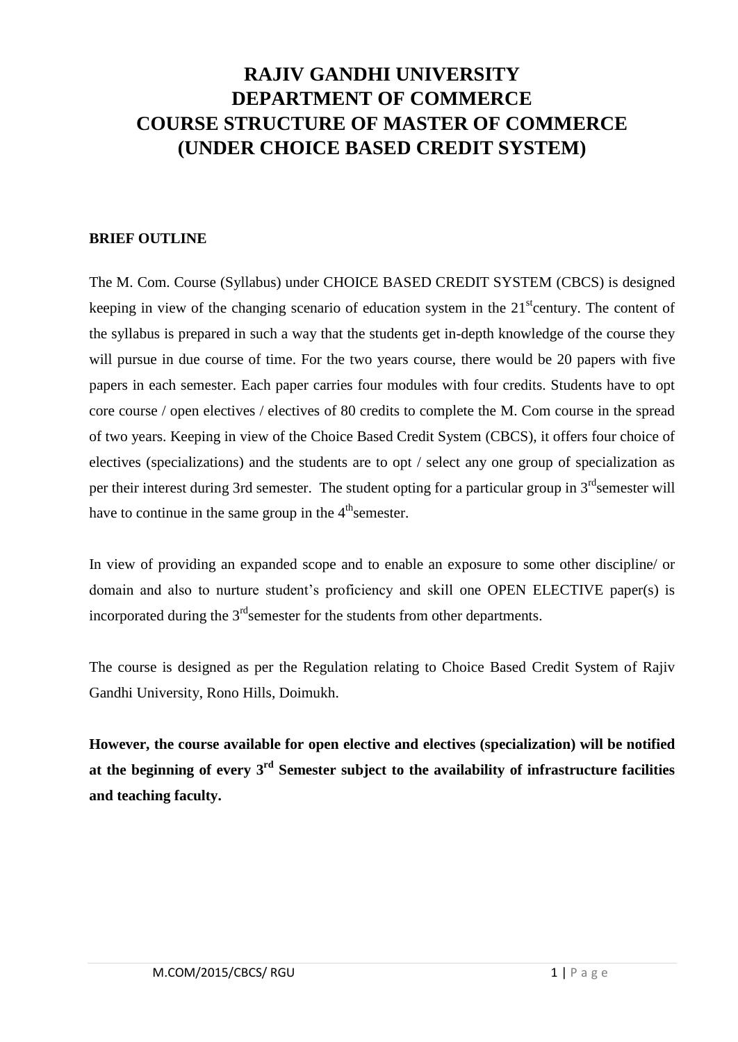# RAJIV GANDHI UNIVERSITY
# DEPARTMENT OF COMMERCE
# COURSE STRUCTURE OF MASTER OF COMMERCE
# (UNDER CHOICE BASED CREDIT SYSTEM)

## BRIEF OUTLINE

The M. Com. Course (Syllabus) under CHOICE BASED CREDIT SYSTEM (CBCS) is designed keeping in view of the changing scenario of education system in the 21st century. The content of the syllabus is prepared in such a way that the students get in-depth knowledge of the course they will pursue in due course of time. For the two years course, there would be 20 papers with five papers in each semester. Each paper carries four modules with four credits. Students have to opt core course / open electives / electives of 80 credits to complete the M. Com course in the spread of two years. Keeping in view of the Choice Based Credit System (CBCS), it offers four choice of electives (specializations) and the students are to opt / select any one group of specialization as per their interest during 3rd semester. The student opting for a particular group in 3rd semester will have to continue in the same group in the 4th semester.

In view of providing an expanded scope and to enable an exposure to some other discipline/ or domain and also to nurture student's proficiency and skill one OPEN ELECTIVE paper(s) is incorporated during the 3rd semester for the students from other departments.

The course is designed as per the Regulation relating to Choice Based Credit System of Rajiv Gandhi University, Rono Hills, Doimukh.

**However, the course available for open elective and electives (specialization) will be notified at the beginning of every 3rd Semester subject to the availability of infrastructure facilities and teaching faculty.**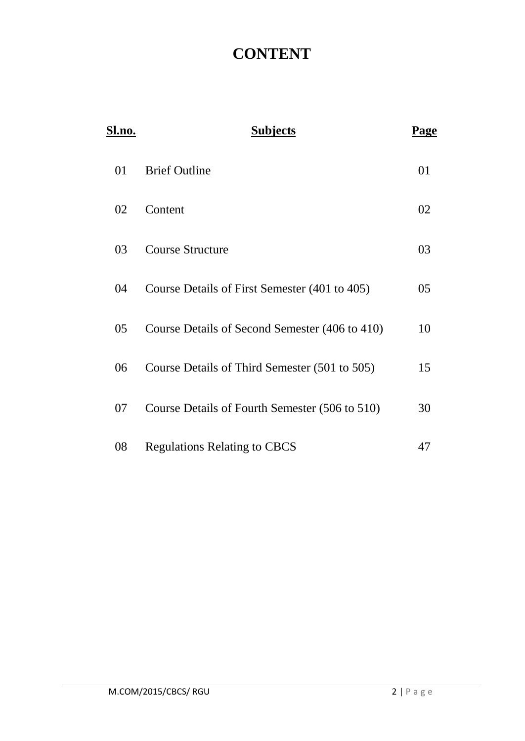# CONTENT

| Sl.no. | Subjects | Page |
|---|---|---|
| 01 | Brief Outline | 01 |
| 02 | Content | 02 |
| 03 | Course Structure | 03 |
| 04 | Course Details of First Semester (401 to 405) | 05 |
| 05 | Course Details of Second Semester (406 to 410) | 10 |
| 06 | Course Details of Third Semester (501 to 505) | 15 |
| 07 | Course Details of Fourth Semester (506 to 510) | 30 |
| 08 | Regulations Relating to CBCS | 47 |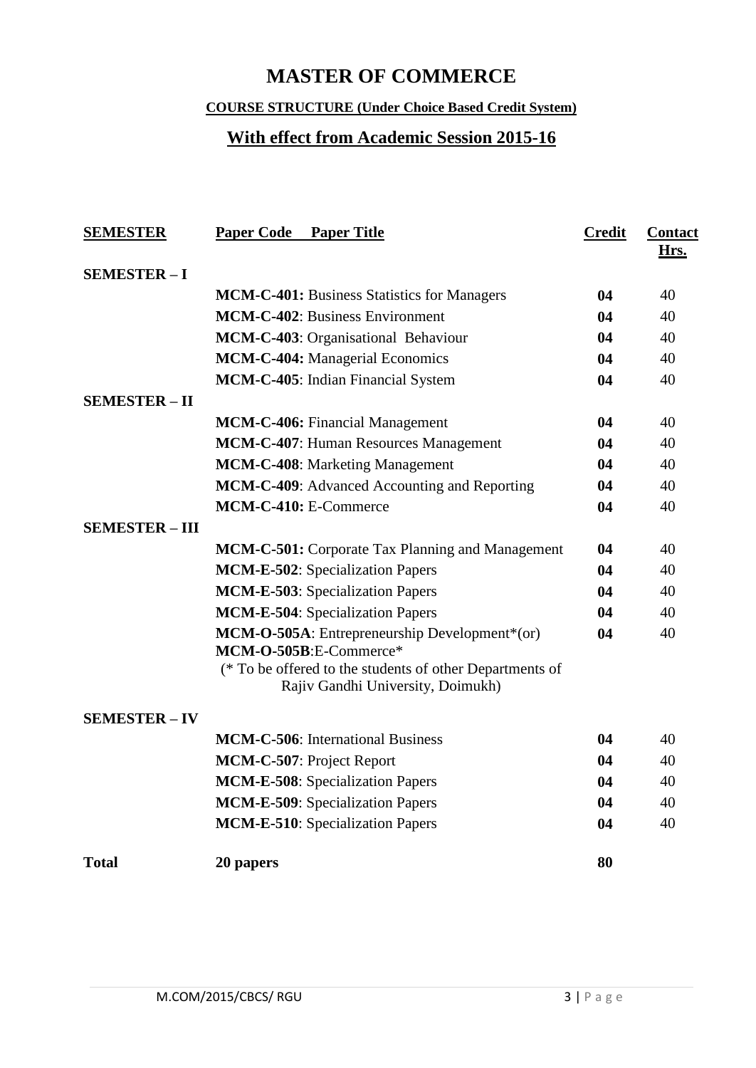# MASTER OF COMMERCE

**COURSE STRUCTURE (Under Choice Based Credit System)**

## With effect from Academic Session 2015-16

| SEMESTER | Paper Code Paper Title | Credit | Contact Hrs. |
|---|---|---|---|
| **SEMESTER – I** | | | |
| | **MCM-C-401:** Business Statistics for Managers | **04** | 40 |
| | **MCM-C-402**: Business Environment | **04** | 40 |
| | **MCM-C-403**: Organisational Behaviour | **04** | 40 |
| | **MCM-C-404:** Managerial Economics | **04** | 40 |
| | **MCM-C-405**: Indian Financial System | **04** | 40 |
| **SEMESTER – II** | | | |
| | **MCM-C-406:** Financial Management | **04** | 40 |
| | **MCM-C-407**: Human Resources Management | **04** | 40 |
| | **MCM-C-408**: Marketing Management | **04** | 40 |
| | **MCM-C-409**: Advanced Accounting and Reporting | **04** | 40 |
| | **MCM-C-410:** E-Commerce | **04** | 40 |
| **SEMESTER – III** | | | |
| | **MCM-C-501:** Corporate Tax Planning and Management | **04** | 40 |
| | **MCM-E-502**: Specialization Papers | **04** | 40 |
| | **MCM-E-503**: Specialization Papers | **04** | 40 |
| | **MCM-E-504**: Specialization Papers | **04** | 40 |
| | **MCM-O-505A**: Entrepreneurship Development*(or) **MCM-O-505B**:E-Commerce* (* To be offered to the students of other Departments of Rajiv Gandhi University, Doimukh) | **04** | 40 |
| **SEMESTER – IV** | | | |
| | **MCM-C-506**: International Business | **04** | 40 |
| | **MCM-C-507**: Project Report | **04** | 40 |
| | **MCM-E-508**: Specialization Papers | **04** | 40 |
| | **MCM-E-509**: Specialization Papers | **04** | 40 |
| | **MCM-E-510**: Specialization Papers | **04** | 40 |
| **Total** | **20 papers** | **80** | |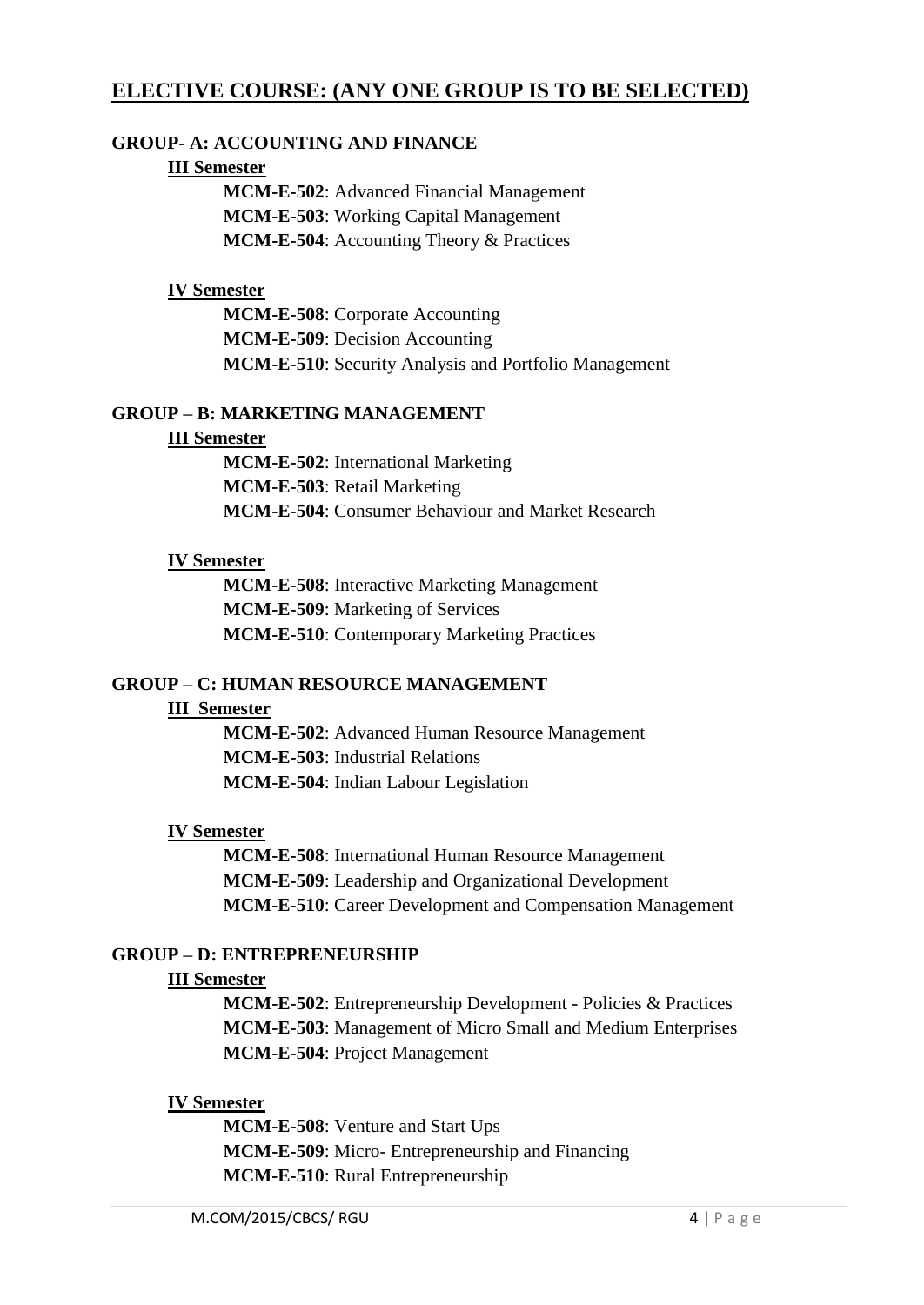## ELECTIVE COURSE: (ANY ONE GROUP IS TO BE SELECTED)

### GROUP- A: ACCOUNTING AND FINANCE

**III Semester**

**MCM-E-502**: Advanced Financial Management
**MCM-E-503**: Working Capital Management
**MCM-E-504**: Accounting Theory & Practices

**IV Semester**

**MCM-E-508**: Corporate Accounting
**MCM-E-509**: Decision Accounting
**MCM-E-510**: Security Analysis and Portfolio Management

### GROUP – B: MARKETING MANAGEMENT

**III Semester**

**MCM-E-502**: International Marketing
**MCM-E-503**: Retail Marketing
**MCM-E-504**: Consumer Behaviour and Market Research

**IV Semester**

**MCM-E-508**: Interactive Marketing Management
**MCM-E-509**: Marketing of Services
**MCM-E-510**: Contemporary Marketing Practices

### GROUP – C: HUMAN RESOURCE MANAGEMENT

**III Semester**

**MCM-E-502**: Advanced Human Resource Management
**MCM-E-503**: Industrial Relations
**MCM-E-504**: Indian Labour Legislation

**IV Semester**

**MCM-E-508**: International Human Resource Management
**MCM-E-509**: Leadership and Organizational Development
**MCM-E-510**: Career Development and Compensation Management

### GROUP – D: ENTREPRENEURSHIP

**III Semester**

**MCM-E-502**: Entrepreneurship Development - Policies & Practices
**MCM-E-503**: Management of Micro Small and Medium Enterprises
**MCM-E-504**: Project Management

**IV Semester**

**MCM-E-508**: Venture and Start Ups
**MCM-E-509**: Micro- Entrepreneurship and Financing
**MCM-E-510**: Rural Entrepreneurship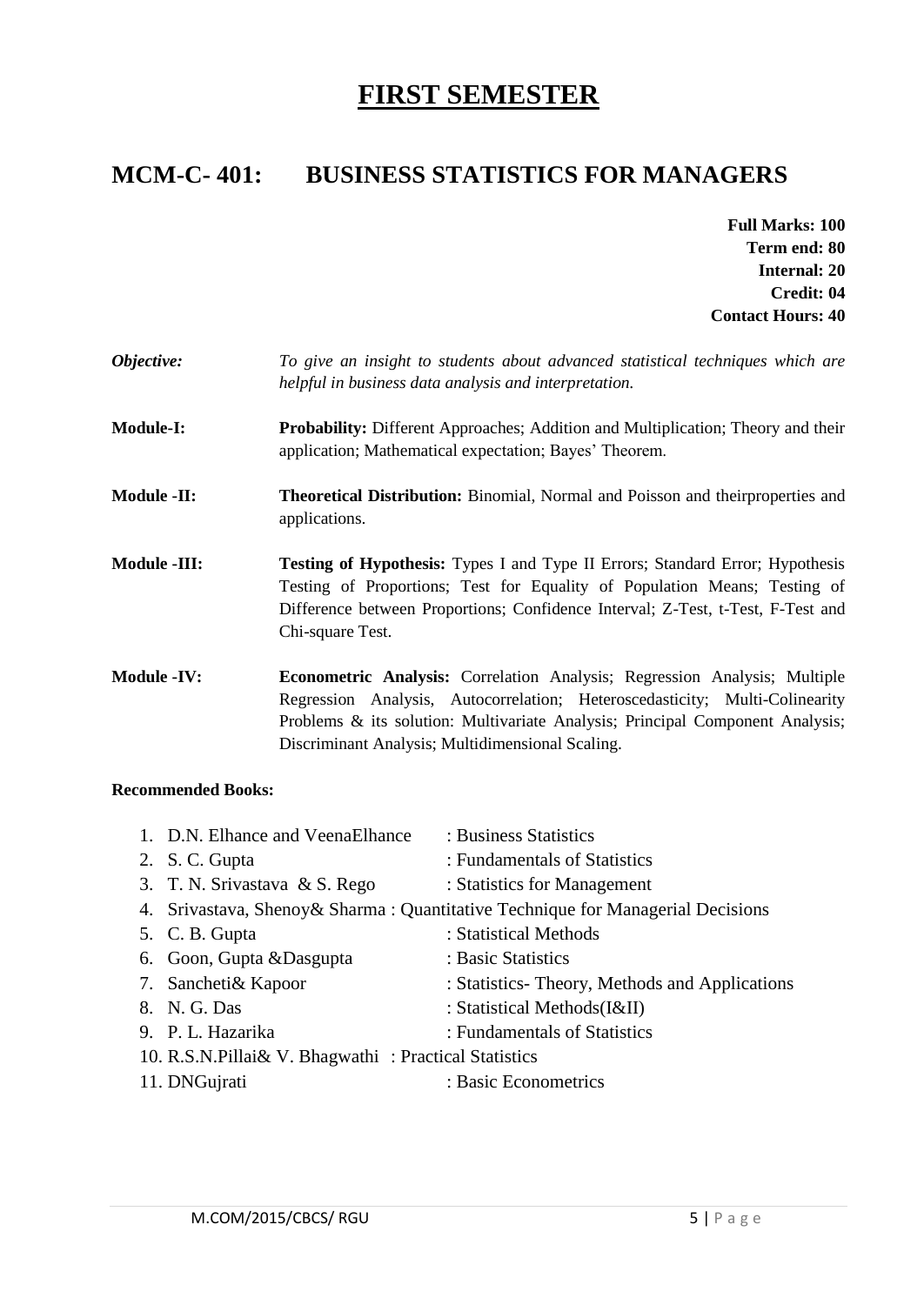# FIRST SEMESTER

## MCM-C- 401: BUSINESS STATISTICS FOR MANAGERS

**Full Marks: 100**
**Term end: 80**
**Internal: 20**
**Credit: 04**
**Contact Hours: 40**

***Objective:*** *To give an insight to students about advanced statistical techniques which are helpful in business data analysis and interpretation.*

**Module-I:** **Probability:** Different Approaches; Addition and Multiplication; Theory and their application; Mathematical expectation; Bayes' Theorem.

**Module -II:** **Theoretical Distribution:** Binomial, Normal and Poisson and theirproperties and applications.

**Module -III:** **Testing of Hypothesis:** Types I and Type II Errors; Standard Error; Hypothesis Testing of Proportions; Test for Equality of Population Means; Testing of Difference between Proportions; Confidence Interval; Z-Test, t-Test, F-Test and Chi-square Test.

**Module -IV:** **Econometric Analysis:** Correlation Analysis; Regression Analysis; Multiple Regression Analysis, Autocorrelation; Heteroscedasticity; Multi-Colinearity Problems & its solution: Multivariate Analysis; Principal Component Analysis; Discriminant Analysis; Multidimensional Scaling.

**Recommended Books:**

1. D.N. Elhance and VeenaElhance : Business Statistics
2. S. C. Gupta : Fundamentals of Statistics
3. T. N. Srivastava & S. Rego : Statistics for Management
4. Srivastava, Shenoy& Sharma : Quantitative Technique for Managerial Decisions
5. C. B. Gupta : Statistical Methods
6. Goon, Gupta &Dasgupta : Basic Statistics
7. Sancheti& Kapoor : Statistics- Theory, Methods and Applications
8. N. G. Das : Statistical Methods(I&II)
9. P. L. Hazarika : Fundamentals of Statistics
10. R.S.N.Pillai& V. Bhagwathi : Practical Statistics
11. DNGujrati : Basic Econometrics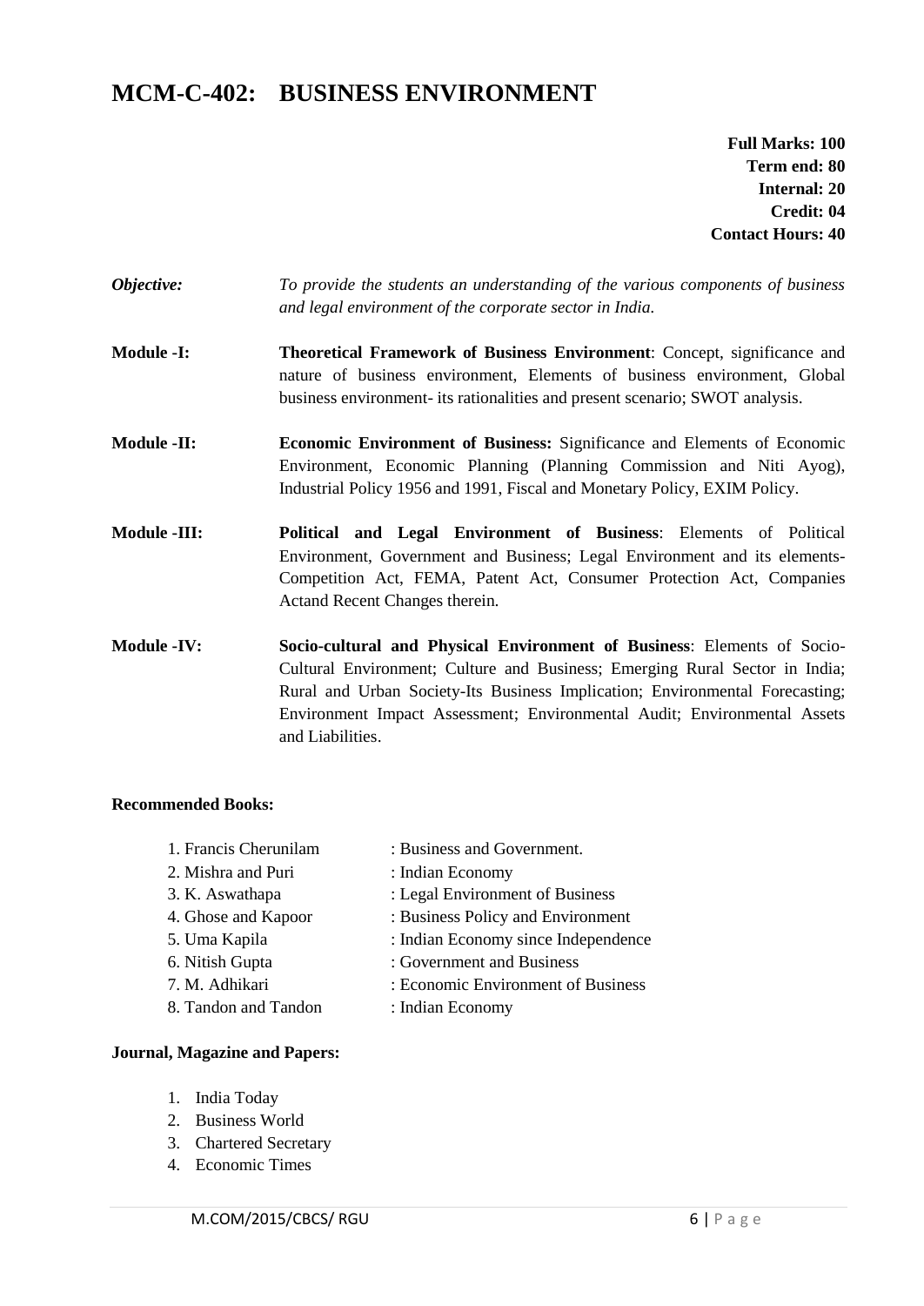# MCM-C-402: BUSINESS ENVIRONMENT

**Full Marks: 100**
**Term end: 80**
**Internal: 20**
**Credit: 04**
**Contact Hours: 40**

***Objective:*** *To provide the students an understanding of the various components of business and legal environment of the corporate sector in India.*

**Module -I:** **Theoretical Framework of Business Environment**: Concept, significance and nature of business environment, Elements of business environment, Global business environment- its rationalities and present scenario; SWOT analysis.

**Module -II:** **Economic Environment of Business:** Significance and Elements of Economic Environment, Economic Planning (Planning Commission and Niti Ayog), Industrial Policy 1956 and 1991, Fiscal and Monetary Policy, EXIM Policy.

**Module -III:** **Political and Legal Environment of Business**: Elements of Political Environment, Government and Business; Legal Environment and its elements- Competition Act, FEMA, Patent Act, Consumer Protection Act, Companies Actand Recent Changes therein.

**Module -IV:** **Socio-cultural and Physical Environment of Business**: Elements of Socio-Cultural Environment; Culture and Business; Emerging Rural Sector in India; Rural and Urban Society-Its Business Implication; Environmental Forecasting; Environment Impact Assessment; Environmental Audit; Environmental Assets and Liabilities.

**Recommended Books:**

1. Francis Cherunilam : Business and Government.
2. Mishra and Puri : Indian Economy
3. K. Aswathapa : Legal Environment of Business
4. Ghose and Kapoor : Business Policy and Environment
5. Uma Kapila : Indian Economy since Independence
6. Nitish Gupta : Government and Business
7. M. Adhikari : Economic Environment of Business
8. Tandon and Tandon : Indian Economy

**Journal, Magazine and Papers:**

1. India Today
2. Business World
3. Chartered Secretary
4. Economic Times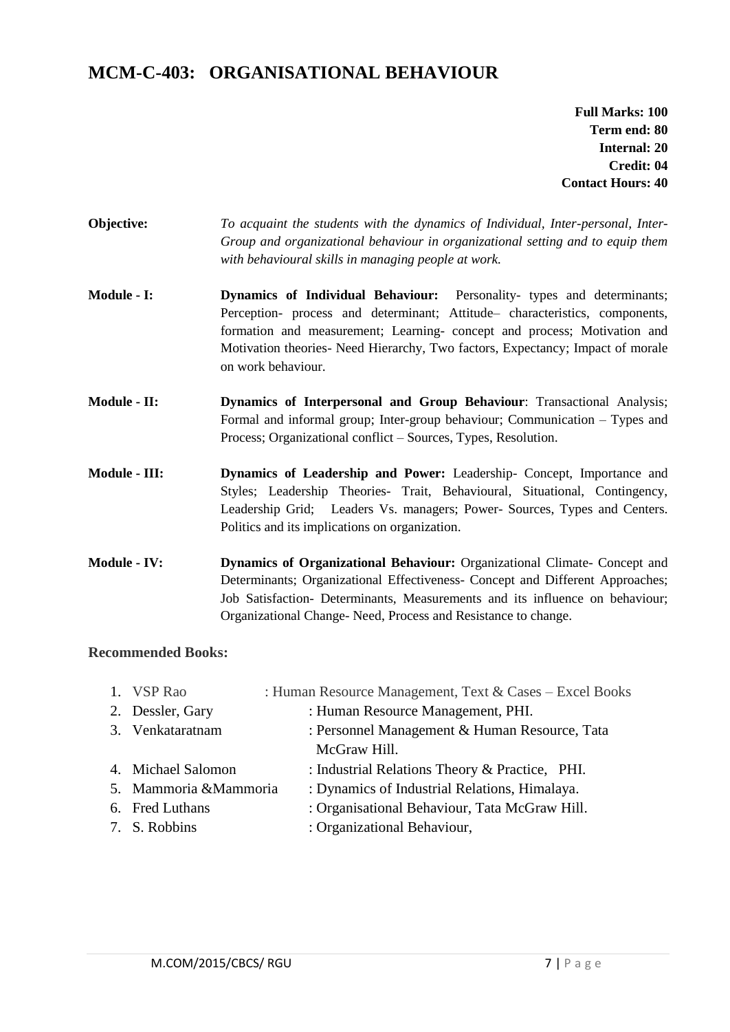# MCM-C-403: ORGANISATIONAL BEHAVIOUR

**Full Marks: 100**
**Term end: 80**
**Internal: 20**
**Credit: 04**
**Contact Hours: 40**

**Objective:** *To acquaint the students with the dynamics of Individual, Inter-personal, Inter-Group and organizational behaviour in organizational setting and to equip them with behavioural skills in managing people at work.*

**Module - I:** **Dynamics of Individual Behaviour:** Personality- types and determinants; Perception- process and determinant; Attitude– characteristics, components, formation and measurement; Learning- concept and process; Motivation and Motivation theories- Need Hierarchy, Two factors, Expectancy; Impact of morale on work behaviour.

**Module - II:** **Dynamics of Interpersonal and Group Behaviour**: Transactional Analysis; Formal and informal group; Inter-group behaviour; Communication – Types and Process; Organizational conflict – Sources, Types, Resolution.

**Module - III:** **Dynamics of Leadership and Power:** Leadership- Concept, Importance and Styles; Leadership Theories- Trait, Behavioural, Situational, Contingency, Leadership Grid; Leaders Vs. managers; Power- Sources, Types and Centers. Politics and its implications on organization.

**Module - IV:** **Dynamics of Organizational Behaviour:** Organizational Climate- Concept and Determinants; Organizational Effectiveness- Concept and Different Approaches; Job Satisfaction- Determinants, Measurements and its influence on behaviour; Organizational Change- Need, Process and Resistance to change.

## Recommended Books:

1. VSP Rao : Human Resource Management, Text & Cases – Excel Books
2. Dessler, Gary : Human Resource Management, PHI.
3. Venkataratnam : Personnel Management & Human Resource, Tata McGraw Hill.
4. Michael Salomon : Industrial Relations Theory & Practice, PHI.
5. Mammoria &Mammoria : Dynamics of Industrial Relations, Himalaya.
6. Fred Luthans : Organisational Behaviour, Tata McGraw Hill.
7. S. Robbins : Organizational Behaviour,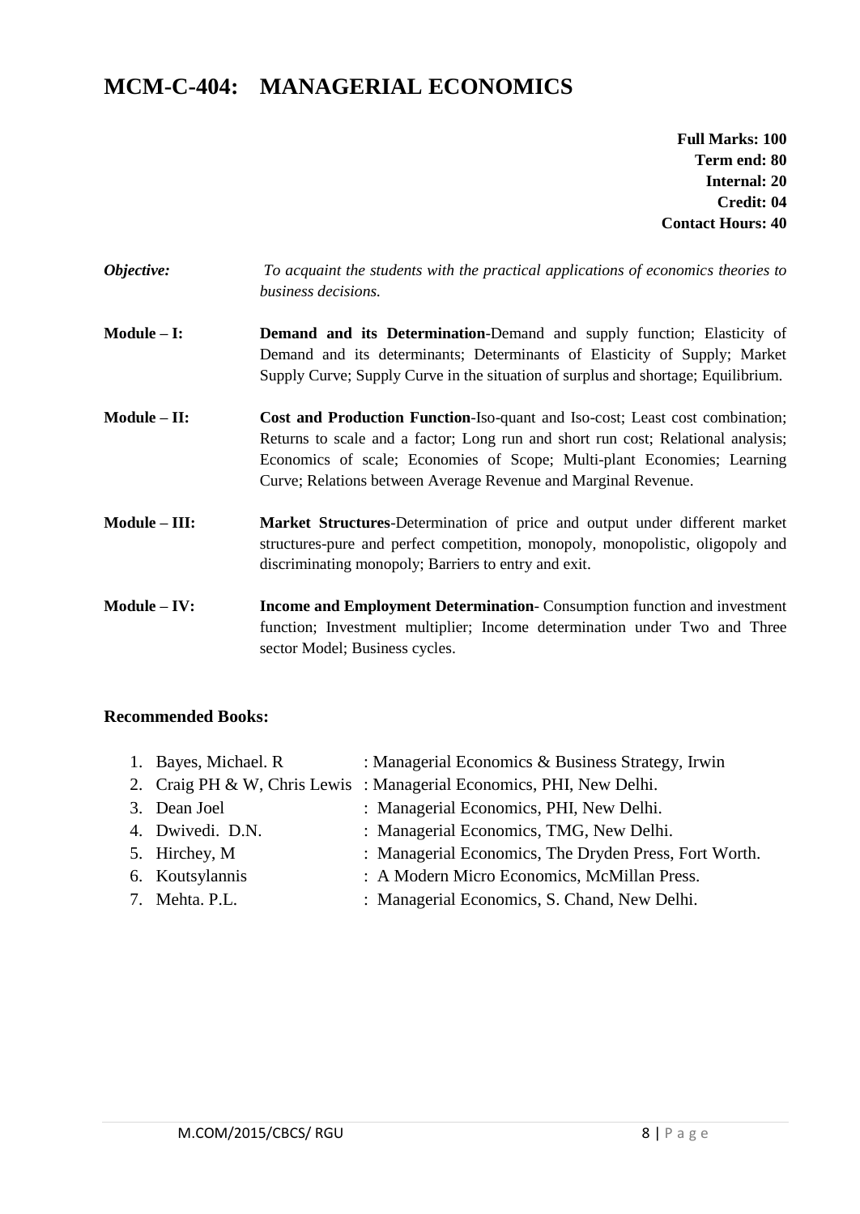# MCM-C-404: MANAGERIAL ECONOMICS

**Full Marks: 100**
**Term end: 80**
**Internal: 20**
**Credit: 04**
**Contact Hours: 40**

***Objective:*** *To acquaint the students with the practical applications of economics theories to business decisions.*

**Module – I:** **Demand and its Determination**-Demand and supply function; Elasticity of Demand and its determinants; Determinants of Elasticity of Supply; Market Supply Curve; Supply Curve in the situation of surplus and shortage; Equilibrium.

**Module – II:** **Cost and Production Function**-Iso-quant and Iso-cost; Least cost combination; Returns to scale and a factor; Long run and short run cost; Relational analysis; Economics of scale; Economies of Scope; Multi-plant Economies; Learning Curve; Relations between Average Revenue and Marginal Revenue.

**Module – III:** **Market Structures**-Determination of price and output under different market structures-pure and perfect competition, monopoly, monopolistic, oligopoly and discriminating monopoly; Barriers to entry and exit.

**Module – IV:** **Income and Employment Determination**- Consumption function and investment function; Investment multiplier; Income determination under Two and Three sector Model; Business cycles.

## Recommended Books:

1. Bayes, Michael. R : Managerial Economics & Business Strategy, Irwin
2. Craig PH & W, Chris Lewis : Managerial Economics, PHI, New Delhi.
3. Dean Joel : Managerial Economics, PHI, New Delhi.
4. Dwivedi. D.N. : Managerial Economics, TMG, New Delhi.
5. Hirchey, M : Managerial Economics, The Dryden Press, Fort Worth.
6. Koutsylannis : A Modern Micro Economics, McMillan Press.
7. Mehta. P.L. : Managerial Economics, S. Chand, New Delhi.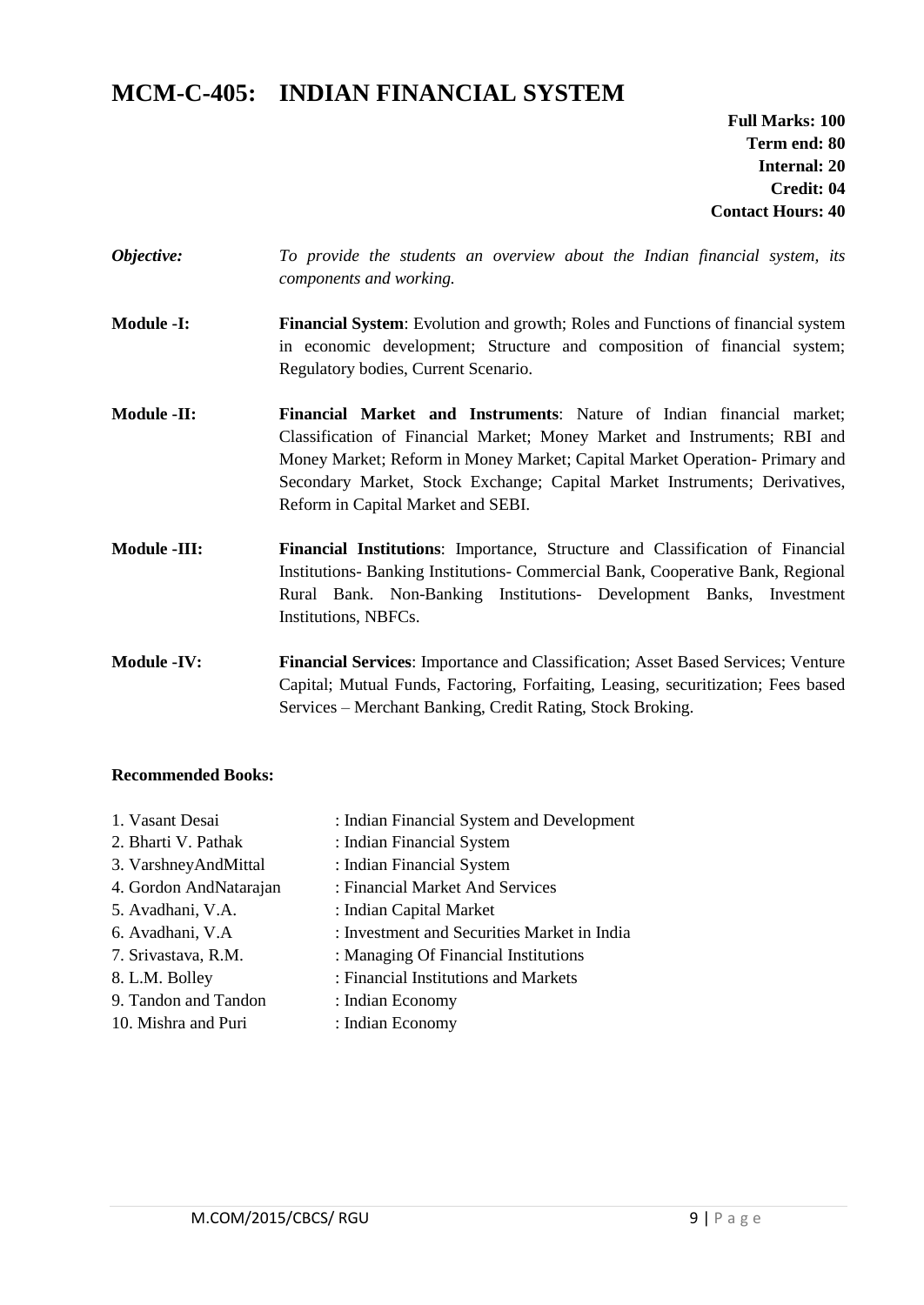# MCM-C-405: INDIAN FINANCIAL SYSTEM

**Full Marks: 100**
**Term end: 80**
**Internal: 20**
**Credit: 04**
**Contact Hours: 40**

***Objective:*** *To provide the students an overview about the Indian financial system, its components and working.*

**Module -I:** **Financial System**: Evolution and growth; Roles and Functions of financial system in economic development; Structure and composition of financial system; Regulatory bodies, Current Scenario.

**Module -II:** **Financial Market and Instruments**: Nature of Indian financial market; Classification of Financial Market; Money Market and Instruments; RBI and Money Market; Reform in Money Market; Capital Market Operation- Primary and Secondary Market, Stock Exchange; Capital Market Instruments; Derivatives, Reform in Capital Market and SEBI.

**Module -III:** **Financial Institutions**: Importance, Structure and Classification of Financial Institutions- Banking Institutions- Commercial Bank, Cooperative Bank, Regional Rural Bank. Non-Banking Institutions- Development Banks, Investment Institutions, NBFCs.

**Module -IV:** **Financial Services**: Importance and Classification; Asset Based Services; Venture Capital; Mutual Funds, Factoring, Forfaiting, Leasing, securitization; Fees based Services – Merchant Banking, Credit Rating, Stock Broking.

**Recommended Books:**

1. Vasant Desai : Indian Financial System and Development
2. Bharti V. Pathak : Indian Financial System
3. VarshneyAndMittal : Indian Financial System
4. Gordon AndNatarajan : Financial Market And Services
5. Avadhani, V.A. : Indian Capital Market
6. Avadhani, V.A : Investment and Securities Market in India
7. Srivastava, R.M. : Managing Of Financial Institutions
8. L.M. Bolley : Financial Institutions and Markets
9. Tandon and Tandon : Indian Economy
10. Mishra and Puri : Indian Economy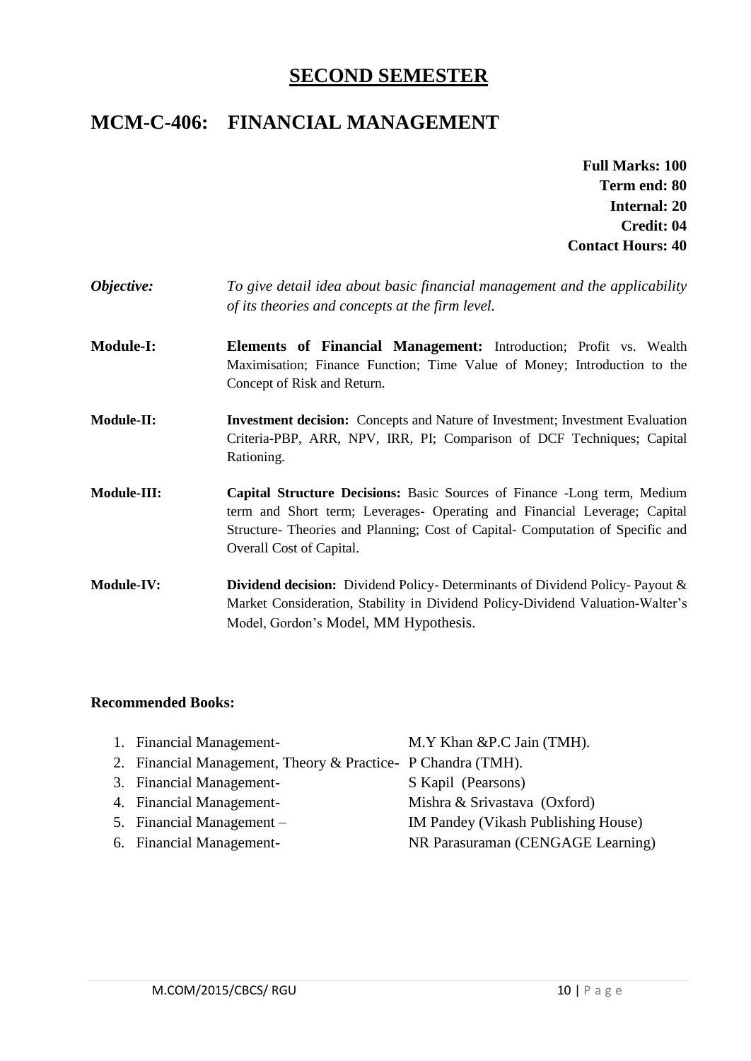## SECOND SEMESTER

## MCM-C-406: FINANCIAL MANAGEMENT

**Full Marks: 100**
**Term end: 80**
**Internal: 20**
**Credit: 04**
**Contact Hours: 40**

***Objective:*** *To give detail idea about basic financial management and the applicability of its theories and concepts at the firm level.*

**Module-I:** **Elements of Financial Management:** Introduction; Profit vs. Wealth Maximisation; Finance Function; Time Value of Money; Introduction to the Concept of Risk and Return.

**Module-II:** **Investment decision:** Concepts and Nature of Investment; Investment Evaluation Criteria-PBP, ARR, NPV, IRR, PI; Comparison of DCF Techniques; Capital Rationing.

**Module-III:** **Capital Structure Decisions:** Basic Sources of Finance -Long term, Medium term and Short term; Leverages- Operating and Financial Leverage; Capital Structure- Theories and Planning; Cost of Capital- Computation of Specific and Overall Cost of Capital.

**Module-IV:** **Dividend decision:** Dividend Policy- Determinants of Dividend Policy- Payout & Market Consideration, Stability in Dividend Policy-Dividend Valuation-Walter's Model, Gordon's Model, MM Hypothesis.

### Recommended Books:

1. Financial Management- M.Y Khan &P.C Jain (TMH).
2. Financial Management, Theory & Practice- P Chandra (TMH).
3. Financial Management- S Kapil (Pearsons)
4. Financial Management- Mishra & Srivastava (Oxford)
5. Financial Management – IM Pandey (Vikash Publishing House)
6. Financial Management- NR Parasuraman (CENGAGE Learning)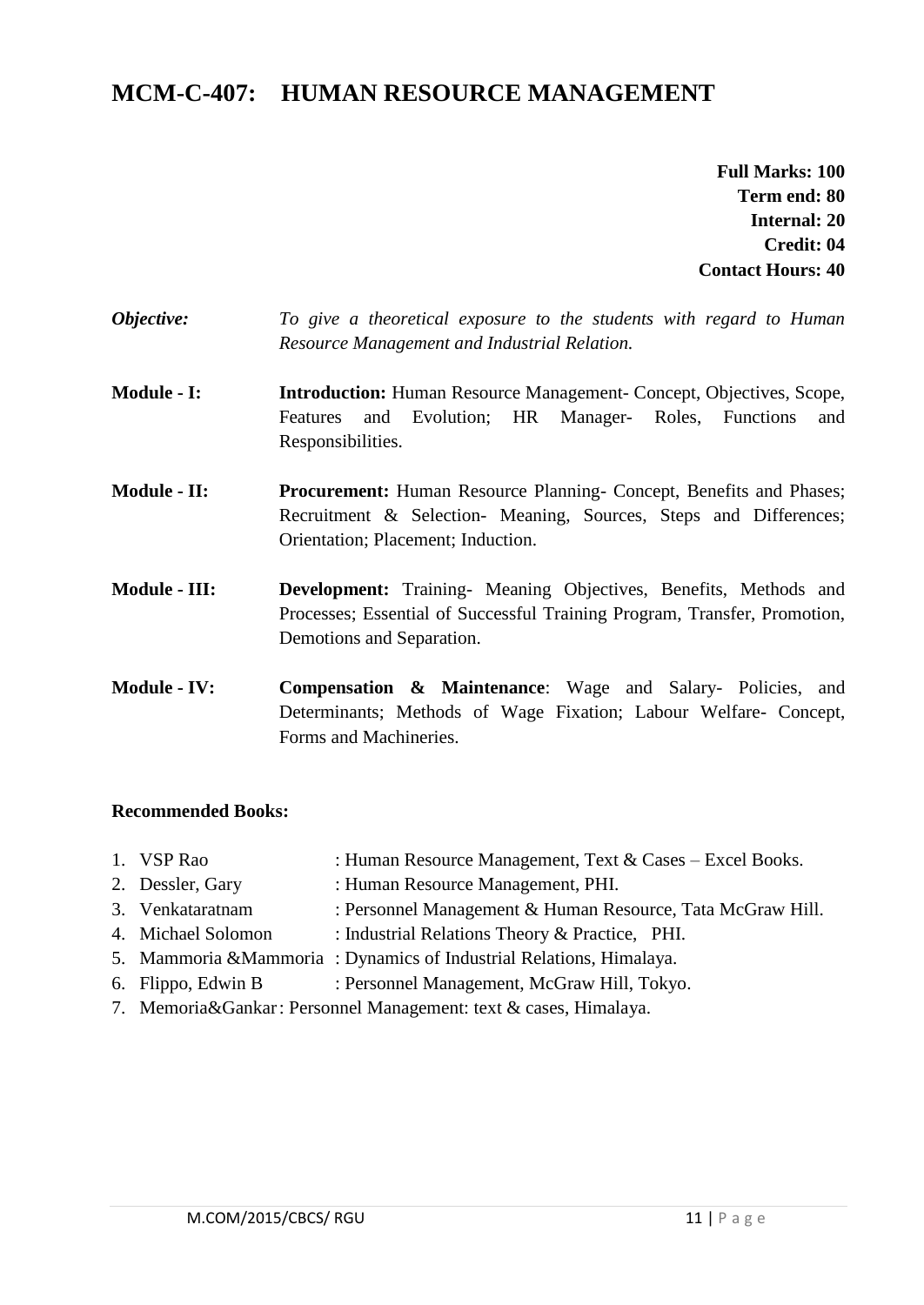# MCM-C-407: HUMAN RESOURCE MANAGEMENT

**Full Marks: 100**
**Term end: 80**
**Internal: 20**
**Credit: 04**
**Contact Hours: 40**

***Objective:*** *To give a theoretical exposure to the students with regard to Human Resource Management and Industrial Relation.*

**Module - I:** **Introduction:** Human Resource Management- Concept, Objectives, Scope, Features and Evolution; HR Manager- Roles, Functions and Responsibilities.

**Module - II:** **Procurement:** Human Resource Planning- Concept, Benefits and Phases; Recruitment & Selection- Meaning, Sources, Steps and Differences; Orientation; Placement; Induction.

**Module - III:** **Development:** Training- Meaning Objectives, Benefits, Methods and Processes; Essential of Successful Training Program, Transfer, Promotion, Demotions and Separation.

**Module - IV:** **Compensation & Maintenance**: Wage and Salary- Policies, and Determinants; Methods of Wage Fixation; Labour Welfare- Concept, Forms and Machineries.

**Recommended Books:**

1. VSP Rao : Human Resource Management, Text & Cases – Excel Books.
2. Dessler, Gary : Human Resource Management, PHI.
3. Venkataratnam : Personnel Management & Human Resource, Tata McGraw Hill.
4. Michael Solomon : Industrial Relations Theory & Practice, PHI.
5. Mammoria &Mammoria : Dynamics of Industrial Relations, Himalaya.
6. Flippo, Edwin B : Personnel Management, McGraw Hill, Tokyo.
7. Memoria&Gankar : Personnel Management: text & cases, Himalaya.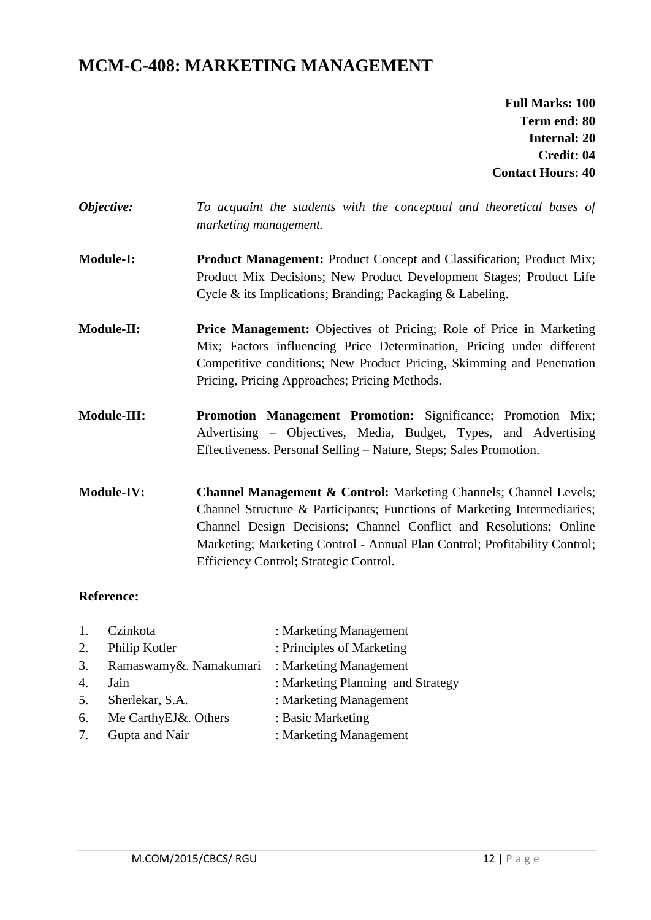# MCM-C-408: MARKETING MANAGEMENT

**Full Marks: 100**
**Term end: 80**
**Internal: 20**
**Credit: 04**
**Contact Hours: 40**

***Objective:*** *To acquaint the students with the conceptual and theoretical bases of marketing management.*

**Module-I:** **Product Management:** Product Concept and Classification; Product Mix; Product Mix Decisions; New Product Development Stages; Product Life Cycle & its Implications; Branding; Packaging & Labeling.

**Module-II:** **Price Management:** Objectives of Pricing; Role of Price in Marketing Mix; Factors influencing Price Determination, Pricing under different Competitive conditions; New Product Pricing, Skimming and Penetration Pricing, Pricing Approaches; Pricing Methods.

**Module-III:** **Promotion Management Promotion:** Significance; Promotion Mix; Advertising – Objectives, Media, Budget, Types, and Advertising Effectiveness. Personal Selling – Nature, Steps; Sales Promotion.

**Module-IV:** **Channel Management & Control:** Marketing Channels; Channel Levels; Channel Structure & Participants; Functions of Marketing Intermediaries; Channel Design Decisions; Channel Conflict and Resolutions; Online Marketing; Marketing Control - Annual Plan Control; Profitability Control; Efficiency Control; Strategic Control.

**Reference:**

1. Czinkota : Marketing Management
2. Philip Kotler : Principles of Marketing
3. Ramaswamy&. Namakumari : Marketing Management
4. Jain : Marketing Planning and Strategy
5. Sherlekar, S.A. : Marketing Management
6. Me CarthyEJ&. Others : Basic Marketing
7. Gupta and Nair : Marketing Management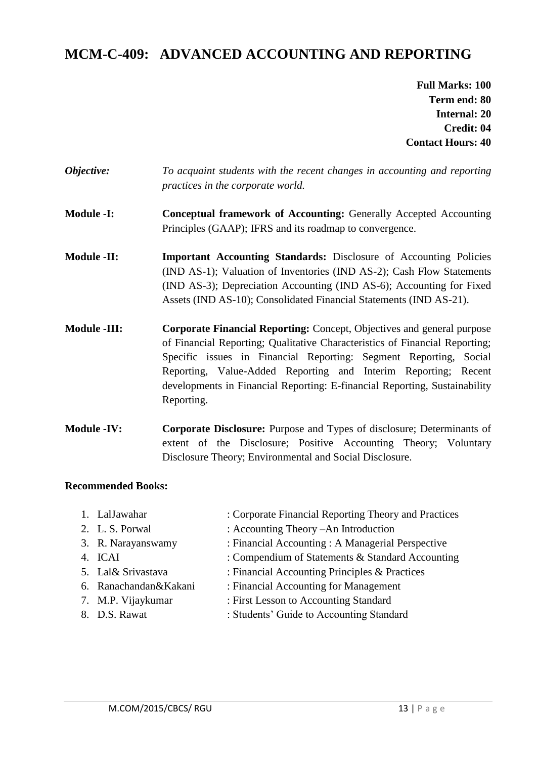## MCM-C-409: ADVANCED ACCOUNTING AND REPORTING

**Full Marks: 100**
**Term end: 80**
**Internal: 20**
**Credit: 04**
**Contact Hours: 40**

***Objective:*** *To acquaint students with the recent changes in accounting and reporting practices in the corporate world.*

**Module -I:** **Conceptual framework of Accounting:** Generally Accepted Accounting Principles (GAAP); IFRS and its roadmap to convergence.

**Module -II:** **Important Accounting Standards:** Disclosure of Accounting Policies (IND AS-1); Valuation of Inventories (IND AS-2); Cash Flow Statements (IND AS-3); Depreciation Accounting (IND AS-6); Accounting for Fixed Assets (IND AS-10); Consolidated Financial Statements (IND AS-21).

**Module -III:** **Corporate Financial Reporting:** Concept, Objectives and general purpose of Financial Reporting; Qualitative Characteristics of Financial Reporting; Specific issues in Financial Reporting: Segment Reporting, Social Reporting, Value-Added Reporting and Interim Reporting; Recent developments in Financial Reporting: E-financial Reporting, Sustainability Reporting.

**Module -IV:** **Corporate Disclosure:** Purpose and Types of disclosure; Determinants of extent of the Disclosure; Positive Accounting Theory; Voluntary Disclosure Theory; Environmental and Social Disclosure.

**Recommended Books:**

1. LalJawahar : Corporate Financial Reporting Theory and Practices
2. L. S. Porwal : Accounting Theory –An Introduction
3. R. Narayanswamy : Financial Accounting : A Managerial Perspective
4. ICAI : Compendium of Statements & Standard Accounting
5. Lal& Srivastava : Financial Accounting Principles & Practices
6. Ranachandan&Kakani : Financial Accounting for Management
7. M.P. Vijaykumar : First Lesson to Accounting Standard
8. D.S. Rawat : Students' Guide to Accounting Standard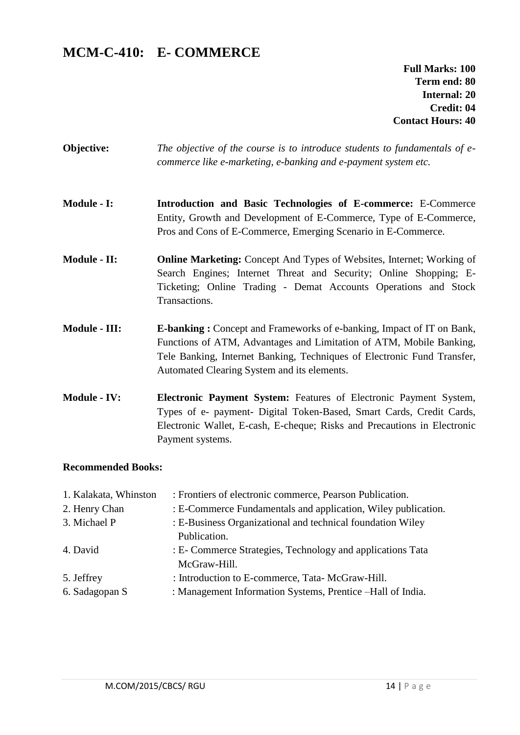# MCM-C-410: E- COMMERCE

**Full Marks: 100**
**Term end: 80**
**Internal: 20**
**Credit: 04**
**Contact Hours: 40**

**Objective:** *The objective of the course is to introduce students to fundamentals of e-commerce like e-marketing, e-banking and e-payment system etc.*

**Module - I:** **Introduction and Basic Technologies of E-commerce:** E-Commerce Entity, Growth and Development of E-Commerce, Type of E-Commerce, Pros and Cons of E-Commerce, Emerging Scenario in E-Commerce.

**Module - II:** **Online Marketing:** Concept And Types of Websites, Internet; Working of Search Engines; Internet Threat and Security; Online Shopping; E-Ticketing; Online Trading - Demat Accounts Operations and Stock Transactions.

**Module - III:** **E-banking :** Concept and Frameworks of e-banking, Impact of IT on Bank, Functions of ATM, Advantages and Limitation of ATM, Mobile Banking, Tele Banking, Internet Banking, Techniques of Electronic Fund Transfer, Automated Clearing System and its elements.

**Module - IV:** **Electronic Payment System:** Features of Electronic Payment System, Types of e- payment- Digital Token-Based, Smart Cards, Credit Cards, Electronic Wallet, E-cash, E-cheque; Risks and Precautions in Electronic Payment systems.

**Recommended Books:**

1. Kalakata, Whinston : Frontiers of electronic commerce, Pearson Publication.
2. Henry Chan : E-Commerce Fundamentals and application, Wiley publication.
3. Michael P : E-Business Organizational and technical foundation Wiley Publication.
4. David : E- Commerce Strategies, Technology and applications Tata McGraw-Hill.
5. Jeffrey : Introduction to E-commerce, Tata- McGraw-Hill.
6. Sadagopan S : Management Information Systems, Prentice –Hall of India.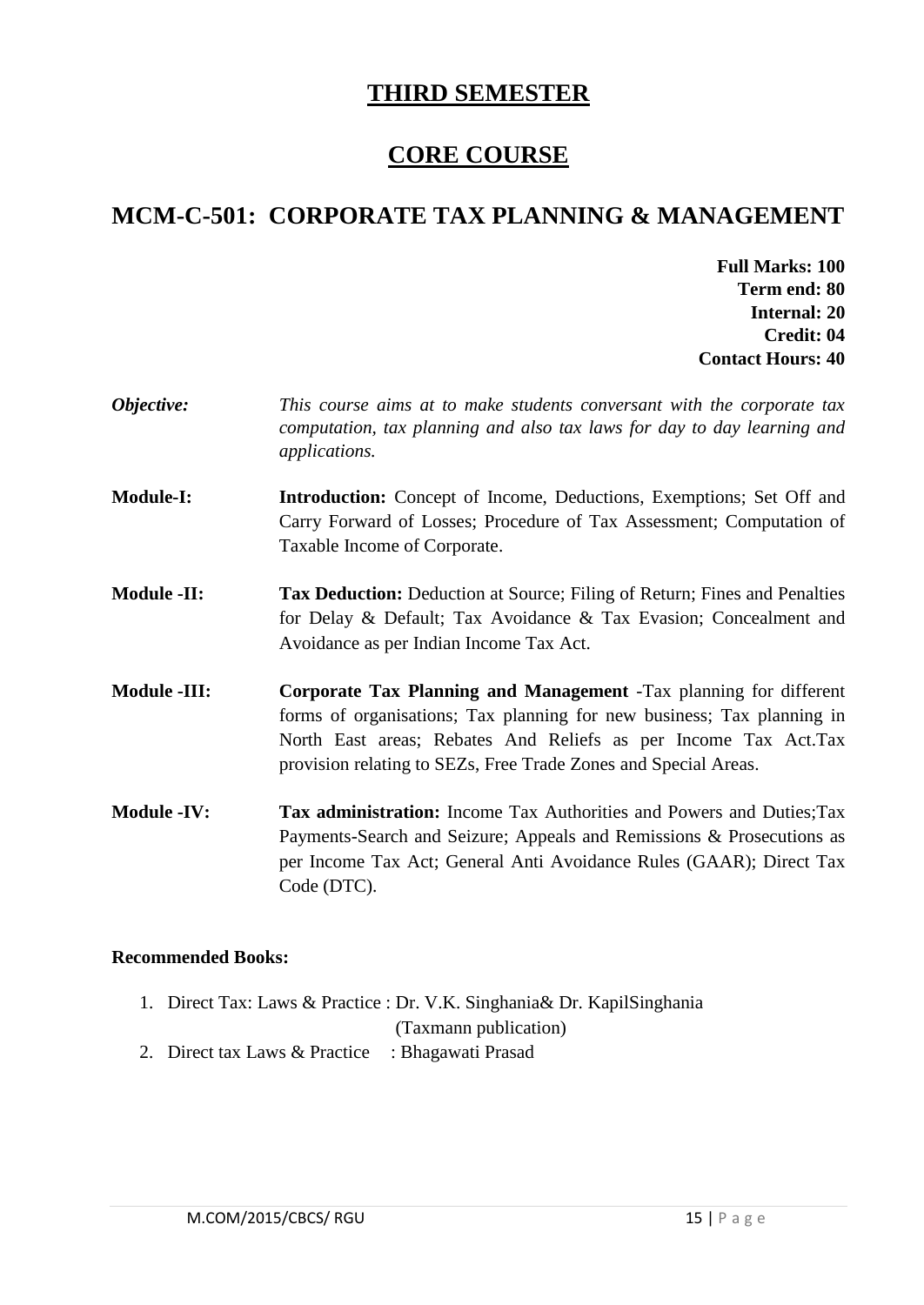# THIRD SEMESTER

## CORE COURSE

## MCM-C-501: CORPORATE TAX PLANNING & MANAGEMENT

**Full Marks: 100**
**Term end: 80**
**Internal: 20**
**Credit: 04**
**Contact Hours: 40**

***Objective:*** *This course aims at to make students conversant with the corporate tax computation, tax planning and also tax laws for day to day learning and applications.*

**Module-I:** **Introduction:** Concept of Income, Deductions, Exemptions; Set Off and Carry Forward of Losses; Procedure of Tax Assessment; Computation of Taxable Income of Corporate.

**Module -II:** **Tax Deduction:** Deduction at Source; Filing of Return; Fines and Penalties for Delay & Default; Tax Avoidance & Tax Evasion; Concealment and Avoidance as per Indian Income Tax Act.

**Module -III:** **Corporate Tax Planning and Management** -Tax planning for different forms of organisations; Tax planning for new business; Tax planning in North East areas; Rebates And Reliefs as per Income Tax Act.Tax provision relating to SEZs, Free Trade Zones and Special Areas.

**Module -IV:** **Tax administration:** Income Tax Authorities and Powers and Duties;Tax Payments-Search and Seizure; Appeals and Remissions & Prosecutions as per Income Tax Act; General Anti Avoidance Rules (GAAR); Direct Tax Code (DTC).

**Recommended Books:**

1. Direct Tax: Laws & Practice : Dr. V.K. Singhania& Dr. KapilSinghania (Taxmann publication)
2. Direct tax Laws & Practice : Bhagawati Prasad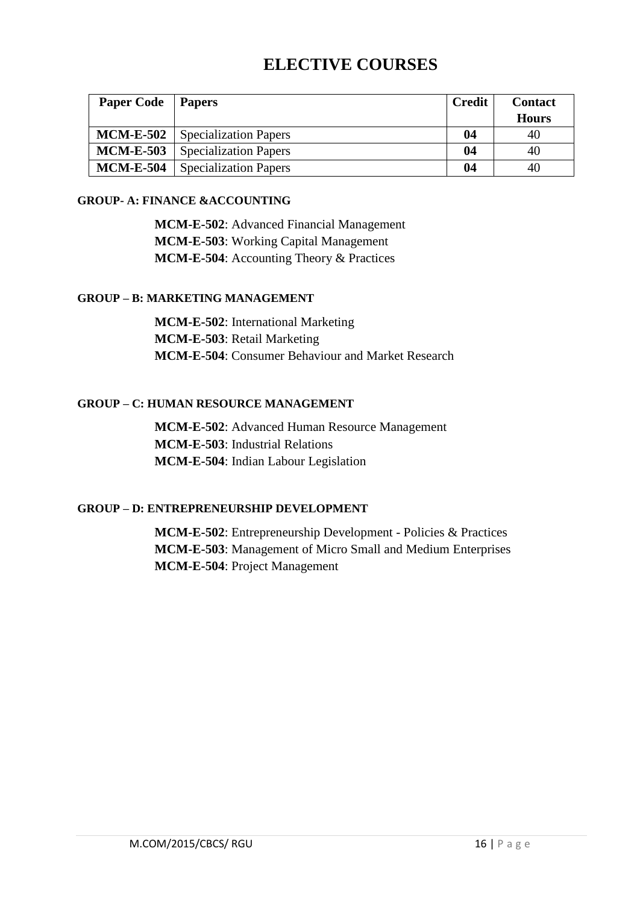# ELECTIVE COURSES

| Paper Code | Papers | Credit | Contact Hours |
|---|---|---|---|
| **MCM-E-502** | Specialization Papers | **04** | 40 |
| **MCM-E-503** | Specialization Papers | **04** | 40 |
| **MCM-E-504** | Specialization Papers | **04** | 40 |

#### GROUP- A: FINANCE &ACCOUNTING

**MCM-E-502**: Advanced Financial Management
**MCM-E-503**: Working Capital Management
**MCM-E-504**: Accounting Theory & Practices

#### GROUP – B: MARKETING MANAGEMENT

**MCM-E-502**: International Marketing
**MCM-E-503**: Retail Marketing
**MCM-E-504**: Consumer Behaviour and Market Research

#### GROUP – C: HUMAN RESOURCE MANAGEMENT

**MCM-E-502**: Advanced Human Resource Management
**MCM-E-503**: Industrial Relations
**MCM-E-504**: Indian Labour Legislation

#### GROUP – D: ENTREPRENEURSHIP DEVELOPMENT

**MCM-E-502**: Entrepreneurship Development - Policies & Practices
**MCM-E-503**: Management of Micro Small and Medium Enterprises
**MCM-E-504**: Project Management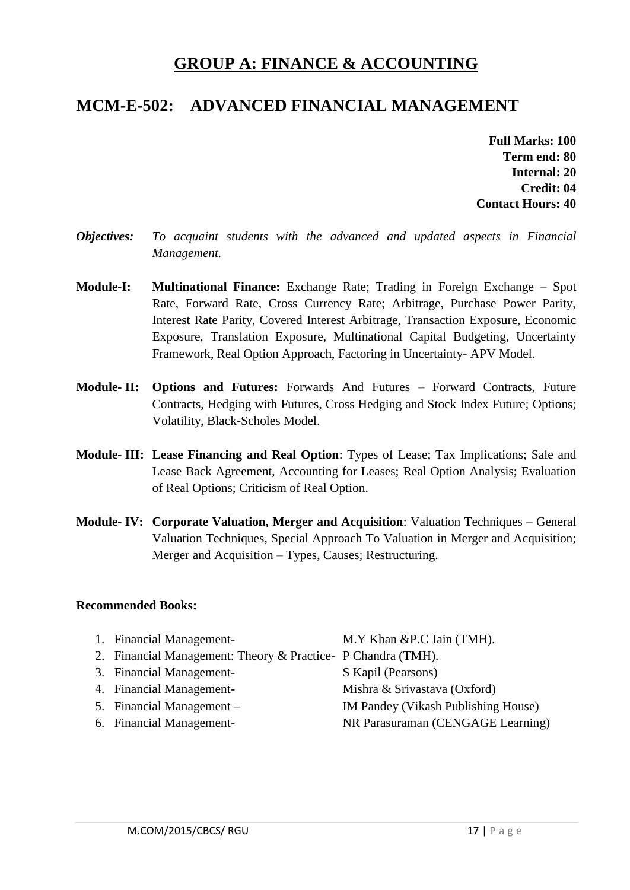## GROUP A: FINANCE & ACCOUNTING

## MCM-E-502: ADVANCED FINANCIAL MANAGEMENT

**Full Marks: 100**
**Term end: 80**
**Internal: 20**
**Credit: 04**
**Contact Hours: 40**

***Objectives:*** *To acquaint students with the advanced and updated aspects in Financial Management.*

**Module-I:** **Multinational Finance:** Exchange Rate; Trading in Foreign Exchange – Spot Rate, Forward Rate, Cross Currency Rate; Arbitrage, Purchase Power Parity, Interest Rate Parity, Covered Interest Arbitrage, Transaction Exposure, Economic Exposure, Translation Exposure, Multinational Capital Budgeting, Uncertainty Framework, Real Option Approach, Factoring in Uncertainty- APV Model.

**Module- II:** **Options and Futures:** Forwards And Futures – Forward Contracts, Future Contracts, Hedging with Futures, Cross Hedging and Stock Index Future; Options; Volatility, Black-Scholes Model.

**Module- III:** **Lease Financing and Real Option**: Types of Lease; Tax Implications; Sale and Lease Back Agreement, Accounting for Leases; Real Option Analysis; Evaluation of Real Options; Criticism of Real Option.

**Module- IV:** **Corporate Valuation, Merger and Acquisition**: Valuation Techniques – General Valuation Techniques, Special Approach To Valuation in Merger and Acquisition; Merger and Acquisition – Types, Causes; Restructuring.

**Recommended Books:**

1. Financial Management- M.Y Khan &P.C Jain (TMH).
2. Financial Management: Theory & Practice- P Chandra (TMH).
3. Financial Management- S Kapil (Pearsons)
4. Financial Management- Mishra & Srivastava (Oxford)
5. Financial Management – IM Pandey (Vikash Publishing House)
6. Financial Management- NR Parasuraman (CENGAGE Learning)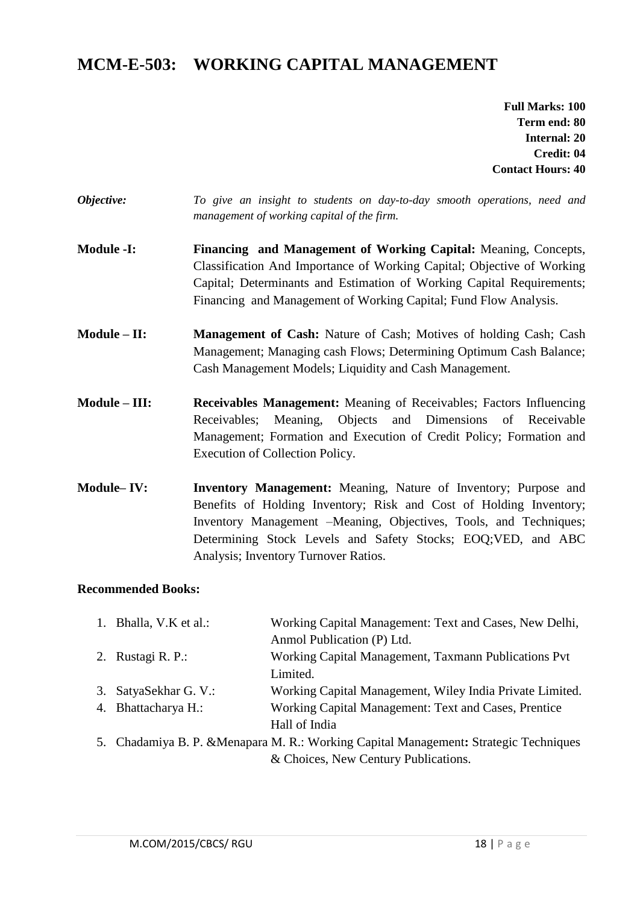# MCM-E-503: WORKING CAPITAL MANAGEMENT

**Full Marks: 100**
**Term end: 80**
**Internal: 20**
**Credit: 04**
**Contact Hours: 40**

***Objective:*** *To give an insight to students on day-to-day smooth operations, need and management of working capital of the firm.*

**Module -I:** **Financing and Management of Working Capital:** Meaning, Concepts, Classification And Importance of Working Capital; Objective of Working Capital; Determinants and Estimation of Working Capital Requirements; Financing and Management of Working Capital; Fund Flow Analysis.

**Module – II:** **Management of Cash:** Nature of Cash; Motives of holding Cash; Cash Management; Managing cash Flows; Determining Optimum Cash Balance; Cash Management Models; Liquidity and Cash Management.

**Module – III:** **Receivables Management:** Meaning of Receivables; Factors Influencing Receivables; Meaning, Objects and Dimensions of Receivable Management; Formation and Execution of Credit Policy; Formation and Execution of Collection Policy.

**Module– IV:** **Inventory Management:** Meaning, Nature of Inventory; Purpose and Benefits of Holding Inventory; Risk and Cost of Holding Inventory; Inventory Management –Meaning, Objectives, Tools, and Techniques; Determining Stock Levels and Safety Stocks; EOQ;VED, and ABC Analysis; Inventory Turnover Ratios.

**Recommended Books:**

1. Bhalla, V.K et al.: Working Capital Management: Text and Cases, New Delhi, Anmol Publication (P) Ltd.
2. Rustagi R. P.: Working Capital Management, Taxmann Publications Pvt Limited.
3. SatyaSekhar G. V.: Working Capital Management, Wiley India Private Limited.
4. Bhattacharya H.: Working Capital Management: Text and Cases, Prentice Hall of India
5. Chadamiya B. P. &Menapara M. R.: Working Capital Management**:** Strategic Techniques & Choices, New Century Publications.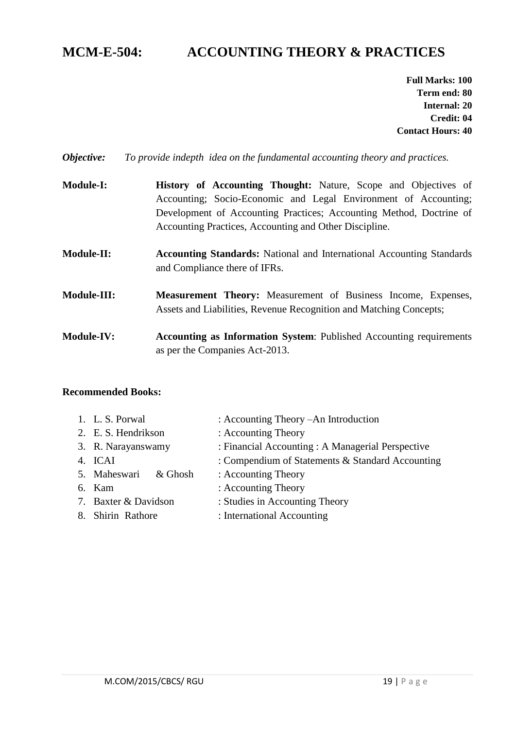# MCM-E-504: ACCOUNTING THEORY & PRACTICES

**Full Marks: 100**
**Term end: 80**
**Internal: 20**
**Credit: 04**
**Contact Hours: 40**

***Objective:*** *To provide indepth idea on the fundamental accounting theory and practices.*

**Module-I:** **History of Accounting Thought:** Nature, Scope and Objectives of Accounting; Socio-Economic and Legal Environment of Accounting; Development of Accounting Practices; Accounting Method, Doctrine of Accounting Practices, Accounting and Other Discipline.

**Module-II:** **Accounting Standards:** National and International Accounting Standards and Compliance there of IFRs.

**Module-III:** **Measurement Theory:** Measurement of Business Income, Expenses, Assets and Liabilities, Revenue Recognition and Matching Concepts;

**Module-IV:** **Accounting as Information System**: Published Accounting requirements as per the Companies Act-2013.

**Recommended Books:**

1. L. S. Porwal : Accounting Theory –An Introduction
2. E. S. Hendrikson : Accounting Theory
3. R. Narayanswamy : Financial Accounting : A Managerial Perspective
4. ICAI : Compendium of Statements & Standard Accounting
5. Maheswari & Ghosh : Accounting Theory
6. Kam : Accounting Theory
7. Baxter & Davidson : Studies in Accounting Theory
8. Shirin Rathore : International Accounting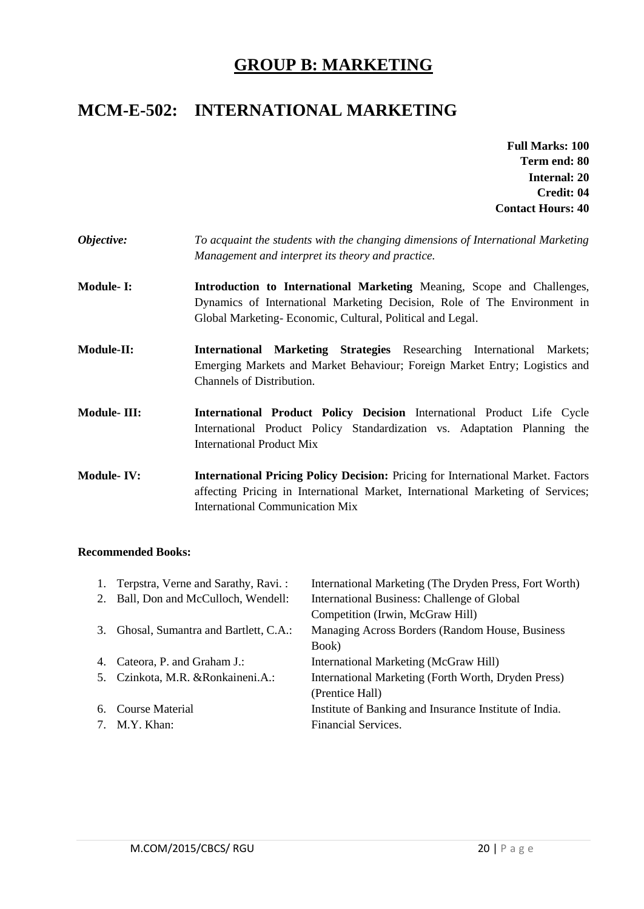# GROUP B: MARKETING

## MCM-E-502: INTERNATIONAL MARKETING

**Full Marks: 100**
**Term end: 80**
**Internal: 20**
**Credit: 04**
**Contact Hours: 40**

***Objective:*** *To acquaint the students with the changing dimensions of International Marketing Management and interpret its theory and practice.*

**Module- I:** **Introduction to International Marketing** Meaning, Scope and Challenges, Dynamics of International Marketing Decision, Role of The Environment in Global Marketing- Economic, Cultural, Political and Legal.

**Module-II:** **International Marketing Strategies** Researching International Markets; Emerging Markets and Market Behaviour; Foreign Market Entry; Logistics and Channels of Distribution.

**Module- III:** **International Product Policy Decision** International Product Life Cycle International Product Policy Standardization vs. Adaptation Planning the International Product Mix

**Module- IV:** **International Pricing Policy Decision:** Pricing for International Market. Factors affecting Pricing in International Market, International Marketing of Services; International Communication Mix

**Recommended Books:**

1. Terpstra, Verne and Sarathy, Ravi. : International Marketing (The Dryden Press, Fort Worth)
2. Ball, Don and McCulloch, Wendell: International Business: Challenge of Global Competition (Irwin, McGraw Hill)
3. Ghosal, Sumantra and Bartlett, C.A.: Managing Across Borders (Random House, Business Book)
4. Cateora, P. and Graham J.: International Marketing (McGraw Hill)
5. Czinkota, M.R. &Ronkaineni.A.: International Marketing (Forth Worth, Dryden Press) (Prentice Hall)
6. Course Material Institute of Banking and Insurance Institute of India.
7. M.Y. Khan: Financial Services.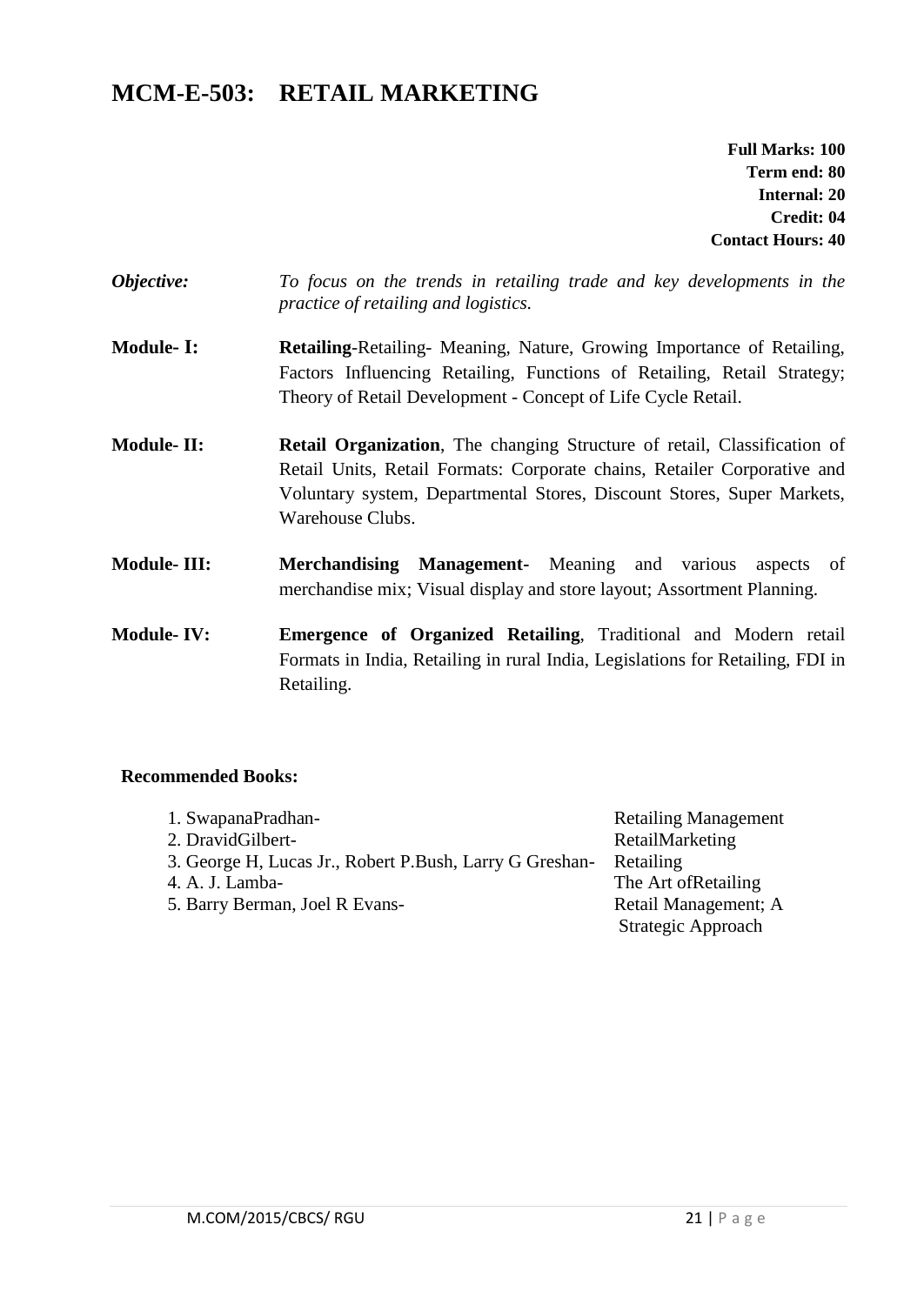# MCM-E-503: RETAIL MARKETING

**Full Marks: 100**
**Term end: 80**
**Internal: 20**
**Credit: 04**
**Contact Hours: 40**

***Objective:*** *To focus on the trends in retailing trade and key developments in the practice of retailing and logistics.*

**Module- I:** **Retailing**-Retailing- Meaning, Nature, Growing Importance of Retailing, Factors Influencing Retailing, Functions of Retailing, Retail Strategy; Theory of Retail Development - Concept of Life Cycle Retail.

**Module- II:** **Retail Organization**, The changing Structure of retail, Classification of Retail Units, Retail Formats: Corporate chains, Retailer Corporative and Voluntary system, Departmental Stores, Discount Stores, Super Markets, Warehouse Clubs.

**Module- III:** **Merchandising Management-** Meaning and various aspects of merchandise mix; Visual display and store layout; Assortment Planning.

**Module- IV:** **Emergence of Organized Retailing**, Traditional and Modern retail Formats in India, Retailing in rural India, Legislations for Retailing, FDI in Retailing.

**Recommended Books:**

1. SwapanaPradhan- Retailing Management
2. DravidGilbert- RetailMarketing
3. George H, Lucas Jr., Robert P.Bush, Larry G Greshan- Retailing
4. A. J. Lamba- The Art ofRetailing
5. Barry Berman, Joel R Evans- Retail Management; A Strategic Approach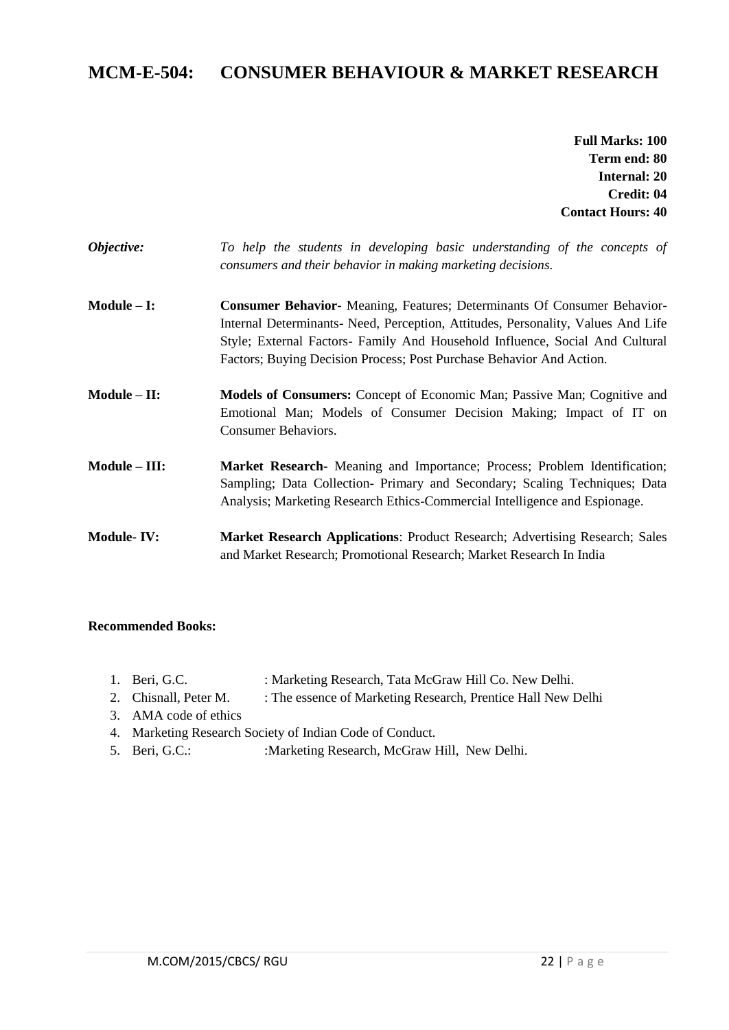# MCM-E-504: CONSUMER BEHAVIOUR & MARKET RESEARCH

**Full Marks: 100**
**Term end: 80**
**Internal: 20**
**Credit: 04**
**Contact Hours: 40**

***Objective:*** *To help the students in developing basic understanding of the concepts of consumers and their behavior in making marketing decisions.*

**Module – I:** **Consumer Behavior-** Meaning, Features; Determinants Of Consumer Behavior-Internal Determinants- Need, Perception, Attitudes, Personality, Values And Life Style; External Factors- Family And Household Influence, Social And Cultural Factors; Buying Decision Process; Post Purchase Behavior And Action.

**Module – II:** **Models of Consumers:** Concept of Economic Man; Passive Man; Cognitive and Emotional Man; Models of Consumer Decision Making; Impact of IT on Consumer Behaviors.

**Module – III:** **Market Research-** Meaning and Importance; Process; Problem Identification; Sampling; Data Collection- Primary and Secondary; Scaling Techniques; Data Analysis; Marketing Research Ethics-Commercial Intelligence and Espionage.

**Module- IV:** **Market Research Applications**: Product Research; Advertising Research; Sales and Market Research; Promotional Research; Market Research In India

**Recommended Books:**

1. Beri, G.C. : Marketing Research, Tata McGraw Hill Co. New Delhi.
2. Chisnall, Peter M. : The essence of Marketing Research, Prentice Hall New Delhi
3. AMA code of ethics
4. Marketing Research Society of Indian Code of Conduct.
5. Beri, G.C.: :Marketing Research, McGraw Hill, New Delhi.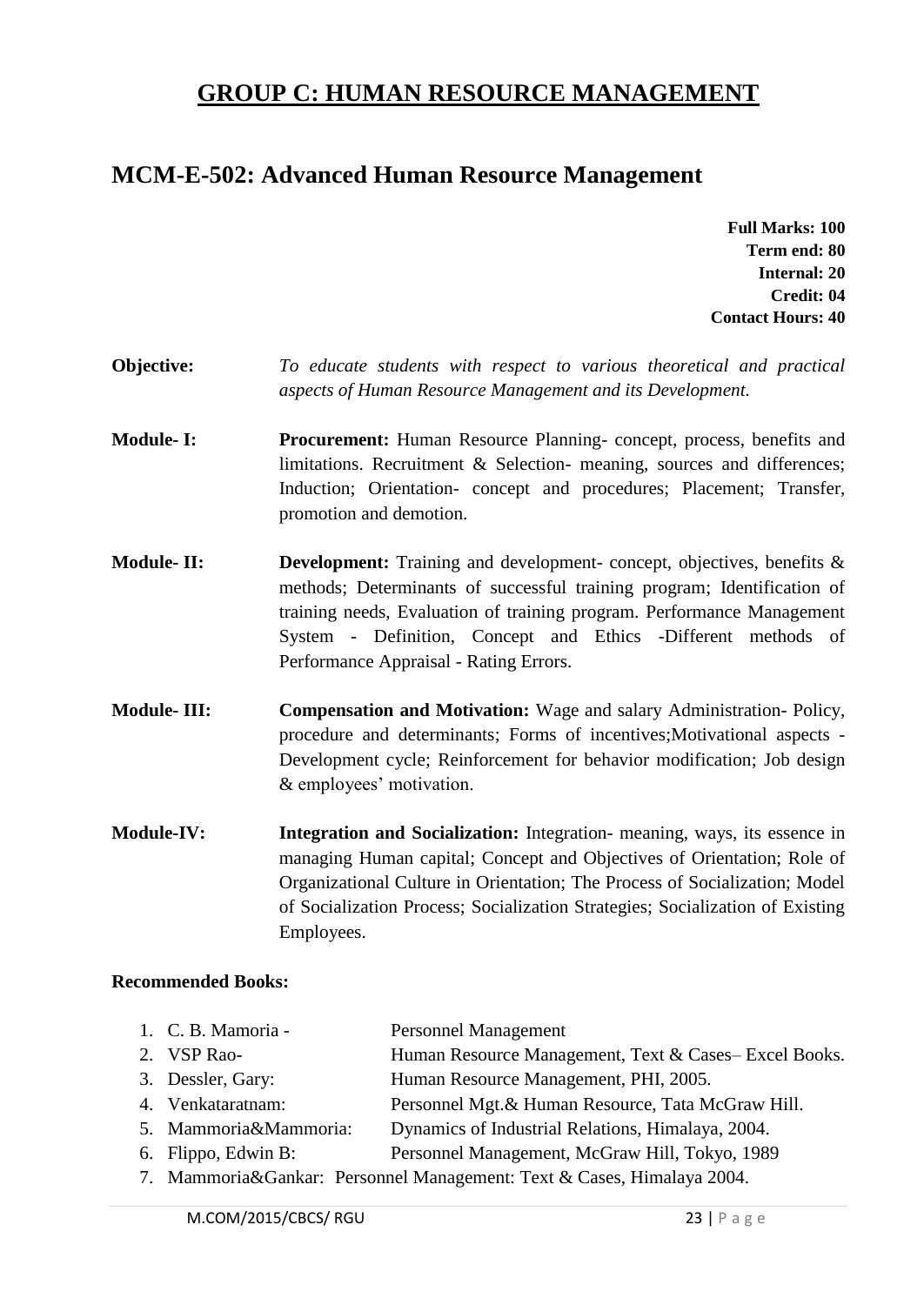# GROUP C: HUMAN RESOURCE MANAGEMENT

## MCM-E-502: Advanced Human Resource Management

**Full Marks: 100**
**Term end: 80**
**Internal: 20**
**Credit: 04**
**Contact Hours: 40**

**Objective:** *To educate students with respect to various theoretical and practical aspects of Human Resource Management and its Development.*

**Module- I:** **Procurement:** Human Resource Planning- concept, process, benefits and limitations. Recruitment & Selection- meaning, sources and differences; Induction; Orientation- concept and procedures; Placement; Transfer, promotion and demotion.

**Module- II:** **Development:** Training and development- concept, objectives, benefits & methods; Determinants of successful training program; Identification of training needs, Evaluation of training program. Performance Management System - Definition, Concept and Ethics -Different methods of Performance Appraisal - Rating Errors.

**Module- III:** **Compensation and Motivation:** Wage and salary Administration- Policy, procedure and determinants; Forms of incentives;Motivational aspects - Development cycle; Reinforcement for behavior modification; Job design & employees' motivation.

**Module-IV:** **Integration and Socialization:** Integration- meaning, ways, its essence in managing Human capital; Concept and Objectives of Orientation; Role of Organizational Culture in Orientation; The Process of Socialization; Model of Socialization Process; Socialization Strategies; Socialization of Existing Employees.

**Recommended Books:**

1. C. B. Mamoria - Personnel Management
2. VSP Rao- Human Resource Management, Text & Cases– Excel Books.
3. Dessler, Gary: Human Resource Management, PHI, 2005.
4. Venkataratnam: Personnel Mgt.& Human Resource, Tata McGraw Hill.
5. Mammoria&Mammoria: Dynamics of Industrial Relations, Himalaya, 2004.
6. Flippo, Edwin B: Personnel Management, McGraw Hill, Tokyo, 1989
7. Mammoria&Gankar: Personnel Management: Text & Cases, Himalaya 2004.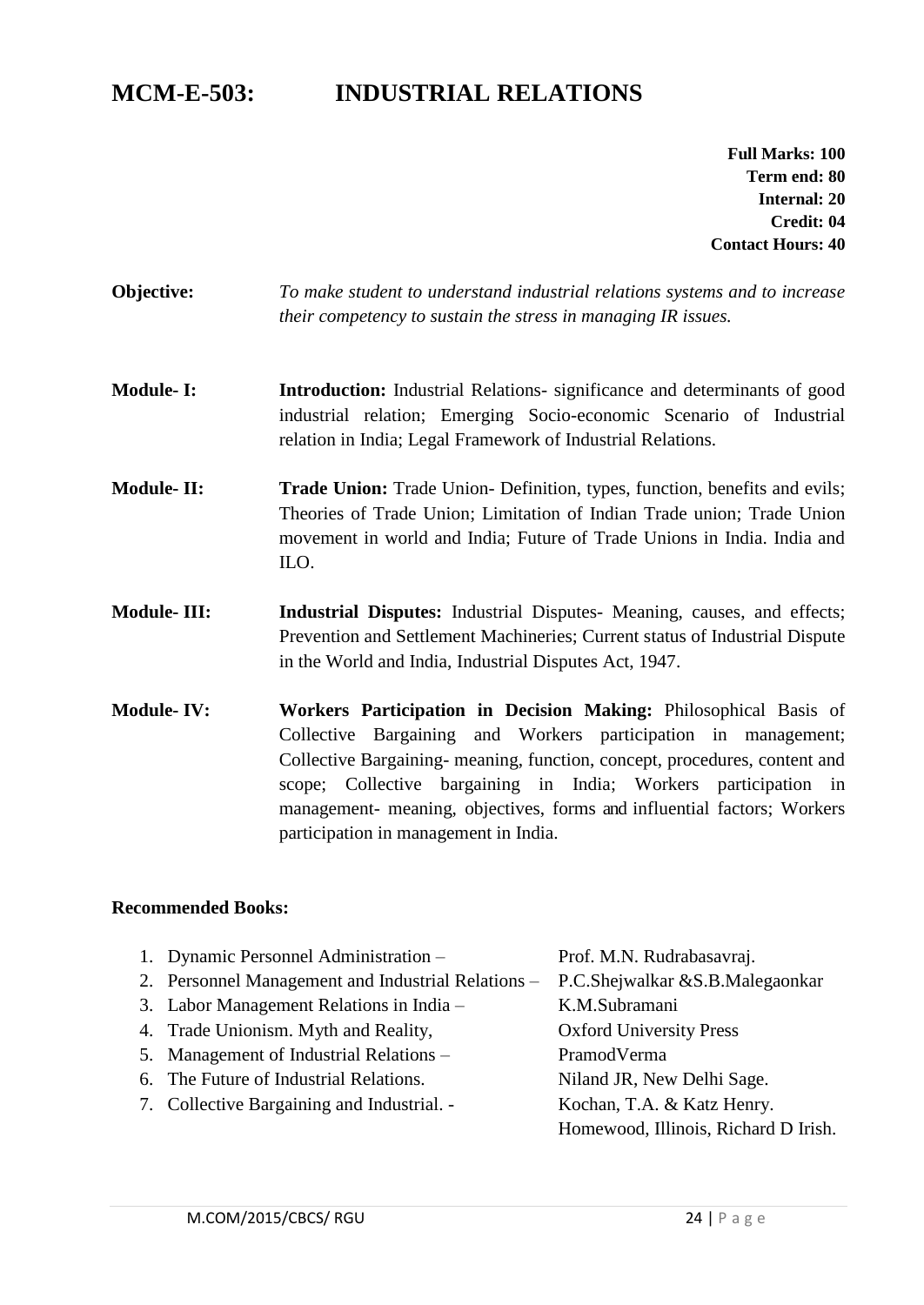# MCM-E-503: INDUSTRIAL RELATIONS

**Full Marks: 100**
**Term end: 80**
**Internal: 20**
**Credit: 04**
**Contact Hours: 40**

**Objective:** *To make student to understand industrial relations systems and to increase their competency to sustain the stress in managing IR issues.*

**Module- I:** **Introduction:** Industrial Relations- significance and determinants of good industrial relation; Emerging Socio-economic Scenario of Industrial relation in India; Legal Framework of Industrial Relations.

**Module- II:** **Trade Union:** Trade Union- Definition, types, function, benefits and evils; Theories of Trade Union; Limitation of Indian Trade union; Trade Union movement in world and India; Future of Trade Unions in India. India and ILO.

**Module- III:** **Industrial Disputes:** Industrial Disputes- Meaning, causes, and effects; Prevention and Settlement Machineries; Current status of Industrial Dispute in the World and India, Industrial Disputes Act, 1947.

**Module- IV:** **Workers Participation in Decision Making:** Philosophical Basis of Collective Bargaining and Workers participation in management; Collective Bargaining- meaning, function, concept, procedures, content and scope; Collective bargaining in India; Workers participation in management- meaning, objectives, forms and influential factors; Workers participation in management in India.

**Recommended Books:**

1. Dynamic Personnel Administration – Prof. M.N. Rudrabasavraj.
2. Personnel Management and Industrial Relations – P.C.Shejwalkar &S.B.Malegaonkar
3. Labor Management Relations in India – K.M.Subramani
4. Trade Unionism. Myth and Reality, Oxford University Press
5. Management of Industrial Relations – PramodVerma
6. The Future of Industrial Relations. Niland JR, New Delhi Sage.
7. Collective Bargaining and Industrial. - Kochan, T.A. & Katz Henry. Homewood, Illinois, Richard D Irish.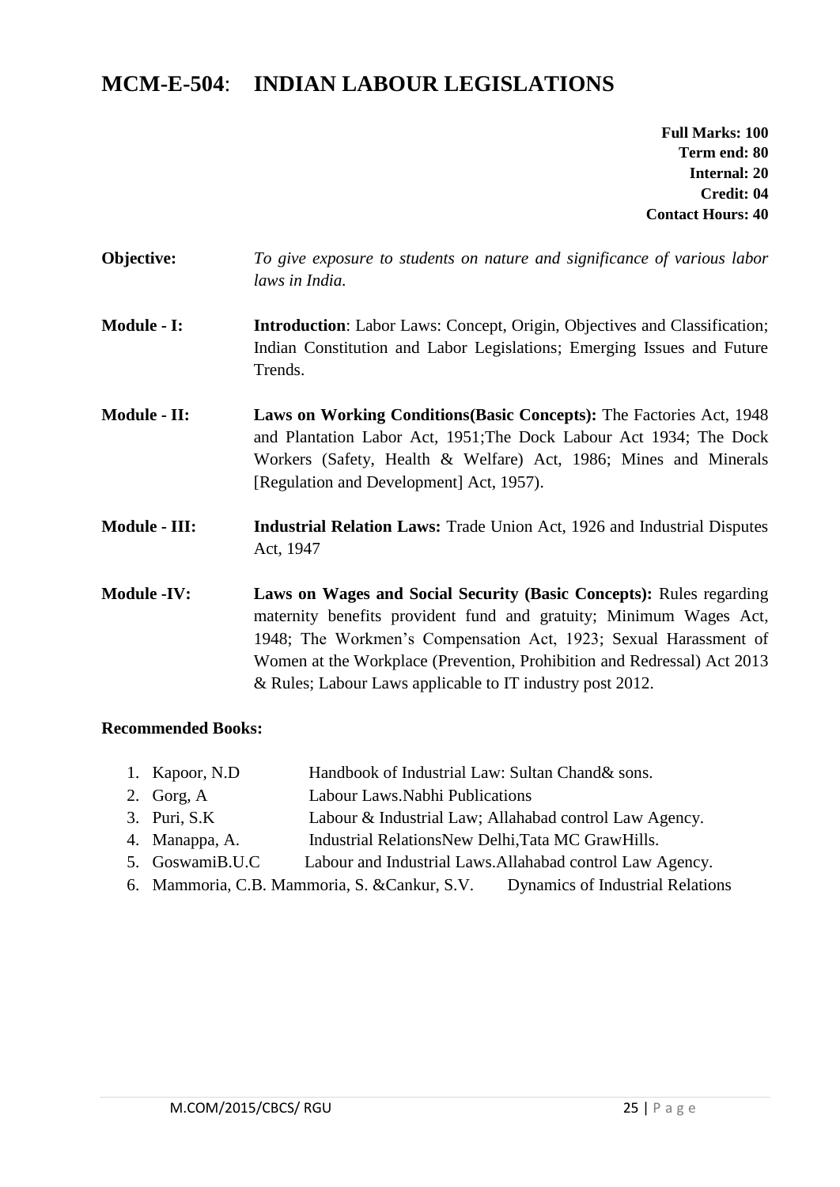# MCM-E-504: INDIAN LABOUR LEGISLATIONS

**Full Marks: 100**
**Term end: 80**
**Internal: 20**
**Credit: 04**
**Contact Hours: 40**

**Objective:** *To give exposure to students on nature and significance of various labor laws in India.*

**Module - I:** **Introduction**: Labor Laws: Concept, Origin, Objectives and Classification; Indian Constitution and Labor Legislations; Emerging Issues and Future Trends.

**Module - II:** **Laws on Working Conditions(Basic Concepts):** The Factories Act, 1948 and Plantation Labor Act, 1951;The Dock Labour Act 1934; The Dock Workers (Safety, Health & Welfare) Act, 1986; Mines and Minerals [Regulation and Development] Act, 1957).

**Module - III:** **Industrial Relation Laws:** Trade Union Act, 1926 and Industrial Disputes Act, 1947

**Module -IV:** **Laws on Wages and Social Security (Basic Concepts):** Rules regarding maternity benefits provident fund and gratuity; Minimum Wages Act, 1948; The Workmen's Compensation Act, 1923; Sexual Harassment of Women at the Workplace (Prevention, Prohibition and Redressal) Act 2013 & Rules; Labour Laws applicable to IT industry post 2012.

**Recommended Books:**

1. Kapoor, N.D — Handbook of Industrial Law: Sultan Chand& sons.
2. Gorg, A — Labour Laws.Nabhi Publications
3. Puri, S.K — Labour & Industrial Law; Allahabad control Law Agency.
4. Manappa, A. — Industrial RelationsNew Delhi,Tata MC GrawHills.
5. GoswamiB.U.C — Labour and Industrial Laws.Allahabad control Law Agency.
6. Mammoria, C.B. Mammoria, S. &Cankur, S.V. — Dynamics of Industrial Relations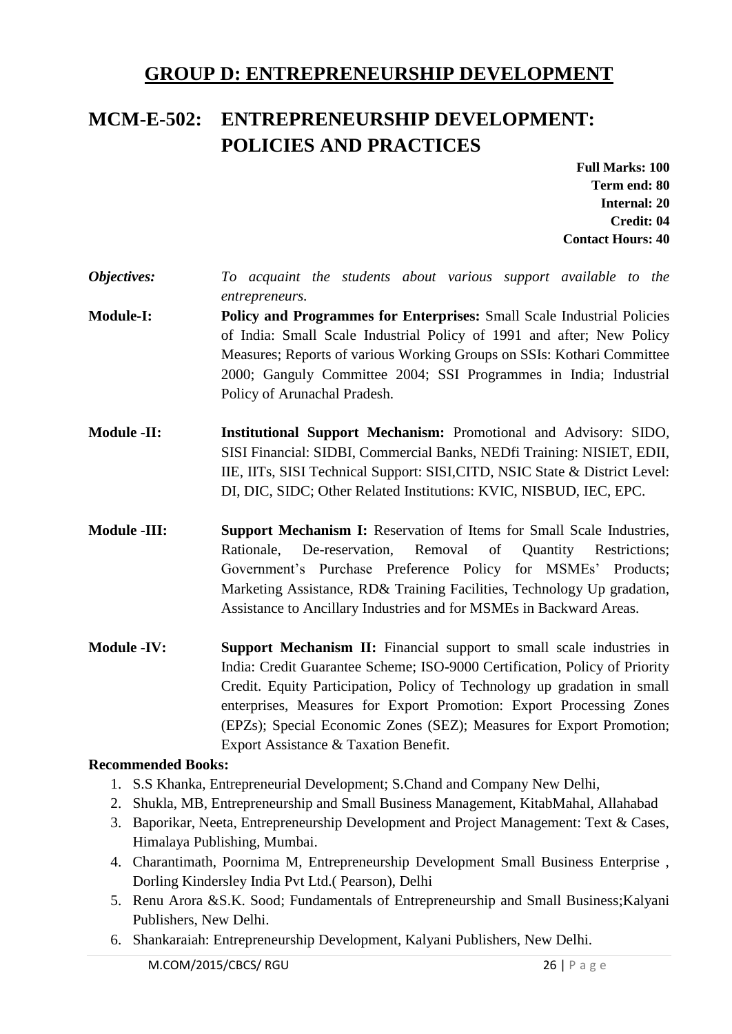# GROUP D: ENTREPRENEURSHIP DEVELOPMENT

## MCM-E-502: ENTREPRENEURSHIP DEVELOPMENT: POLICIES AND PRACTICES

**Full Marks: 100**
**Term end: 80**
**Internal: 20**
**Credit: 04**
**Contact Hours: 40**

***Objectives:*** *To acquaint the students about various support available to the entrepreneurs.*

**Module-I:** **Policy and Programmes for Enterprises:** Small Scale Industrial Policies of India: Small Scale Industrial Policy of 1991 and after; New Policy Measures; Reports of various Working Groups on SSIs: Kothari Committee 2000; Ganguly Committee 2004; SSI Programmes in India; Industrial Policy of Arunachal Pradesh.

**Module -II:** **Institutional Support Mechanism:** Promotional and Advisory: SIDO, SISI Financial: SIDBI, Commercial Banks, NEDfi Training: NISIET, EDII, IIE, IITs, SISI Technical Support: SISI,CITD, NSIC State & District Level: DI, DIC, SIDC; Other Related Institutions: KVIC, NISBUD, IEC, EPC.

**Module -III:** **Support Mechanism I:** Reservation of Items for Small Scale Industries, Rationale, De-reservation, Removal of Quantity Restrictions; Government's Purchase Preference Policy for MSMEs' Products; Marketing Assistance, RD& Training Facilities, Technology Up gradation, Assistance to Ancillary Industries and for MSMEs in Backward Areas.

**Module -IV:** **Support Mechanism II:** Financial support to small scale industries in India: Credit Guarantee Scheme; ISO-9000 Certification, Policy of Priority Credit. Equity Participation, Policy of Technology up gradation in small enterprises, Measures for Export Promotion: Export Processing Zones (EPZs); Special Economic Zones (SEZ); Measures for Export Promotion; Export Assistance & Taxation Benefit.

**Recommended Books:**

1. S.S Khanka, Entrepreneurial Development; S.Chand and Company New Delhi,
2. Shukla, MB, Entrepreneurship and Small Business Management, KitabMahal, Allahabad
3. Baporikar, Neeta, Entrepreneurship Development and Project Management: Text & Cases, Himalaya Publishing, Mumbai.
4. Charantimath, Poornima M, Entrepreneurship Development Small Business Enterprise , Dorling Kindersley India Pvt Ltd.( Pearson), Delhi
5. Renu Arora &S.K. Sood; Fundamentals of Entrepreneurship and Small Business;Kalyani Publishers, New Delhi.
6. Shankaraiah: Entrepreneurship Development, Kalyani Publishers, New Delhi.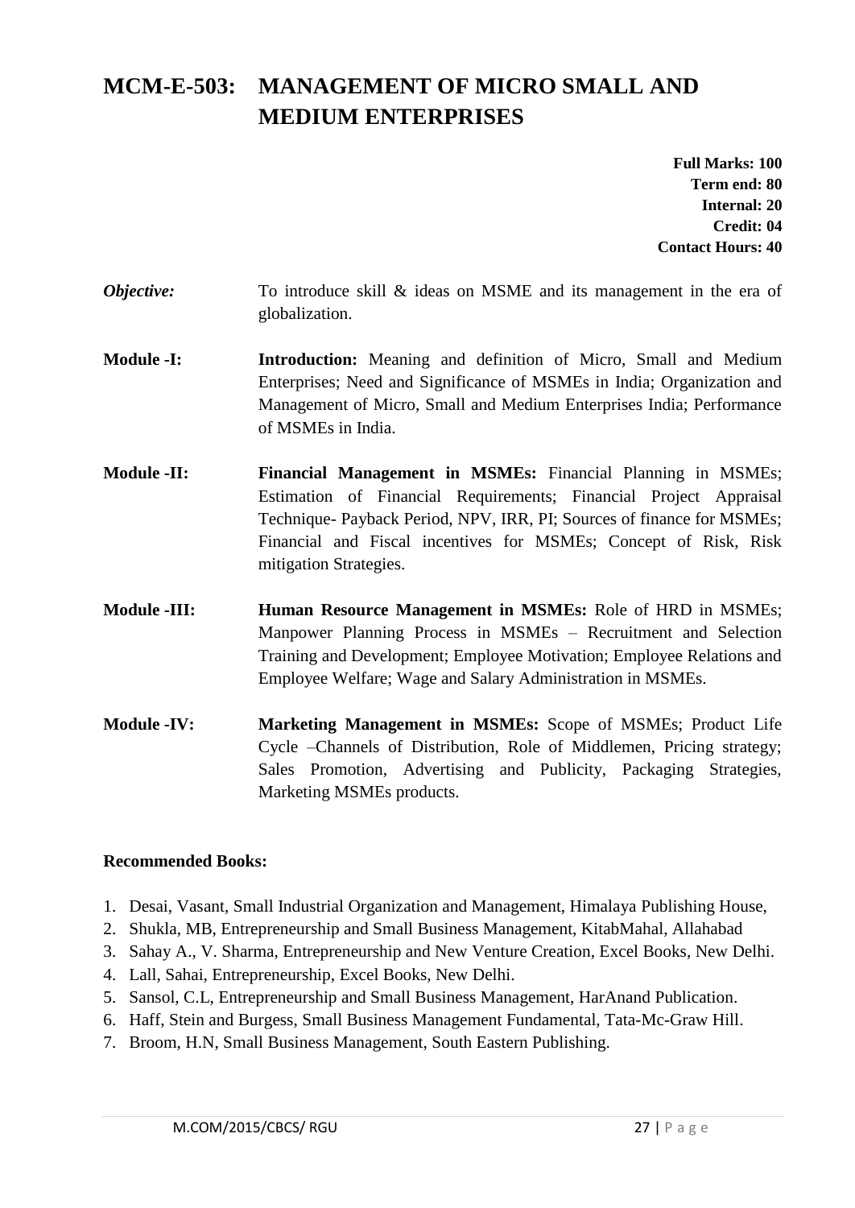# MCM-E-503: MANAGEMENT OF MICRO SMALL AND MEDIUM ENTERPRISES

**Full Marks: 100**
**Term end: 80**
**Internal: 20**
**Credit: 04**
**Contact Hours: 40**

***Objective:*** To introduce skill & ideas on MSME and its management in the era of globalization.

**Module -I:** **Introduction:** Meaning and definition of Micro, Small and Medium Enterprises; Need and Significance of MSMEs in India; Organization and Management of Micro, Small and Medium Enterprises India; Performance of MSMEs in India.

**Module -II:** **Financial Management in MSMEs:** Financial Planning in MSMEs; Estimation of Financial Requirements; Financial Project Appraisal Technique- Payback Period, NPV, IRR, PI; Sources of finance for MSMEs; Financial and Fiscal incentives for MSMEs; Concept of Risk, Risk mitigation Strategies.

**Module -III:** **Human Resource Management in MSMEs:** Role of HRD in MSMEs; Manpower Planning Process in MSMEs – Recruitment and Selection Training and Development; Employee Motivation; Employee Relations and Employee Welfare; Wage and Salary Administration in MSMEs.

**Module -IV:** **Marketing Management in MSMEs:** Scope of MSMEs; Product Life Cycle –Channels of Distribution, Role of Middlemen, Pricing strategy; Sales Promotion, Advertising and Publicity, Packaging Strategies, Marketing MSMEs products.

**Recommended Books:**

1. Desai, Vasant, Small Industrial Organization and Management, Himalaya Publishing House,
2. Shukla, MB, Entrepreneurship and Small Business Management, KitabMahal, Allahabad
3. Sahay A., V. Sharma, Entrepreneurship and New Venture Creation, Excel Books, New Delhi.
4. Lall, Sahai, Entrepreneurship, Excel Books, New Delhi.
5. Sansol, C.L, Entrepreneurship and Small Business Management, HarAnand Publication.
6. Haff, Stein and Burgess, Small Business Management Fundamental, Tata-Mc-Graw Hill.
7. Broom, H.N, Small Business Management, South Eastern Publishing.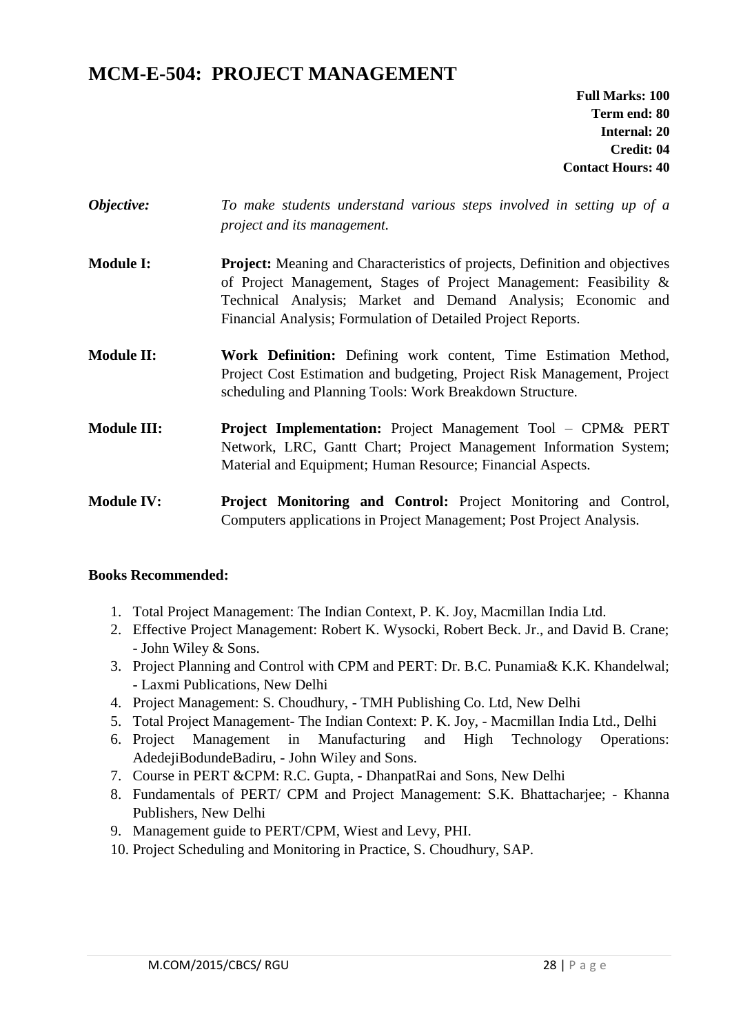# MCM-E-504: PROJECT MANAGEMENT

**Full Marks: 100**
**Term end: 80**
**Internal: 20**
**Credit: 04**
**Contact Hours: 40**

***Objective:*** *To make students understand various steps involved in setting up of a project and its management.*

**Module I:** **Project:** Meaning and Characteristics of projects, Definition and objectives of Project Management, Stages of Project Management: Feasibility & Technical Analysis; Market and Demand Analysis; Economic and Financial Analysis; Formulation of Detailed Project Reports.

**Module II:** **Work Definition:** Defining work content, Time Estimation Method, Project Cost Estimation and budgeting, Project Risk Management, Project scheduling and Planning Tools: Work Breakdown Structure.

**Module III:** **Project Implementation:** Project Management Tool – CPM& PERT Network, LRC, Gantt Chart; Project Management Information System; Material and Equipment; Human Resource; Financial Aspects.

**Module IV:** **Project Monitoring and Control:** Project Monitoring and Control, Computers applications in Project Management; Post Project Analysis.

**Books Recommended:**

1. Total Project Management: The Indian Context, P. K. Joy, Macmillan India Ltd.
2. Effective Project Management: Robert K. Wysocki, Robert Beck. Jr., and David B. Crane; - John Wiley & Sons.
3. Project Planning and Control with CPM and PERT: Dr. B.C. Punamia& K.K. Khandelwal; - Laxmi Publications, New Delhi
4. Project Management: S. Choudhury, - TMH Publishing Co. Ltd, New Delhi
5. Total Project Management- The Indian Context: P. K. Joy, - Macmillan India Ltd., Delhi
6. Project Management in Manufacturing and High Technology Operations: AdedejiBodundeBadiru, - John Wiley and Sons.
7. Course in PERT &CPM: R.C. Gupta, - DhanpatRai and Sons, New Delhi
8. Fundamentals of PERT/ CPM and Project Management: S.K. Bhattacharjee; - Khanna Publishers, New Delhi
9. Management guide to PERT/CPM, Wiest and Levy, PHI.
10. Project Scheduling and Monitoring in Practice, S. Choudhury, SAP.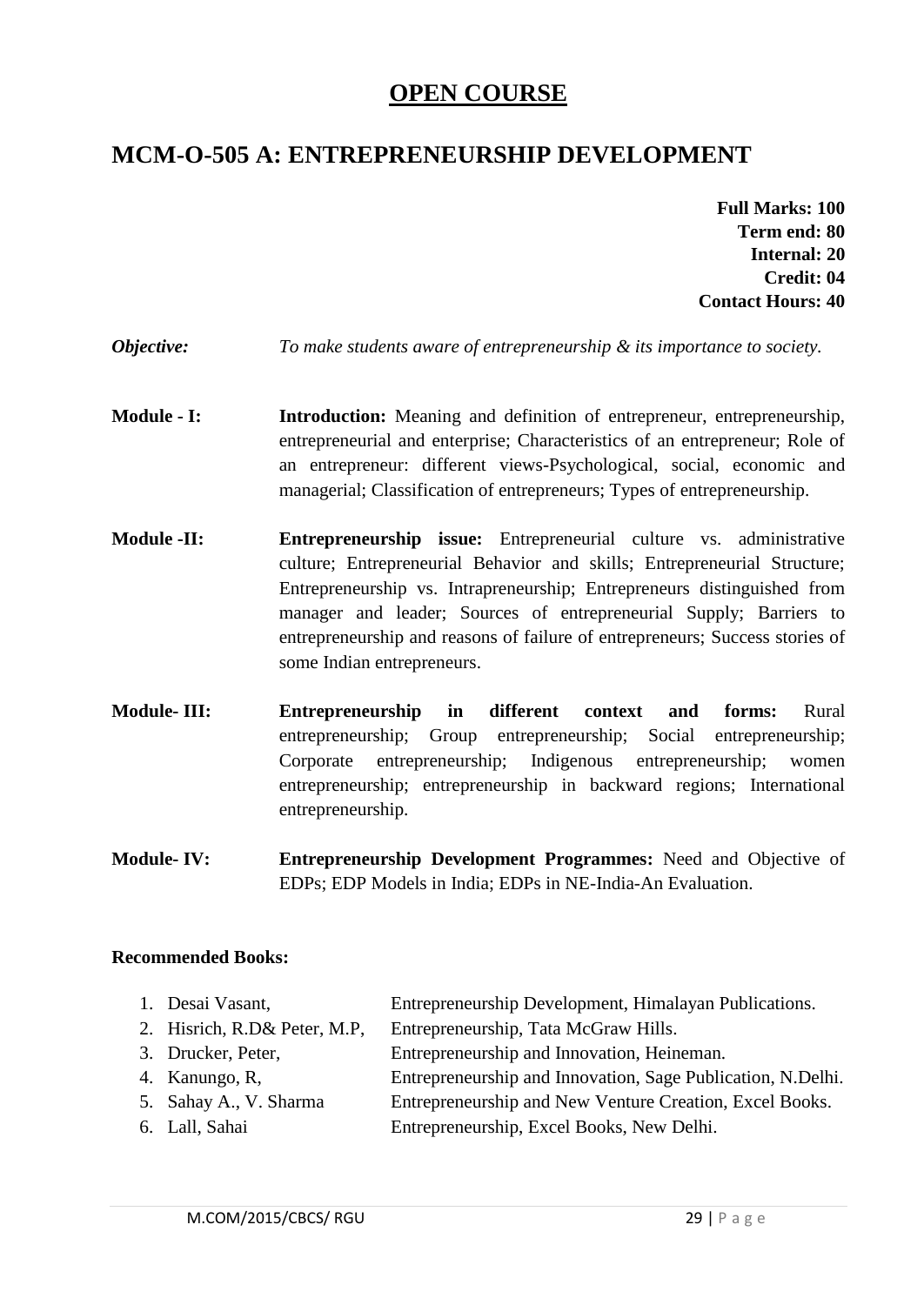# OPEN COURSE

## MCM-O-505 A: ENTREPRENEURSHIP DEVELOPMENT

**Full Marks: 100**
**Term end: 80**
**Internal: 20**
**Credit: 04**
**Contact Hours: 40**

***Objective:*** *To make students aware of entrepreneurship & its importance to society.*

**Module - I:** **Introduction:** Meaning and definition of entrepreneur, entrepreneurship, entrepreneurial and enterprise; Characteristics of an entrepreneur; Role of an entrepreneur: different views-Psychological, social, economic and managerial; Classification of entrepreneurs; Types of entrepreneurship.

**Module -II:** **Entrepreneurship issue:** Entrepreneurial culture vs. administrative culture; Entrepreneurial Behavior and skills; Entrepreneurial Structure; Entrepreneurship vs. Intrapreneurship; Entrepreneurs distinguished from manager and leader; Sources of entrepreneurial Supply; Barriers to entrepreneurship and reasons of failure of entrepreneurs; Success stories of some Indian entrepreneurs.

**Module- III:** **Entrepreneurship in different context and forms:** Rural entrepreneurship; Group entrepreneurship; Social entrepreneurship; Corporate entrepreneurship; Indigenous entrepreneurship; women entrepreneurship; entrepreneurship in backward regions; International entrepreneurship.

**Module- IV:** **Entrepreneurship Development Programmes:** Need and Objective of EDPs; EDP Models in India; EDPs in NE-India-An Evaluation.

**Recommended Books:**

1. Desai Vasant, Entrepreneurship Development, Himalayan Publications.
2. Hisrich, R.D& Peter, M.P, Entrepreneurship, Tata McGraw Hills.
3. Drucker, Peter, Entrepreneurship and Innovation, Heineman.
4. Kanungo, R, Entrepreneurship and Innovation, Sage Publication, N.Delhi.
5. Sahay A., V. Sharma Entrepreneurship and New Venture Creation, Excel Books.
6. Lall, Sahai Entrepreneurship, Excel Books, New Delhi.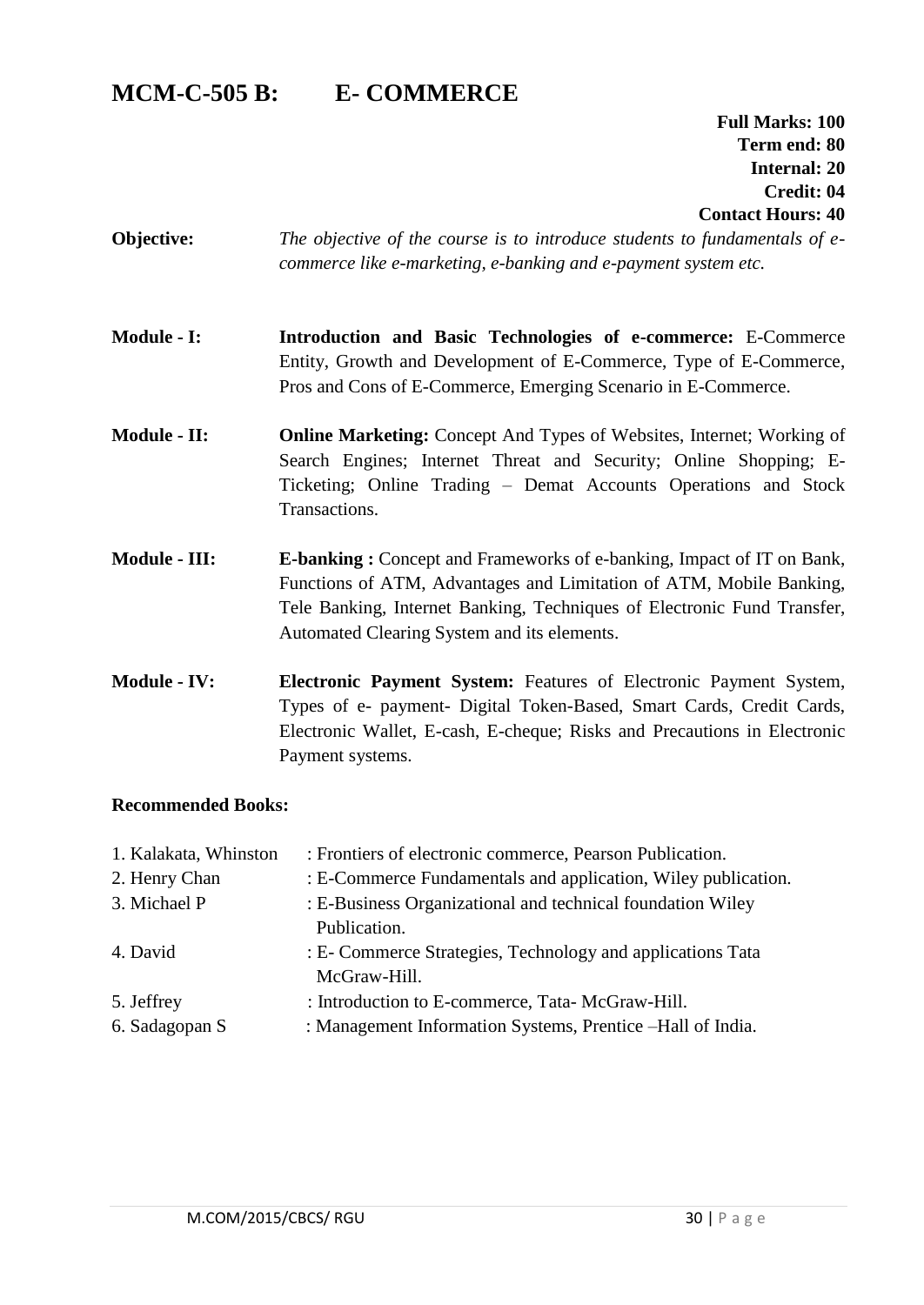# MCM-C-505 B: E- COMMERCE

**Full Marks: 100**
**Term end: 80**
**Internal: 20**
**Credit: 04**
**Contact Hours: 40**

**Objective:** *The objective of the course is to introduce students to fundamentals of e-commerce like e-marketing, e-banking and e-payment system etc.*

**Module - I:** **Introduction and Basic Technologies of e-commerce:** E-Commerce Entity, Growth and Development of E-Commerce, Type of E-Commerce, Pros and Cons of E-Commerce, Emerging Scenario in E-Commerce.

**Module - II:** **Online Marketing:** Concept And Types of Websites, Internet; Working of Search Engines; Internet Threat and Security; Online Shopping; E-Ticketing; Online Trading – Demat Accounts Operations and Stock Transactions.

**Module - III:** **E-banking :** Concept and Frameworks of e-banking, Impact of IT on Bank, Functions of ATM, Advantages and Limitation of ATM, Mobile Banking, Tele Banking, Internet Banking, Techniques of Electronic Fund Transfer, Automated Clearing System and its elements.

**Module - IV:** **Electronic Payment System:** Features of Electronic Payment System, Types of e- payment- Digital Token-Based, Smart Cards, Credit Cards, Electronic Wallet, E-cash, E-cheque; Risks and Precautions in Electronic Payment systems.

**Recommended Books:**

1. Kalakata, Whinston : Frontiers of electronic commerce, Pearson Publication.
2. Henry Chan : E-Commerce Fundamentals and application, Wiley publication.
3. Michael P : E-Business Organizational and technical foundation Wiley Publication.
4. David : E- Commerce Strategies, Technology and applications Tata McGraw-Hill.
5. Jeffrey : Introduction to E-commerce, Tata- McGraw-Hill.
6. Sadagopan S : Management Information Systems, Prentice –Hall of India.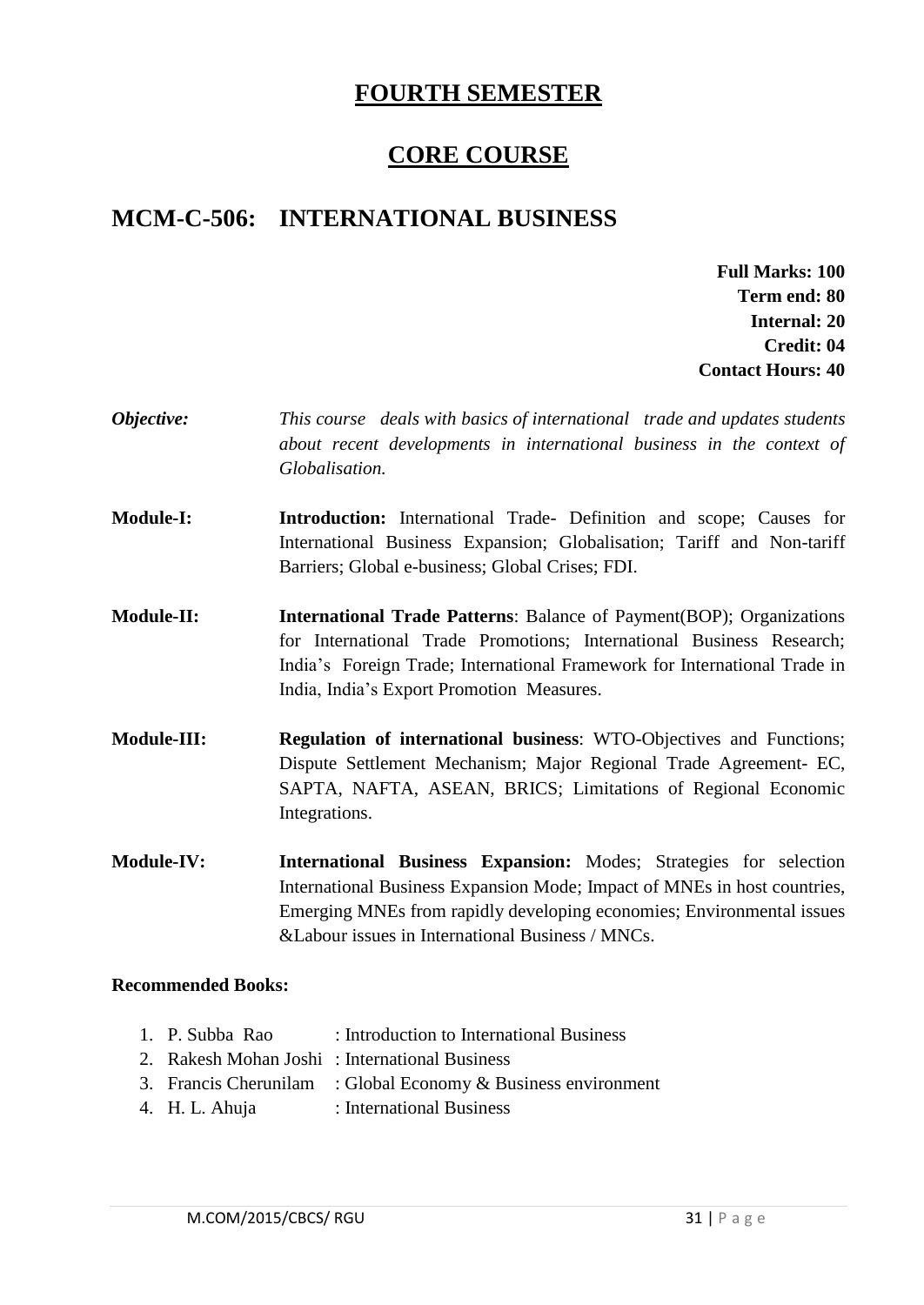# FOURTH SEMESTER

## CORE COURSE

## MCM-C-506: INTERNATIONAL BUSINESS

**Full Marks: 100**
**Term end: 80**
**Internal: 20**
**Credit: 04**
**Contact Hours: 40**

***Objective:*** *This course deals with basics of international trade and updates students about recent developments in international business in the context of Globalisation.*

**Module-I:** **Introduction:** International Trade- Definition and scope; Causes for International Business Expansion; Globalisation; Tariff and Non-tariff Barriers; Global e-business; Global Crises; FDI.

**Module-II:** **International Trade Patterns**: Balance of Payment(BOP); Organizations for International Trade Promotions; International Business Research; India's Foreign Trade; International Framework for International Trade in India, India's Export Promotion Measures.

**Module-III:** **Regulation of international business**: WTO-Objectives and Functions; Dispute Settlement Mechanism; Major Regional Trade Agreement- EC, SAPTA, NAFTA, ASEAN, BRICS; Limitations of Regional Economic Integrations.

**Module-IV:** **International Business Expansion:** Modes; Strategies for selection International Business Expansion Mode; Impact of MNEs in host countries, Emerging MNEs from rapidly developing economies; Environmental issues &Labour issues in International Business / MNCs.

**Recommended Books:**

1. P. Subba Rao : Introduction to International Business
2. Rakesh Mohan Joshi : International Business
3. Francis Cherunilam : Global Economy & Business environment
4. H. L. Ahuja : International Business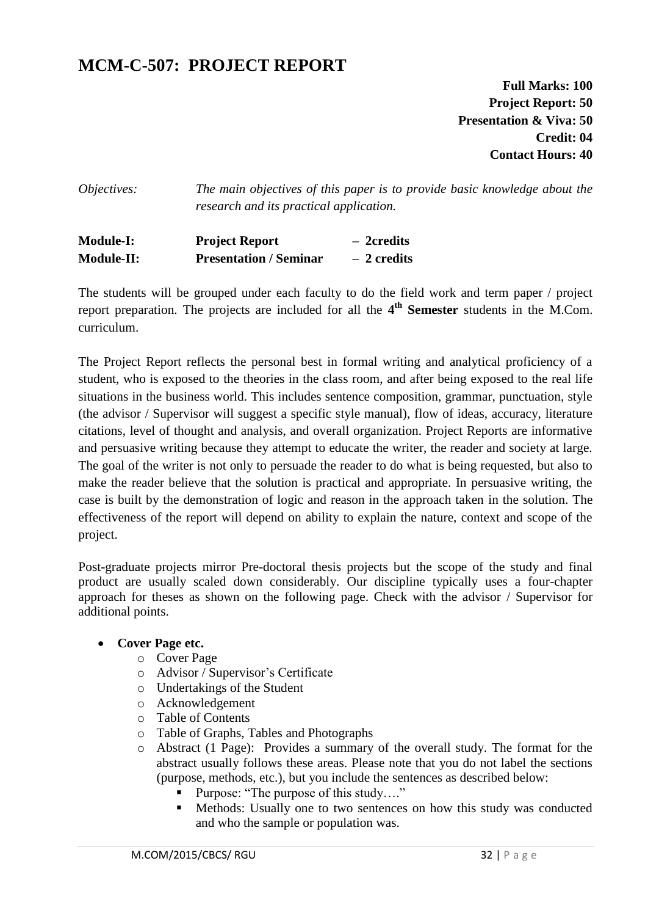# MCM-C-507: PROJECT REPORT

**Full Marks: 100**
**Project Report: 50**
**Presentation & Viva: 50**
**Credit: 04**
**Contact Hours: 40**

*Objectives:* *The main objectives of this paper is to provide basic knowledge about the research and its practical application.*

| | | |
|---|---|---|
| **Module-I:** | **Project Report** | **– 2credits** |
| **Module-II:** | **Presentation / Seminar** | **– 2 credits** |

The students will be grouped under each faculty to do the field work and term paper / project report preparation. The projects are included for all the **4th Semester** students in the M.Com. curriculum.

The Project Report reflects the personal best in formal writing and analytical proficiency of a student, who is exposed to the theories in the class room, and after being exposed to the real life situations in the business world. This includes sentence composition, grammar, punctuation, style (the advisor / Supervisor will suggest a specific style manual), flow of ideas, accuracy, literature citations, level of thought and analysis, and overall organization. Project Reports are informative and persuasive writing because they attempt to educate the writer, the reader and society at large. The goal of the writer is not only to persuade the reader to do what is being requested, but also to make the reader believe that the solution is practical and appropriate. In persuasive writing, the case is built by the demonstration of logic and reason in the approach taken in the solution. The effectiveness of the report will depend on ability to explain the nature, context and scope of the project.

Post-graduate projects mirror Pre-doctoral thesis projects but the scope of the study and final product are usually scaled down considerably. Our discipline typically uses a four-chapter approach for theses as shown on the following page. Check with the advisor / Supervisor for additional points.

- **Cover Page etc.**
  - Cover Page
  - Advisor / Supervisor's Certificate
  - Undertakings of the Student
  - Acknowledgement
  - Table of Contents
  - Table of Graphs, Tables and Photographs
  - Abstract (1 Page): Provides a summary of the overall study. The format for the abstract usually follows these areas. Please note that you do not label the sections (purpose, methods, etc.), but you include the sentences as described below:
    - Purpose: "The purpose of this study…."
    - Methods: Usually one to two sentences on how this study was conducted and who the sample or population was.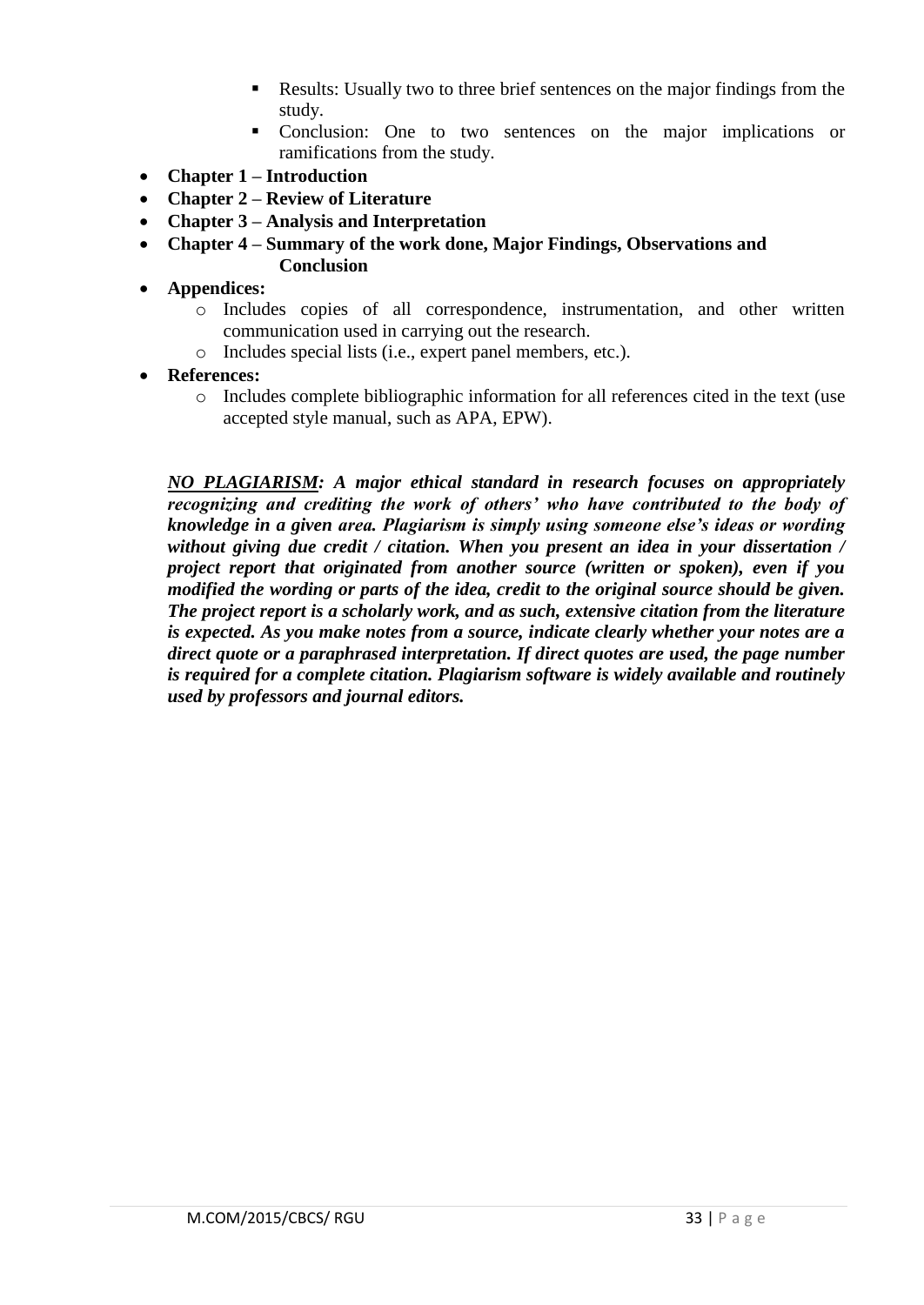- Results: Usually two to three brief sentences on the major findings from the study.
    - Conclusion: One to two sentences on the major implications or ramifications from the study.
- **Chapter 1 – Introduction**
- **Chapter 2 – Review of Literature**
- **Chapter 3 – Analysis and Interpretation**
- **Chapter 4 – Summary of the work done, Major Findings, Observations and Conclusion**
- **Appendices:**
    - Includes copies of all correspondence, instrumentation, and other written communication used in carrying out the research.
    - Includes special lists (i.e., expert panel members, etc.).
- **References:**
    - Includes complete bibliographic information for all references cited in the text (use accepted style manual, such as APA, EPW).

***NO PLAGIARISM: A major ethical standard in research focuses on appropriately recognizing and crediting the work of others' who have contributed to the body of knowledge in a given area. Plagiarism is simply using someone else's ideas or wording without giving due credit / citation. When you present an idea in your dissertation / project report that originated from another source (written or spoken), even if you modified the wording or parts of the idea, credit to the original source should be given. The project report is a scholarly work, and as such, extensive citation from the literature is expected. As you make notes from a source, indicate clearly whether your notes are a direct quote or a paraphrased interpretation. If direct quotes are used, the page number is required for a complete citation. Plagiarism software is widely available and routinely used by professors and journal editors.***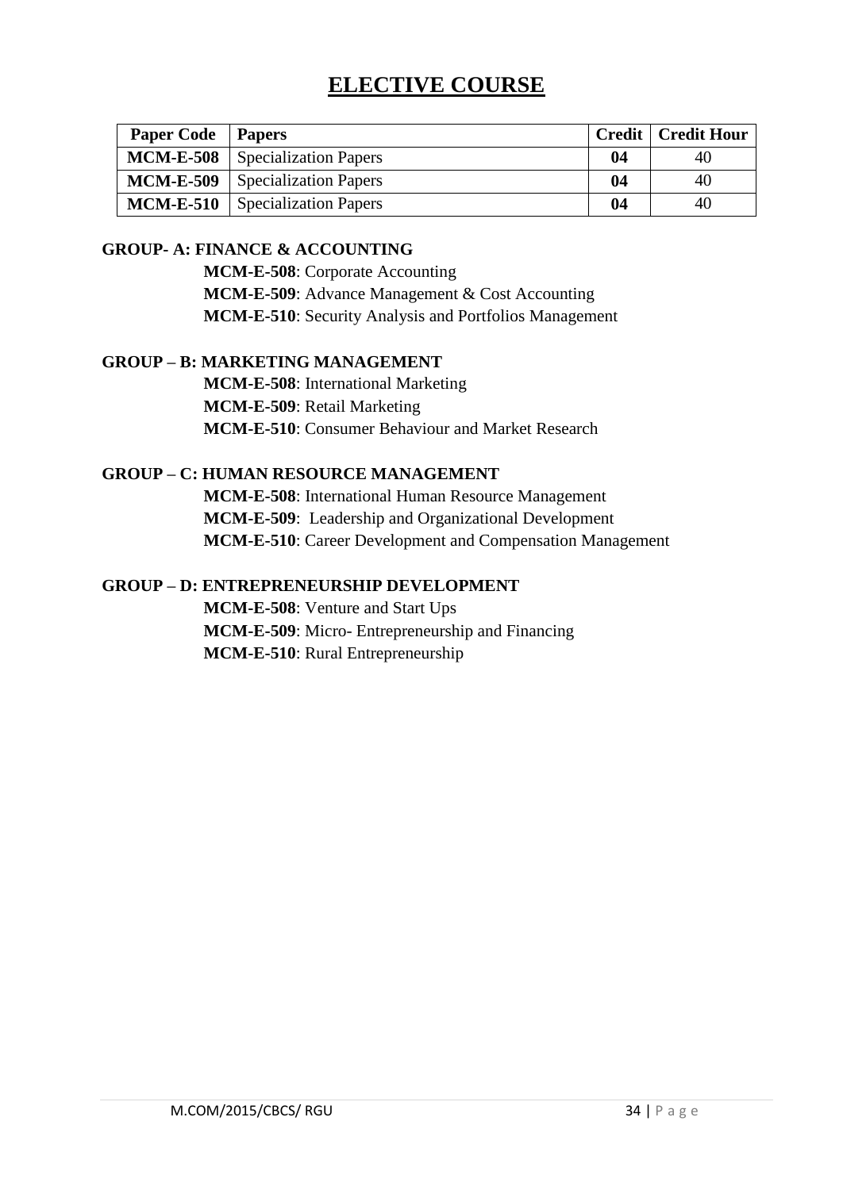# ELECTIVE COURSE

| Paper Code | Papers | Credit | Credit Hour |
|---|---|---|---|
| **MCM-E-508** | Specialization Papers | **04** | 40 |
| **MCM-E-509** | Specialization Papers | **04** | 40 |
| **MCM-E-510** | Specialization Papers | **04** | 40 |

**GROUP- A: FINANCE & ACCOUNTING**

**MCM-E-508**: Corporate Accounting
**MCM-E-509**: Advance Management & Cost Accounting
**MCM-E-510**: Security Analysis and Portfolios Management

**GROUP – B: MARKETING MANAGEMENT**

**MCM-E-508**: International Marketing
**MCM-E-509**: Retail Marketing
**MCM-E-510**: Consumer Behaviour and Market Research

**GROUP – C: HUMAN RESOURCE MANAGEMENT**

**MCM-E-508**: International Human Resource Management
**MCM-E-509**: Leadership and Organizational Development
**MCM-E-510**: Career Development and Compensation Management

**GROUP – D: ENTREPRENEURSHIP DEVELOPMENT**

**MCM-E-508**: Venture and Start Ups
**MCM-E-509**: Micro- Entrepreneurship and Financing
**MCM-E-510**: Rural Entrepreneurship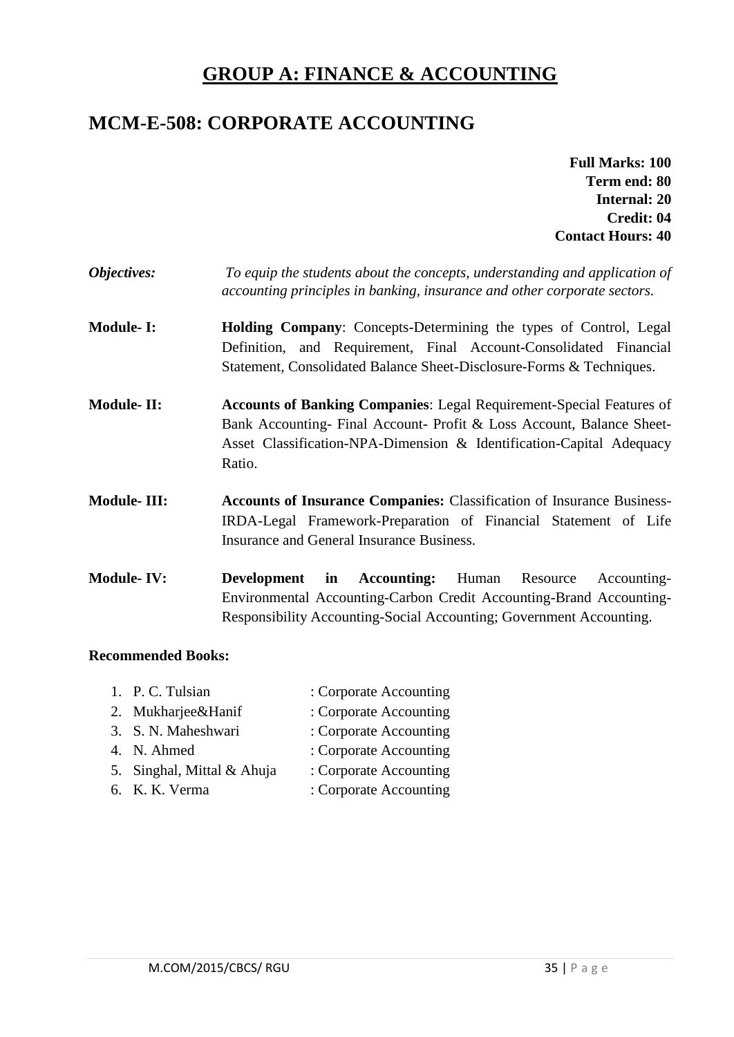# GROUP A: FINANCE & ACCOUNTING

## MCM-E-508: CORPORATE ACCOUNTING

**Full Marks: 100**
**Term end: 80**
**Internal: 20**
**Credit: 04**
**Contact Hours: 40**

***Objectives:*** *To equip the students about the concepts, understanding and application of accounting principles in banking, insurance and other corporate sectors.*

**Module- I:** **Holding Company**: Concepts-Determining the types of Control, Legal Definition, and Requirement, Final Account-Consolidated Financial Statement, Consolidated Balance Sheet-Disclosure-Forms & Techniques.

**Module- II:** **Accounts of Banking Companies**: Legal Requirement-Special Features of Bank Accounting- Final Account- Profit & Loss Account, Balance Sheet-Asset Classification-NPA-Dimension & Identification-Capital Adequacy Ratio.

**Module- III:** **Accounts of Insurance Companies:** Classification of Insurance Business-IRDA-Legal Framework-Preparation of Financial Statement of Life Insurance and General Insurance Business.

**Module- IV:** **Development in Accounting:** Human Resource Accounting-Environmental Accounting-Carbon Credit Accounting-Brand Accounting-Responsibility Accounting-Social Accounting; Government Accounting.

**Recommended Books:**

1. P. C. Tulsian : Corporate Accounting
2. Mukharjee&Hanif : Corporate Accounting
3. S. N. Maheshwari : Corporate Accounting
4. N. Ahmed : Corporate Accounting
5. Singhal, Mittal & Ahuja : Corporate Accounting
6. K. K. Verma : Corporate Accounting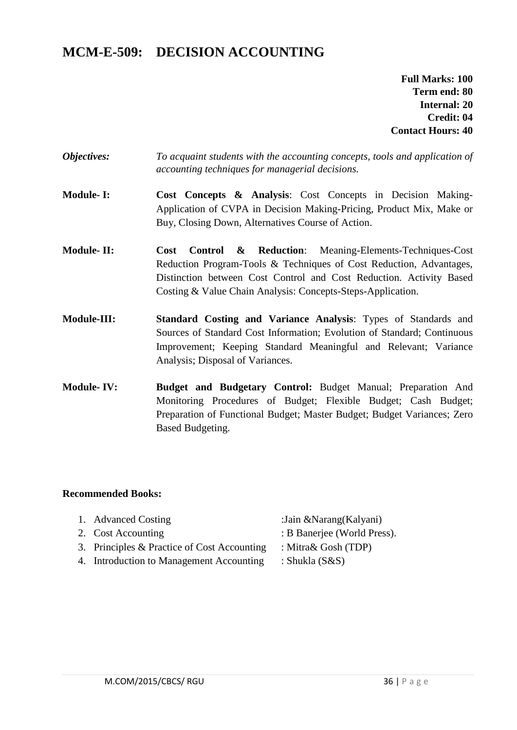# MCM-E-509: DECISION ACCOUNTING

**Full Marks: 100**
**Term end: 80**
**Internal: 20**
**Credit: 04**
**Contact Hours: 40**

***Objectives:*** *To acquaint students with the accounting concepts, tools and application of accounting techniques for managerial decisions.*

**Module- I:** **Cost Concepts & Analysis**: Cost Concepts in Decision Making-Application of CVPA in Decision Making-Pricing, Product Mix, Make or Buy, Closing Down, Alternatives Course of Action.

**Module- II:** **Cost Control & Reduction**: Meaning-Elements-Techniques-Cost Reduction Program-Tools & Techniques of Cost Reduction, Advantages, Distinction between Cost Control and Cost Reduction. Activity Based Costing & Value Chain Analysis: Concepts-Steps-Application.

**Module-III:** **Standard Costing and Variance Analysis**: Types of Standards and Sources of Standard Cost Information; Evolution of Standard; Continuous Improvement; Keeping Standard Meaningful and Relevant; Variance Analysis; Disposal of Variances.

**Module- IV:** **Budget and Budgetary Control:** Budget Manual; Preparation And Monitoring Procedures of Budget; Flexible Budget; Cash Budget; Preparation of Functional Budget; Master Budget; Budget Variances; Zero Based Budgeting.

**Recommended Books:**

1. Advanced Costing :Jain &Narang(Kalyani)
2. Cost Accounting : B Banerjee (World Press).
3. Principles & Practice of Cost Accounting : Mitra& Gosh (TDP)
4. Introduction to Management Accounting : Shukla (S&S)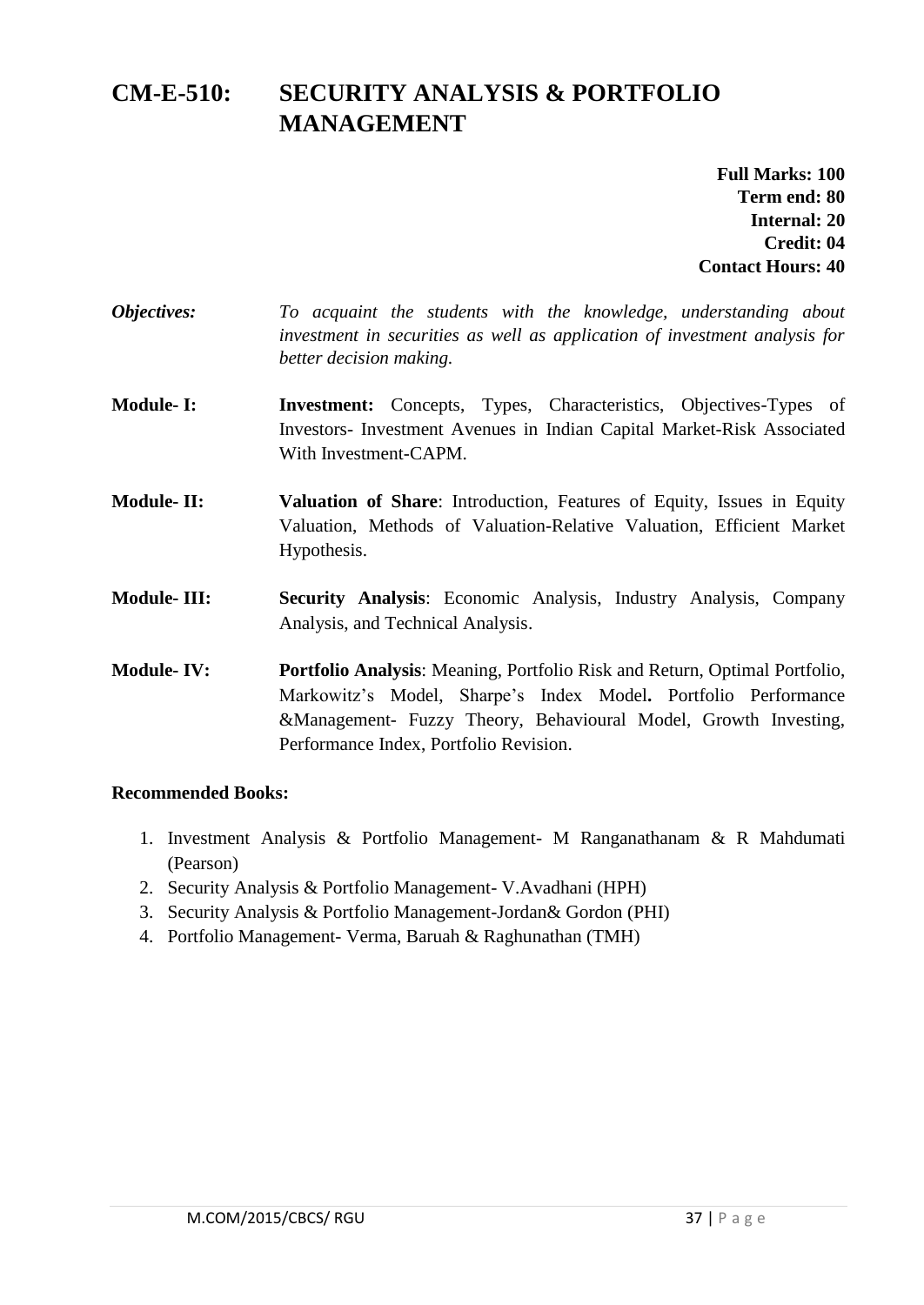# CM-E-510: SECURITY ANALYSIS & PORTFOLIO MANAGEMENT

**Full Marks: 100**
**Term end: 80**
**Internal: 20**
**Credit: 04**
**Contact Hours: 40**

***Objectives:*** *To acquaint the students with the knowledge, understanding about investment in securities as well as application of investment analysis for better decision making.*

**Module- I:** **Investment:** Concepts, Types, Characteristics, Objectives-Types of Investors- Investment Avenues in Indian Capital Market-Risk Associated With Investment-CAPM.

**Module- II:** **Valuation of Share**: Introduction, Features of Equity, Issues in Equity Valuation, Methods of Valuation-Relative Valuation, Efficient Market Hypothesis.

**Module- III:** **Security Analysis**: Economic Analysis, Industry Analysis, Company Analysis, and Technical Analysis.

**Module- IV:** **Portfolio Analysis**: Meaning, Portfolio Risk and Return, Optimal Portfolio, Markowitz's Model, Sharpe's Index Model**.** Portfolio Performance &Management- Fuzzy Theory, Behavioural Model, Growth Investing, Performance Index, Portfolio Revision.

**Recommended Books:**

1. Investment Analysis & Portfolio Management- M Ranganathanam & R Mahdumati (Pearson)
2. Security Analysis & Portfolio Management- V.Avadhani (HPH)
3. Security Analysis & Portfolio Management-Jordan& Gordon (PHI)
4. Portfolio Management- Verma, Baruah & Raghunathan (TMH)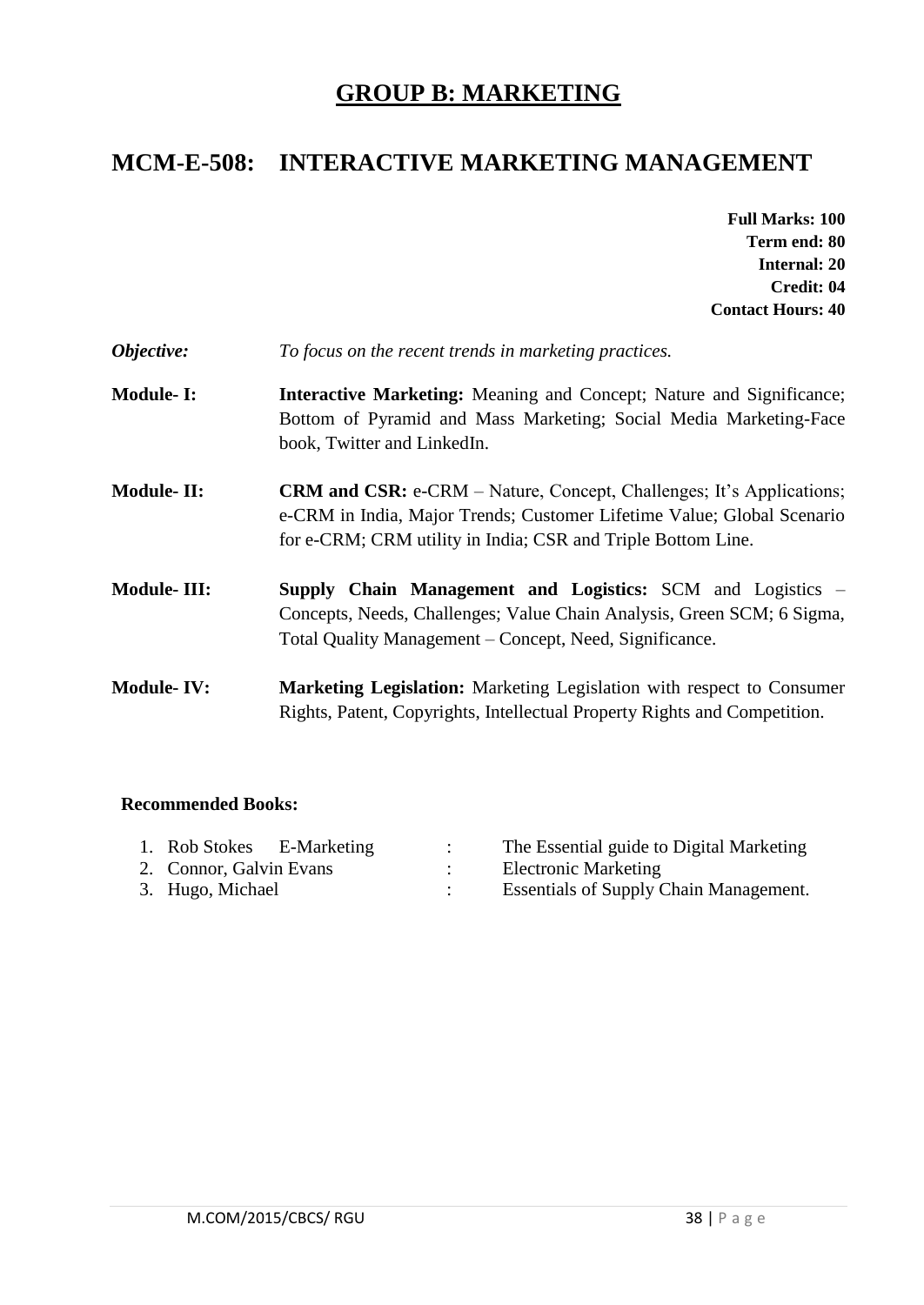## GROUP B: MARKETING

# MCM-E-508: INTERACTIVE MARKETING MANAGEMENT

**Full Marks: 100**
**Term end: 80**
**Internal: 20**
**Credit: 04**
**Contact Hours: 40**

***Objective:*** *To focus on the recent trends in marketing practices.*

**Module- I:** **Interactive Marketing:** Meaning and Concept; Nature and Significance; Bottom of Pyramid and Mass Marketing; Social Media Marketing-Face book, Twitter and LinkedIn.

**Module- II:** **CRM and CSR:** e-CRM – Nature, Concept, Challenges; It's Applications; e-CRM in India, Major Trends; Customer Lifetime Value; Global Scenario for e-CRM; CRM utility in India; CSR and Triple Bottom Line.

**Module- III:** **Supply Chain Management and Logistics:** SCM and Logistics – Concepts, Needs, Challenges; Value Chain Analysis, Green SCM; 6 Sigma, Total Quality Management – Concept, Need, Significance.

**Module- IV:** **Marketing Legislation:** Marketing Legislation with respect to Consumer Rights, Patent, Copyrights, Intellectual Property Rights and Competition.

**Recommended Books:**

1. Rob Stokes E-Marketing : The Essential guide to Digital Marketing
2. Connor, Galvin Evans : Electronic Marketing
3. Hugo, Michael : Essentials of Supply Chain Management.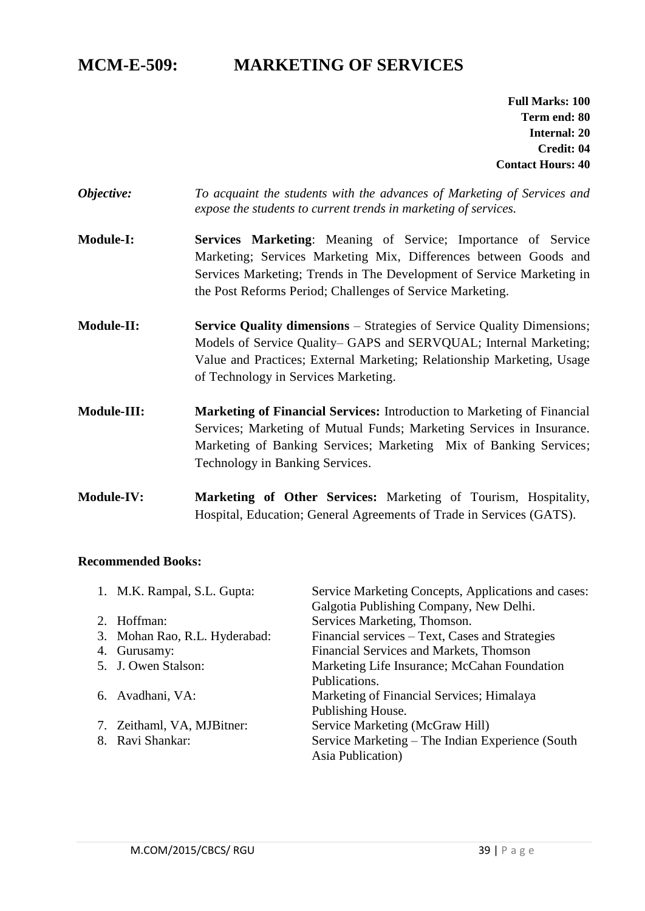# MCM-E-509: MARKETING OF SERVICES

**Full Marks: 100**
**Term end: 80**
**Internal: 20**
**Credit: 04**
**Contact Hours: 40**

***Objective:*** *To acquaint the students with the advances of Marketing of Services and expose the students to current trends in marketing of services.*

**Module-I:** **Services Marketing**: Meaning of Service; Importance of Service Marketing; Services Marketing Mix, Differences between Goods and Services Marketing; Trends in The Development of Service Marketing in the Post Reforms Period; Challenges of Service Marketing.

**Module-II:** **Service Quality dimensions** – Strategies of Service Quality Dimensions; Models of Service Quality– GAPS and SERVQUAL; Internal Marketing; Value and Practices; External Marketing; Relationship Marketing, Usage of Technology in Services Marketing.

**Module-III:** **Marketing of Financial Services:** Introduction to Marketing of Financial Services; Marketing of Mutual Funds; Marketing Services in Insurance. Marketing of Banking Services; Marketing Mix of Banking Services; Technology in Banking Services.

**Module-IV:** **Marketing of Other Services:** Marketing of Tourism, Hospitality, Hospital, Education; General Agreements of Trade in Services (GATS).

**Recommended Books:**

1. M.K. Rampal, S.L. Gupta: Service Marketing Concepts, Applications and cases: Galgotia Publishing Company, New Delhi.
2. Hoffman: Services Marketing, Thomson.
3. Mohan Rao, R.L. Hyderabad: Financial services – Text, Cases and Strategies
4. Gurusamy: Financial Services and Markets, Thomson
5. J. Owen Stalson: Marketing Life Insurance; McCahan Foundation Publications.
6. Avadhani, VA: Marketing of Financial Services; Himalaya Publishing House.
7. Zeithaml, VA, MJBitner: Service Marketing (McGraw Hill)
8. Ravi Shankar: Service Marketing – The Indian Experience (South Asia Publication)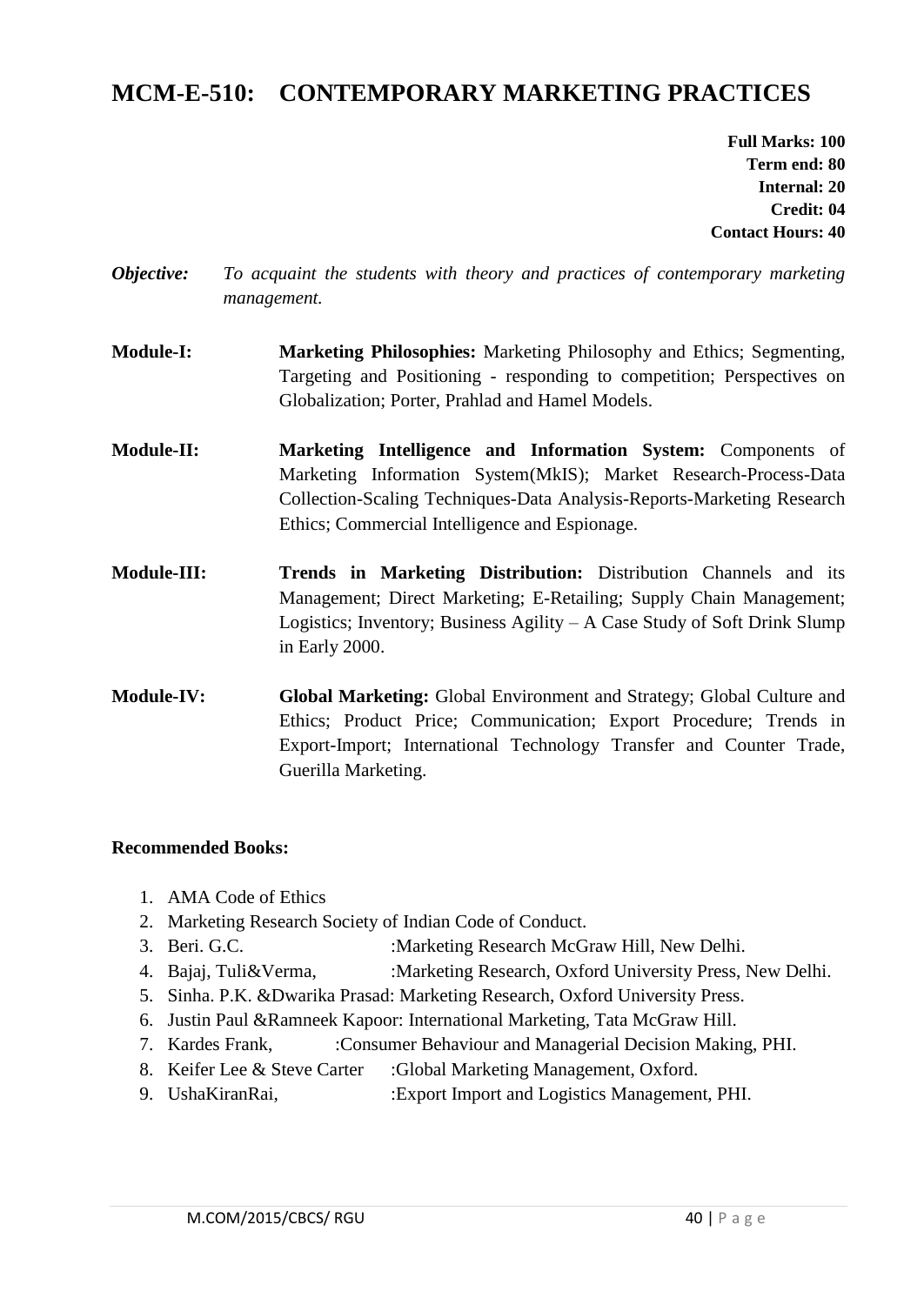# MCM-E-510: CONTEMPORARY MARKETING PRACTICES

**Full Marks: 100**
**Term end: 80**
**Internal: 20**
**Credit: 04**
**Contact Hours: 40**

***Objective:*** *To acquaint the students with theory and practices of contemporary marketing management.*

**Module-I:** **Marketing Philosophies:** Marketing Philosophy and Ethics; Segmenting, Targeting and Positioning - responding to competition; Perspectives on Globalization; Porter, Prahlad and Hamel Models.

**Module-II:** **Marketing Intelligence and Information System:** Components of Marketing Information System(MkIS); Market Research-Process-Data Collection-Scaling Techniques-Data Analysis-Reports-Marketing Research Ethics; Commercial Intelligence and Espionage.

**Module-III:** **Trends in Marketing Distribution:** Distribution Channels and its Management; Direct Marketing; E-Retailing; Supply Chain Management; Logistics; Inventory; Business Agility – A Case Study of Soft Drink Slump in Early 2000.

**Module-IV:** **Global Marketing:** Global Environment and Strategy; Global Culture and Ethics; Product Price; Communication; Export Procedure; Trends in Export-Import; International Technology Transfer and Counter Trade, Guerilla Marketing.

**Recommended Books:**

1. AMA Code of Ethics
2. Marketing Research Society of Indian Code of Conduct.
3. Beri. G.C. :Marketing Research McGraw Hill, New Delhi.
4. Bajaj, Tuli&Verma, :Marketing Research, Oxford University Press, New Delhi.
5. Sinha. P.K. &Dwarika Prasad: Marketing Research, Oxford University Press.
6. Justin Paul &Ramneek Kapoor: International Marketing, Tata McGraw Hill.
7. Kardes Frank, :Consumer Behaviour and Managerial Decision Making, PHI.
8. Keifer Lee & Steve Carter :Global Marketing Management, Oxford.
9. UshaKiranRai, :Export Import and Logistics Management, PHI.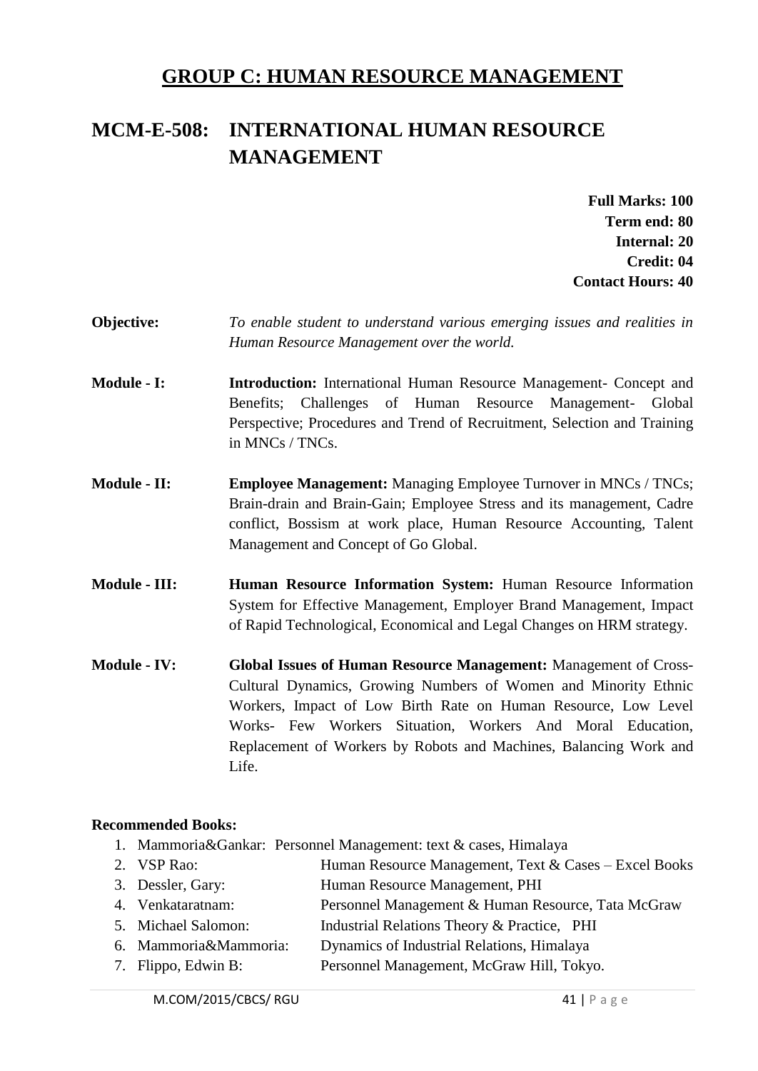## GROUP C: HUMAN RESOURCE MANAGEMENT

## MCM-E-508: INTERNATIONAL HUMAN RESOURCE MANAGEMENT

**Full Marks: 100**
**Term end: 80**
**Internal: 20**
**Credit: 04**
**Contact Hours: 40**

**Objective:** *To enable student to understand various emerging issues and realities in Human Resource Management over the world.*

**Module - I:** **Introduction:** International Human Resource Management- Concept and Benefits; Challenges of Human Resource Management- Global Perspective; Procedures and Trend of Recruitment, Selection and Training in MNCs / TNCs.

**Module - II:** **Employee Management:** Managing Employee Turnover in MNCs / TNCs; Brain-drain and Brain-Gain; Employee Stress and its management, Cadre conflict, Bossism at work place, Human Resource Accounting, Talent Management and Concept of Go Global.

**Module - III:** **Human Resource Information System:** Human Resource Information System for Effective Management, Employer Brand Management, Impact of Rapid Technological, Economical and Legal Changes on HRM strategy.

**Module - IV:** **Global Issues of Human Resource Management:** Management of Cross-Cultural Dynamics, Growing Numbers of Women and Minority Ethnic Workers, Impact of Low Birth Rate on Human Resource, Low Level Works- Few Workers Situation, Workers And Moral Education, Replacement of Workers by Robots and Machines, Balancing Work and Life.

**Recommended Books:**

1. Mammoria&Gankar: Personnel Management: text & cases, Himalaya
2. VSP Rao: Human Resource Management, Text & Cases – Excel Books
3. Dessler, Gary: Human Resource Management, PHI
4. Venkataratnam: Personnel Management & Human Resource, Tata McGraw
5. Michael Salomon: Industrial Relations Theory & Practice, PHI
6. Mammoria&Mammoria: Dynamics of Industrial Relations, Himalaya
7. Flippo, Edwin B: Personnel Management, McGraw Hill, Tokyo.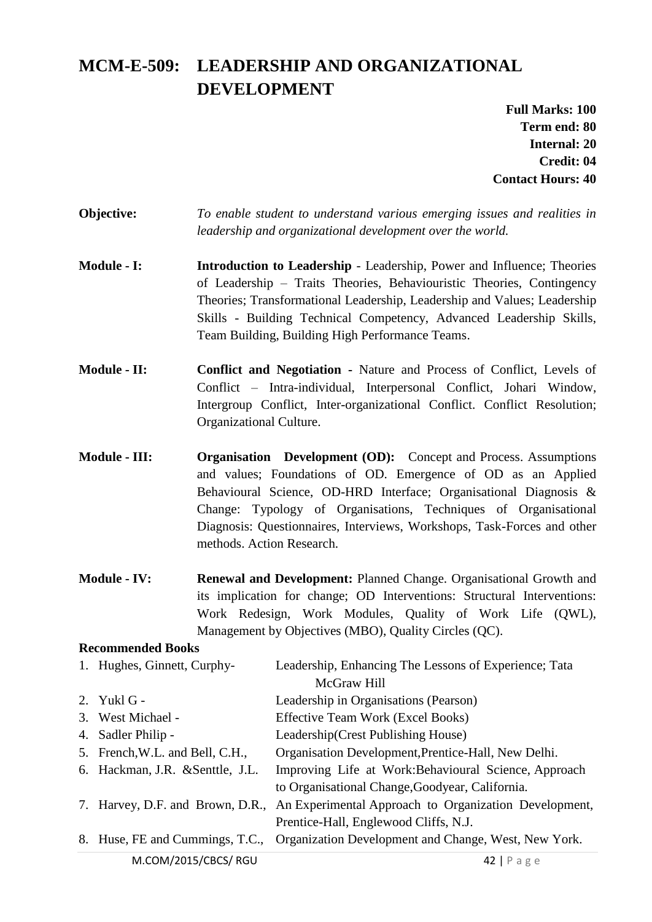# MCM-E-509: LEADERSHIP AND ORGANIZATIONAL DEVELOPMENT

**Full Marks: 100**
**Term end: 80**
**Internal: 20**
**Credit: 04**
**Contact Hours: 40**

**Objective:** *To enable student to understand various emerging issues and realities in leadership and organizational development over the world.*

**Module - I:** **Introduction to Leadership** - Leadership, Power and Influence; Theories of Leadership – Traits Theories, Behaviouristic Theories, Contingency Theories; Transformational Leadership, Leadership and Values; Leadership Skills - Building Technical Competency, Advanced Leadership Skills, Team Building, Building High Performance Teams.

**Module - II:** **Conflict and Negotiation -** Nature and Process of Conflict, Levels of Conflict – Intra-individual, Interpersonal Conflict, Johari Window, Intergroup Conflict, Inter-organizational Conflict. Conflict Resolution; Organizational Culture.

**Module - III:** **Organisation Development (OD):** Concept and Process. Assumptions and values; Foundations of OD. Emergence of OD as an Applied Behavioural Science, OD-HRD Interface; Organisational Diagnosis & Change: Typology of Organisations, Techniques of Organisational Diagnosis: Questionnaires, Interviews, Workshops, Task-Forces and other methods. Action Research.

**Module - IV:** **Renewal and Development:** Planned Change. Organisational Growth and its implication for change; OD Interventions: Structural Interventions: Work Redesign, Work Modules, Quality of Work Life (QWL), Management by Objectives (MBO), Quality Circles (QC).

**Recommended Books**

1. Hughes, Ginnett, Curphy- Leadership, Enhancing The Lessons of Experience; Tata McGraw Hill
2. Yukl G - Leadership in Organisations (Pearson)
3. West Michael - Effective Team Work (Excel Books)
4. Sadler Philip - Leadership(Crest Publishing House)
5. French,W.L. and Bell, C.H., Organisation Development,Prentice-Hall, New Delhi.
6. Hackman, J.R. &Senttle, J.L. Improving Life at Work:Behavioural Science, Approach to Organisational Change,Goodyear, California.
7. Harvey, D.F. and Brown, D.R., An Experimental Approach to Organization Development, Prentice-Hall, Englewood Cliffs, N.J.
8. Huse, FE and Cummings, T.C., Organization Development and Change, West, New York.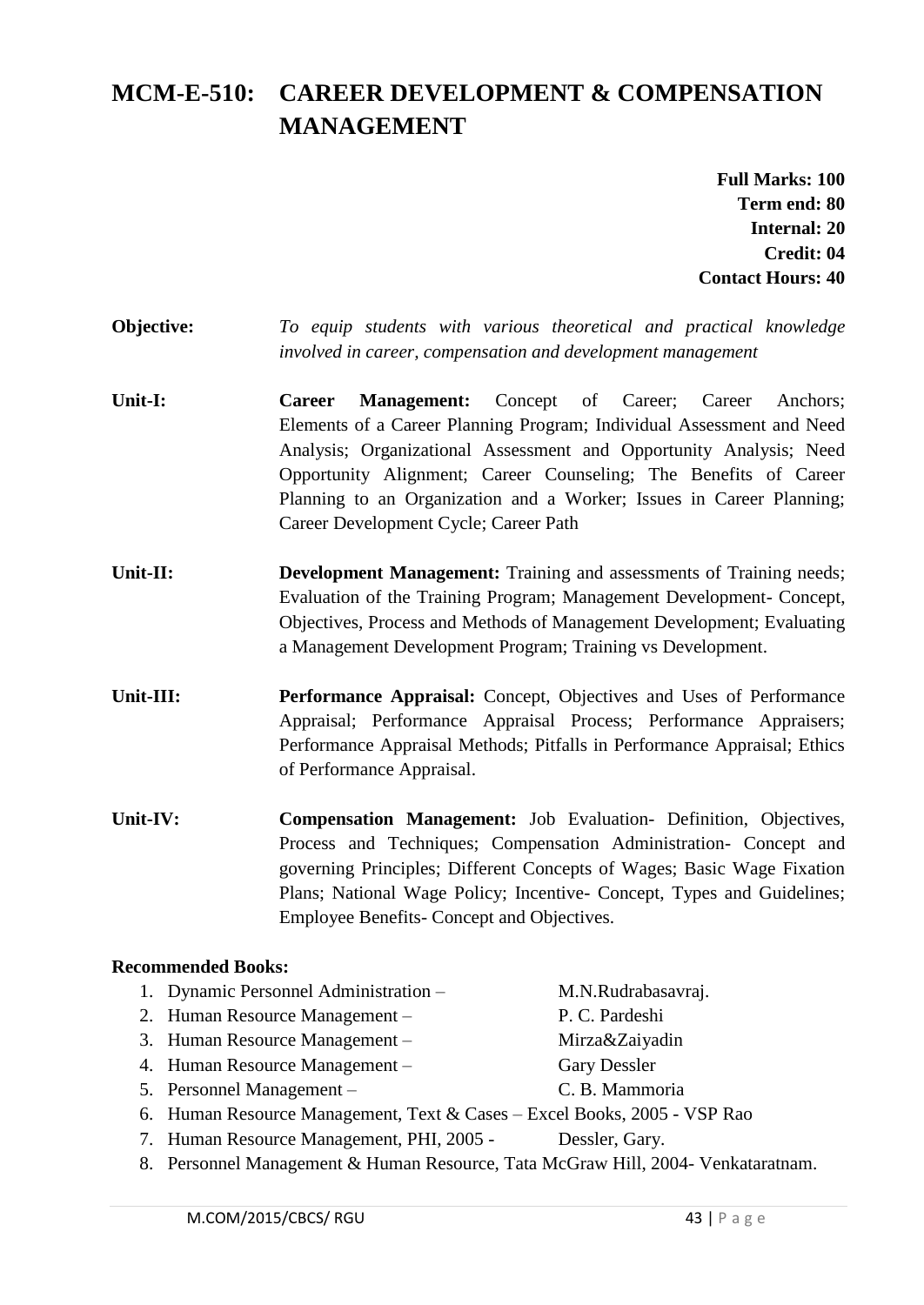# MCM-E-510: CAREER DEVELOPMENT & COMPENSATION MANAGEMENT

**Full Marks: 100**
**Term end: 80**
**Internal: 20**
**Credit: 04**
**Contact Hours: 40**

**Objective:** *To equip students with various theoretical and practical knowledge involved in career, compensation and development management*

**Unit-I:** **Career Management:** Concept of Career; Career Anchors; Elements of a Career Planning Program; Individual Assessment and Need Analysis; Organizational Assessment and Opportunity Analysis; Need Opportunity Alignment; Career Counseling; The Benefits of Career Planning to an Organization and a Worker; Issues in Career Planning; Career Development Cycle; Career Path

**Unit-II:** **Development Management:** Training and assessments of Training needs; Evaluation of the Training Program; Management Development- Concept, Objectives, Process and Methods of Management Development; Evaluating a Management Development Program; Training vs Development.

**Unit-III:** **Performance Appraisal:** Concept, Objectives and Uses of Performance Appraisal; Performance Appraisal Process; Performance Appraisers; Performance Appraisal Methods; Pitfalls in Performance Appraisal; Ethics of Performance Appraisal.

**Unit-IV:** **Compensation Management:** Job Evaluation- Definition, Objectives, Process and Techniques; Compensation Administration- Concept and governing Principles; Different Concepts of Wages; Basic Wage Fixation Plans; National Wage Policy; Incentive- Concept, Types and Guidelines; Employee Benefits- Concept and Objectives.

**Recommended Books:**

1. Dynamic Personnel Administration – M.N.Rudrabasavraj.
2. Human Resource Management – P. C. Pardeshi
3. Human Resource Management – Mirza&Zaiyadin
4. Human Resource Management – Gary Dessler
5. Personnel Management – C. B. Mammoria
6. Human Resource Management, Text & Cases – Excel Books, 2005 - VSP Rao
7. Human Resource Management, PHI, 2005 - Dessler, Gary.
8. Personnel Management & Human Resource, Tata McGraw Hill, 2004- Venkataratnam.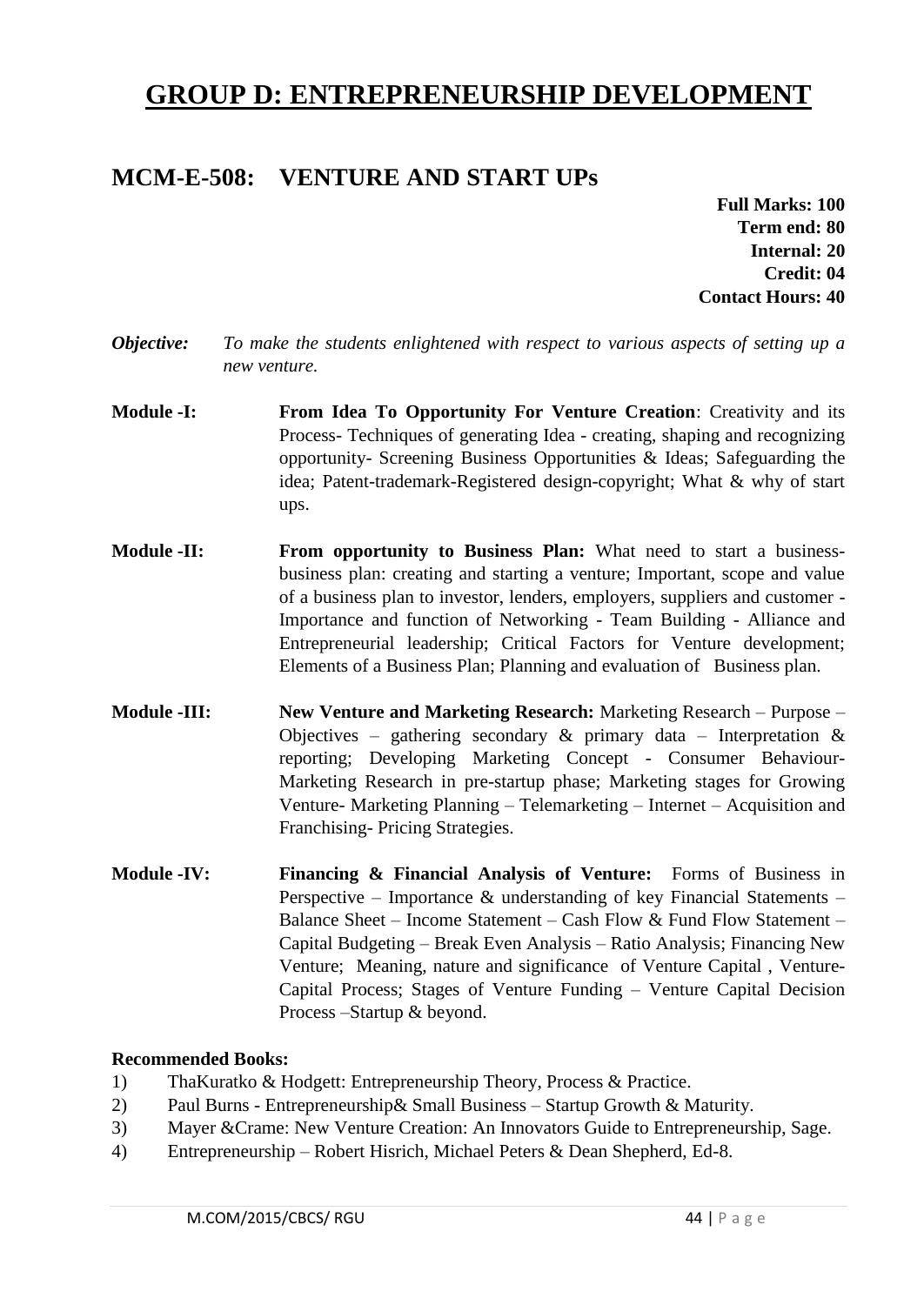# GROUP D: ENTREPRENEURSHIP DEVELOPMENT

## MCM-E-508: VENTURE AND START UPs

**Full Marks: 100**
**Term end: 80**
**Internal: 20**
**Credit: 04**
**Contact Hours: 40**

***Objective:*** *To make the students enlightened with respect to various aspects of setting up a new venture.*

**Module -I:** **From Idea To Opportunity For Venture Creation**: Creativity and its Process- Techniques of generating Idea - creating, shaping and recognizing opportunity- Screening Business Opportunities & Ideas; Safeguarding the idea; Patent-trademark-Registered design-copyright; What & why of start ups.

**Module -II:** **From opportunity to Business Plan:** What need to start a business-business plan: creating and starting a venture; Important, scope and value of a business plan to investor, lenders, employers, suppliers and customer - Importance and function of Networking - Team Building - Alliance and Entrepreneurial leadership; Critical Factors for Venture development; Elements of a Business Plan; Planning and evaluation of Business plan.

**Module -III:** **New Venture and Marketing Research:** Marketing Research – Purpose – Objectives – gathering secondary & primary data – Interpretation & reporting; Developing Marketing Concept - Consumer Behaviour- Marketing Research in pre-startup phase; Marketing stages for Growing Venture- Marketing Planning – Telemarketing – Internet – Acquisition and Franchising- Pricing Strategies.

**Module -IV:** **Financing & Financial Analysis of Venture:** Forms of Business in Perspective – Importance & understanding of key Financial Statements – Balance Sheet – Income Statement – Cash Flow & Fund Flow Statement – Capital Budgeting – Break Even Analysis – Ratio Analysis; Financing New Venture; Meaning, nature and significance of Venture Capital , Venture-Capital Process; Stages of Venture Funding – Venture Capital Decision Process –Startup & beyond.

**Recommended Books:**

1) ThaKuratko & Hodgett: Entrepreneurship Theory, Process & Practice.
2) Paul Burns - Entrepreneurship& Small Business – Startup Growth & Maturity.
3) Mayer &Crame: New Venture Creation: An Innovators Guide to Entrepreneurship, Sage.
4) Entrepreneurship – Robert Hisrich, Michael Peters & Dean Shepherd, Ed-8.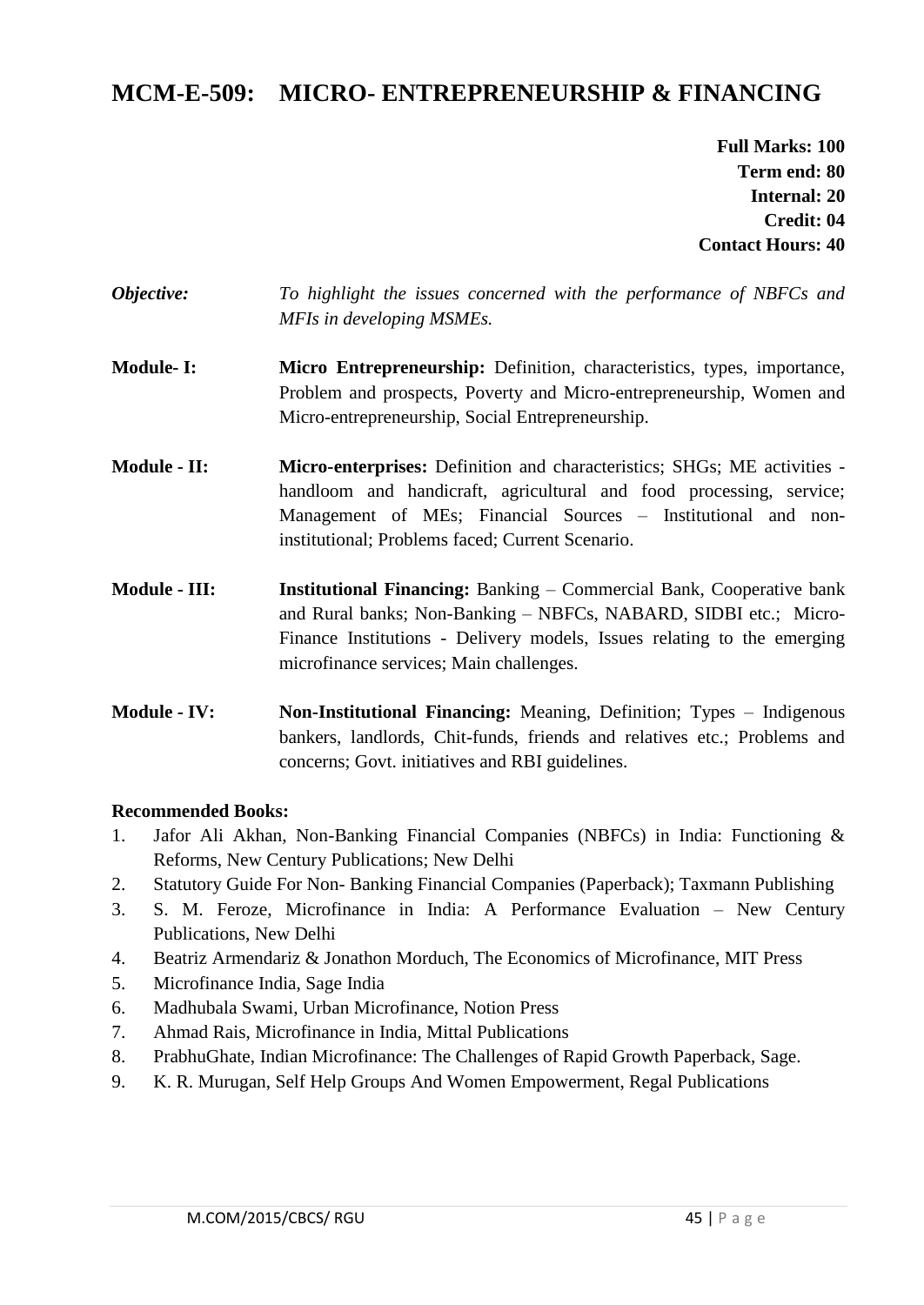# MCM-E-509: MICRO- ENTREPRENEURSHIP & FINANCING

**Full Marks: 100**
**Term end: 80**
**Internal: 20**
**Credit: 04**
**Contact Hours: 40**

***Objective:*** *To highlight the issues concerned with the performance of NBFCs and MFIs in developing MSMEs.*

**Module- I:** **Micro Entrepreneurship:** Definition, characteristics, types, importance, Problem and prospects, Poverty and Micro-entrepreneurship, Women and Micro-entrepreneurship, Social Entrepreneurship.

**Module - II:** **Micro-enterprises:** Definition and characteristics; SHGs; ME activities - handloom and handicraft, agricultural and food processing, service; Management of MEs; Financial Sources – Institutional and non-institutional; Problems faced; Current Scenario.

**Module - III:** **Institutional Financing:** Banking – Commercial Bank, Cooperative bank and Rural banks; Non-Banking – NBFCs, NABARD, SIDBI etc.; Micro-Finance Institutions - Delivery models, Issues relating to the emerging microfinance services; Main challenges.

**Module - IV:** **Non-Institutional Financing:** Meaning, Definition; Types – Indigenous bankers, landlords, Chit-funds, friends and relatives etc.; Problems and concerns; Govt. initiatives and RBI guidelines.

**Recommended Books:**

1. Jafor Ali Akhan, Non-Banking Financial Companies (NBFCs) in India: Functioning & Reforms, New Century Publications; New Delhi
2. Statutory Guide For Non- Banking Financial Companies (Paperback); Taxmann Publishing
3. S. M. Feroze, Microfinance in India: A Performance Evaluation – New Century Publications, New Delhi
4. Beatriz Armendariz & Jonathon Morduch, The Economics of Microfinance, MIT Press
5. Microfinance India, Sage India
6. Madhubala Swami, Urban Microfinance, Notion Press
7. Ahmad Rais, Microfinance in India, Mittal Publications
8. PrabhuGhate, Indian Microfinance: The Challenges of Rapid Growth Paperback, Sage.
9. K. R. Murugan, Self Help Groups And Women Empowerment, Regal Publications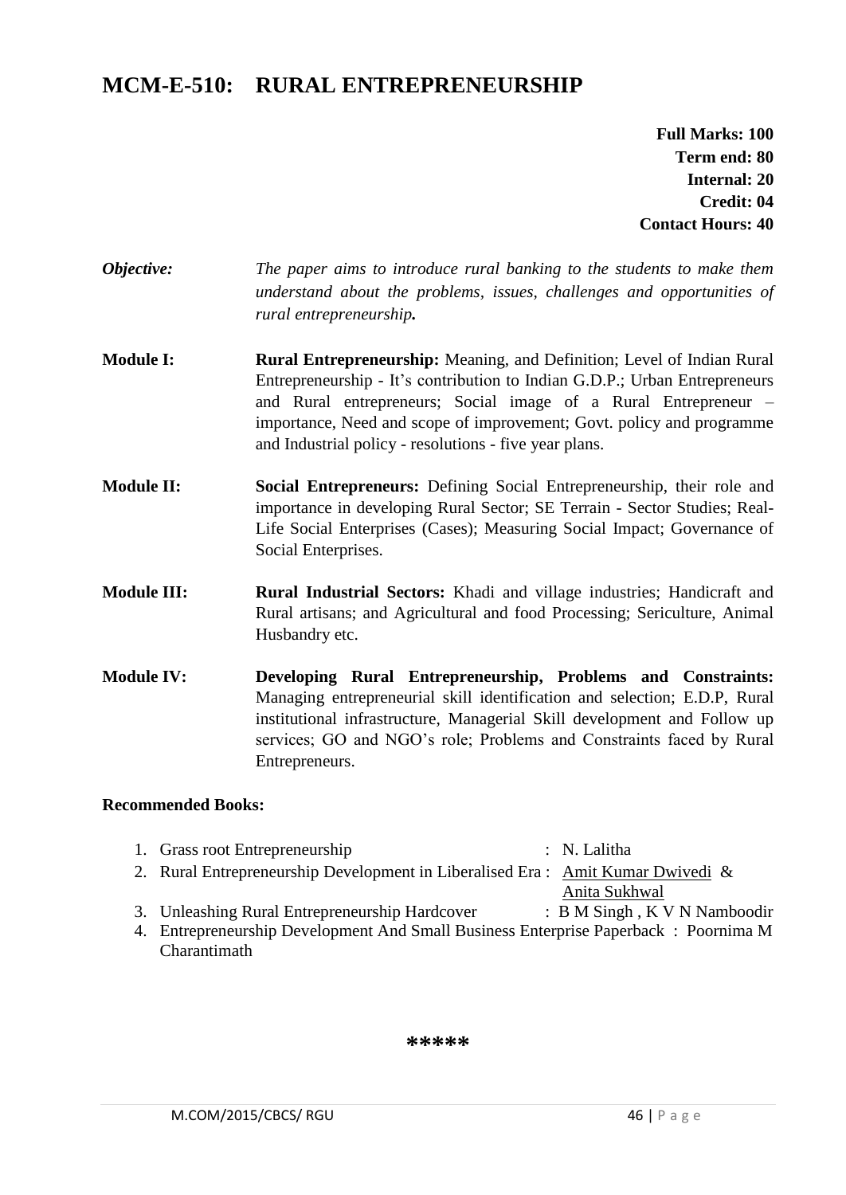# MCM-E-510: RURAL ENTREPRENEURSHIP

**Full Marks: 100**
**Term end: 80**
**Internal: 20**
**Credit: 04**
**Contact Hours: 40**

***Objective:*** *The paper aims to introduce rural banking to the students to make them understand about the problems, issues, challenges and opportunities of rural entrepreneurship.*

**Module I:** **Rural Entrepreneurship:** Meaning, and Definition; Level of Indian Rural Entrepreneurship - It's contribution to Indian G.D.P.; Urban Entrepreneurs and Rural entrepreneurs; Social image of a Rural Entrepreneur – importance, Need and scope of improvement; Govt. policy and programme and Industrial policy - resolutions - five year plans.

**Module II:** **Social Entrepreneurs:** Defining Social Entrepreneurship, their role and importance in developing Rural Sector; SE Terrain - Sector Studies; Real-Life Social Enterprises (Cases); Measuring Social Impact; Governance of Social Enterprises.

**Module III:** **Rural Industrial Sectors:** Khadi and village industries; Handicraft and Rural artisans; and Agricultural and food Processing; Sericulture, Animal Husbandry etc.

**Module IV:** **Developing Rural Entrepreneurship, Problems and Constraints:** Managing entrepreneurial skill identification and selection; E.D.P, Rural institutional infrastructure, Managerial Skill development and Follow up services; GO and NGO's role; Problems and Constraints faced by Rural Entrepreneurs.

**Recommended Books:**

1. Grass root Entrepreneurship : N. Lalitha
2. Rural Entrepreneurship Development in Liberalised Era : Amit Kumar Dwivedi & Anita Sukhwal
3. Unleashing Rural Entrepreneurship Hardcover : B M Singh , K V N Namboodir
4. Entrepreneurship Development And Small Business Enterprise Paperback : Poornima M Charantimath

*****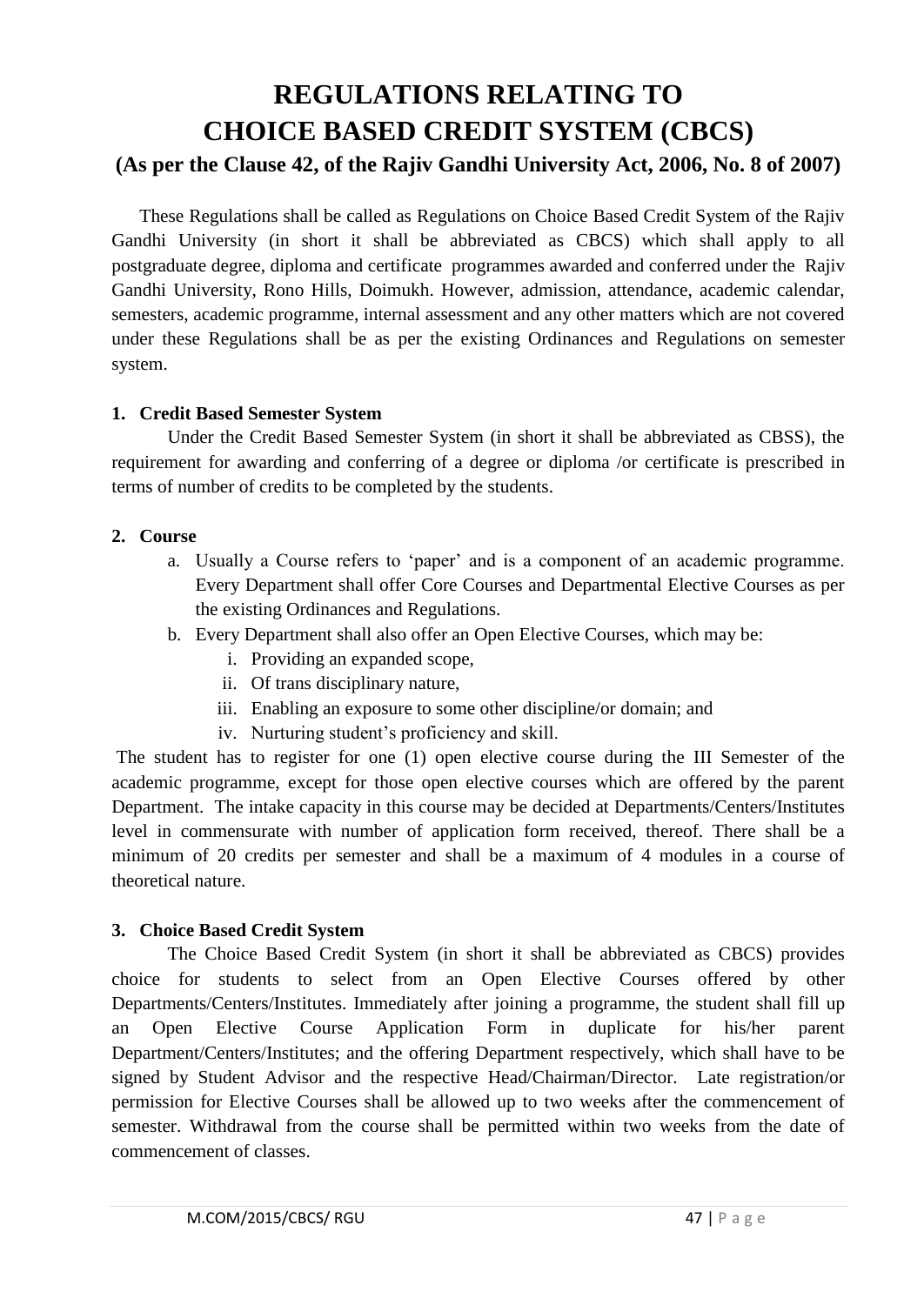# REGULATIONS RELATING TO CHOICE BASED CREDIT SYSTEM (CBCS)

### (As per the Clause 42, of the Rajiv Gandhi University Act, 2006, No. 8 of 2007)

These Regulations shall be called as Regulations on Choice Based Credit System of the Rajiv Gandhi University (in short it shall be abbreviated as CBCS) which shall apply to all postgraduate degree, diploma and certificate programmes awarded and conferred under the Rajiv Gandhi University, Rono Hills, Doimukh. However, admission, attendance, academic calendar, semesters, academic programme, internal assessment and any other matters which are not covered under these Regulations shall be as per the existing Ordinances and Regulations on semester system.

**1. Credit Based Semester System**

Under the Credit Based Semester System (in short it shall be abbreviated as CBSS), the requirement for awarding and conferring of a degree or diploma /or certificate is prescribed in terms of number of credits to be completed by the students.

**2. Course**

a. Usually a Course refers to 'paper' and is a component of an academic programme. Every Department shall offer Core Courses and Departmental Elective Courses as per the existing Ordinances and Regulations.

b. Every Department shall also offer an Open Elective Courses, which may be:
   i. Providing an expanded scope,
   ii. Of trans disciplinary nature,
   iii. Enabling an exposure to some other discipline/or domain; and
   iv. Nurturing student's proficiency and skill.

The student has to register for one (1) open elective course during the III Semester of the academic programme, except for those open elective courses which are offered by the parent Department. The intake capacity in this course may be decided at Departments/Centers/Institutes level in commensurate with number of application form received, thereof. There shall be a minimum of 20 credits per semester and shall be a maximum of 4 modules in a course of theoretical nature.

**3. Choice Based Credit System**

The Choice Based Credit System (in short it shall be abbreviated as CBCS) provides choice for students to select from an Open Elective Courses offered by other Departments/Centers/Institutes. Immediately after joining a programme, the student shall fill up an Open Elective Course Application Form in duplicate for his/her parent Department/Centers/Institutes; and the offering Department respectively, which shall have to be signed by Student Advisor and the respective Head/Chairman/Director. Late registration/or permission for Elective Courses shall be allowed up to two weeks after the commencement of semester. Withdrawal from the course shall be permitted within two weeks from the date of commencement of classes.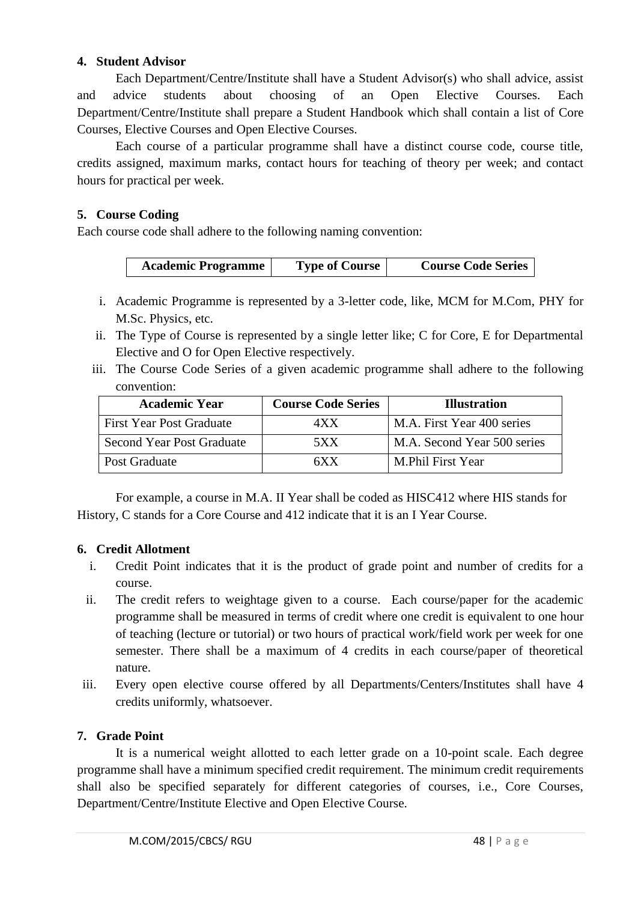### 4. Student Advisor

Each Department/Centre/Institute shall have a Student Advisor(s) who shall advice, assist and advice students about choosing of an Open Elective Courses. Each Department/Centre/Institute shall prepare a Student Handbook which shall contain a list of Core Courses, Elective Courses and Open Elective Courses.

Each course of a particular programme shall have a distinct course code, course title, credits assigned, maximum marks, contact hours for teaching of theory per week; and contact hours for practical per week.

### 5. Course Coding

Each course code shall adhere to the following naming convention:

| Academic Programme | Type of Course | Course Code Series |
|---|---|---|

i. Academic Programme is represented by a 3-letter code, like, MCM for M.Com, PHY for M.Sc. Physics, etc.
ii. The Type of Course is represented by a single letter like; C for Core, E for Departmental Elective and O for Open Elective respectively.
iii. The Course Code Series of a given academic programme shall adhere to the following convention:

| Academic Year | Course Code Series | Illustration |
|---|---|---|
| First Year Post Graduate | 4XX | M.A. First Year 400 series |
| Second Year Post Graduate | 5XX | M.A. Second Year 500 series |
| Post Graduate | 6XX | M.Phil First Year |

For example, a course in M.A. II Year shall be coded as HISC412 where HIS stands for History, C stands for a Core Course and 412 indicate that it is an I Year Course.

### 6. Credit Allotment

i. Credit Point indicates that it is the product of grade point and number of credits for a course.
ii. The credit refers to weightage given to a course. Each course/paper for the academic programme shall be measured in terms of credit where one credit is equivalent to one hour of teaching (lecture or tutorial) or two hours of practical work/field work per week for one semester. There shall be a maximum of 4 credits in each course/paper of theoretical nature.
iii. Every open elective course offered by all Departments/Centers/Institutes shall have 4 credits uniformly, whatsoever.

### 7. Grade Point

It is a numerical weight allotted to each letter grade on a 10-point scale. Each degree programme shall have a minimum specified credit requirement. The minimum credit requirements shall also be specified separately for different categories of courses, i.e., Core Courses, Department/Centre/Institute Elective and Open Elective Course.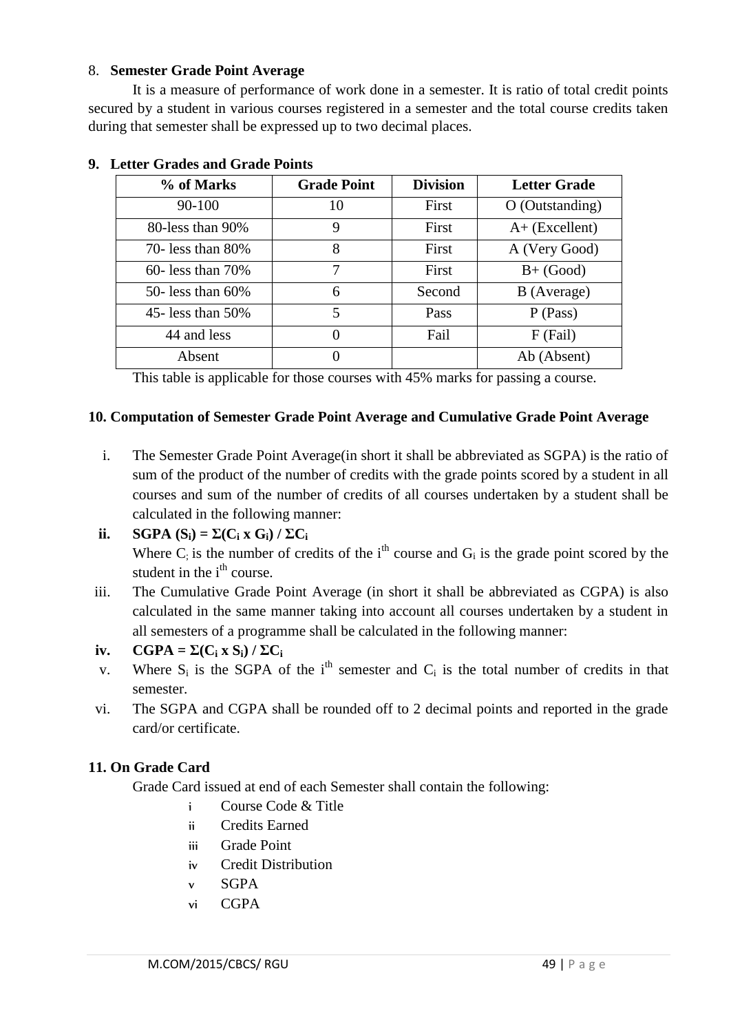8. **Semester Grade Point Average**

It is a measure of performance of work done in a semester. It is ratio of total credit points secured by a student in various courses registered in a semester and the total course credits taken during that semester shall be expressed up to two decimal places.

**9. Letter Grades and Grade Points**

| % of Marks | Grade Point | Division | Letter Grade |
|---|---|---|---|
| 90-100 | 10 | First | O (Outstanding) |
| 80-less than 90% | 9 | First | A+ (Excellent) |
| 70- less than 80% | 8 | First | A (Very Good) |
| 60- less than 70% | 7 | First | B+ (Good) |
| 50- less than 60% | 6 | Second | B (Average) |
| 45- less than 50% | 5 | Pass | P (Pass) |
| 44 and less | 0 | Fail | F (Fail) |
| Absent | 0 | | Ab (Absent) |

This table is applicable for those courses with 45% marks for passing a course.

**10. Computation of Semester Grade Point Average and Cumulative Grade Point Average**

i. The Semester Grade Point Average(in short it shall be abbreviated as SGPA) is the ratio of sum of the product of the number of credits with the grade points scored by a student in all courses and sum of the number of credits of all courses undertaken by a student shall be calculated in the following manner:

ii. **SGPA ($S_i$) = $\Sigma(C_i \times G_i) / \Sigma C_i$**

Where $C_i$ is the number of credits of the $i^{th}$ course and $G_i$ is the grade point scored by the student in the $i^{th}$ course.

iii. The Cumulative Grade Point Average (in short it shall be abbreviated as CGPA) is also calculated in the same manner taking into account all courses undertaken by a student in all semesters of a programme shall be calculated in the following manner:

iv. **CGPA = $\Sigma(C_i \times S_i) / \Sigma C_i$**

v. Where $S_i$ is the SGPA of the $i^{th}$ semester and $C_i$ is the total number of credits in that semester.

vi. The SGPA and CGPA shall be rounded off to 2 decimal points and reported in the grade card/or certificate.

**11. On Grade Card**

Grade Card issued at end of each Semester shall contain the following:

- i Course Code & Title
- ii Credits Earned
- iii Grade Point
- iv Credit Distribution
- v SGPA
- vi CGPA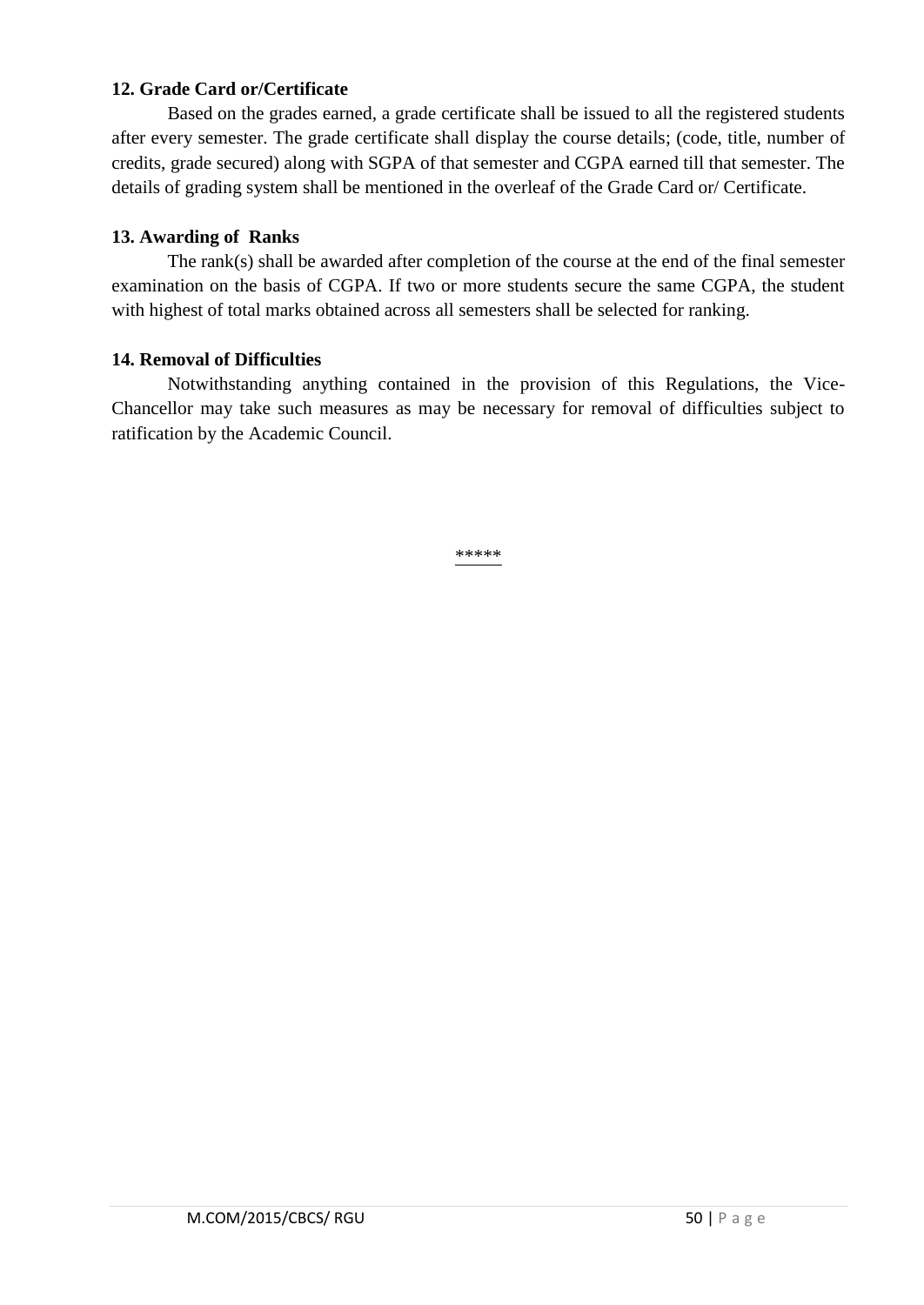**12. Grade Card or/Certificate**

Based on the grades earned, a grade certificate shall be issued to all the registered students after every semester. The grade certificate shall display the course details; (code, title, number of credits, grade secured) along with SGPA of that semester and CGPA earned till that semester. The details of grading system shall be mentioned in the overleaf of the Grade Card or/ Certificate.

**13. Awarding of Ranks**

The rank(s) shall be awarded after completion of the course at the end of the final semester examination on the basis of CGPA. If two or more students secure the same CGPA, the student with highest of total marks obtained across all semesters shall be selected for ranking.

**14. Removal of Difficulties**

Notwithstanding anything contained in the provision of this Regulations, the Vice-Chancellor may take such measures as may be necessary for removal of difficulties subject to ratification by the Academic Council.

*****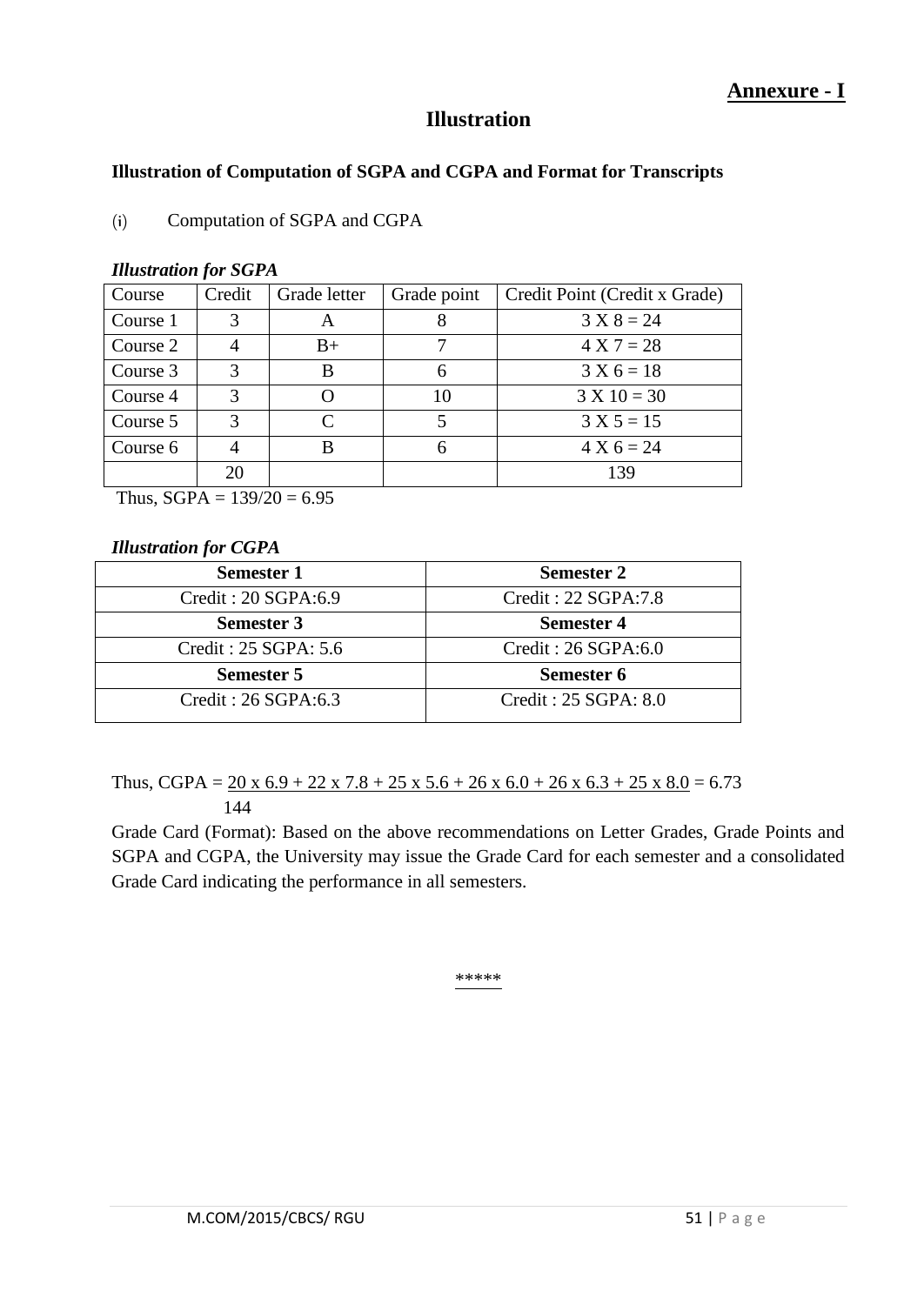**Annexure - I**

# Illustration

### Illustration of Computation of SGPA and CGPA and Format for Transcripts

(i) Computation of SGPA and CGPA

***Illustration for SGPA***

| Course | Credit | Grade letter | Grade point | Credit Point (Credit x Grade) |
|---|---|---|---|---|
| Course 1 | 3 | A | 8 | 3 X 8 = 24 |
| Course 2 | 4 | B+ | 7 | 4 X 7 = 28 |
| Course 3 | 3 | B | 6 | 3 X 6 = 18 |
| Course 4 | 3 | O | 10 | 3 X 10 = 30 |
| Course 5 | 3 | C | 5 | 3 X 5 = 15 |
| Course 6 | 4 | B | 6 | 4 X 6 = 24 |
| | 20 | | | 139 |

Thus, SGPA = 139/20 = 6.95

***Illustration for CGPA***

| Semester 1 | Semester 2 |
|---|---|
| Credit : 20 SGPA:6.9 | Credit : 22 SGPA:7.8 |
| **Semester 3** | **Semester 4** |
| Credit : 25 SGPA: 5.6 | Credit : 26 SGPA:6.0 |
| **Semester 5** | **Semester 6** |
| Credit : 26 SGPA:6.3 | Credit : 25 SGPA: 8.0 |

Thus, $\text{CGPA} = \dfrac{20 \times 6.9 + 22 \times 7.8 + 25 \times 5.6 + 26 \times 6.0 + 26 \times 6.3 + 25 \times 8.0}{144} = 6.73$

Grade Card (Format): Based on the above recommendations on Letter Grades, Grade Points and SGPA and CGPA, the University may issue the Grade Card for each semester and a consolidated Grade Card indicating the performance in all semesters.

*****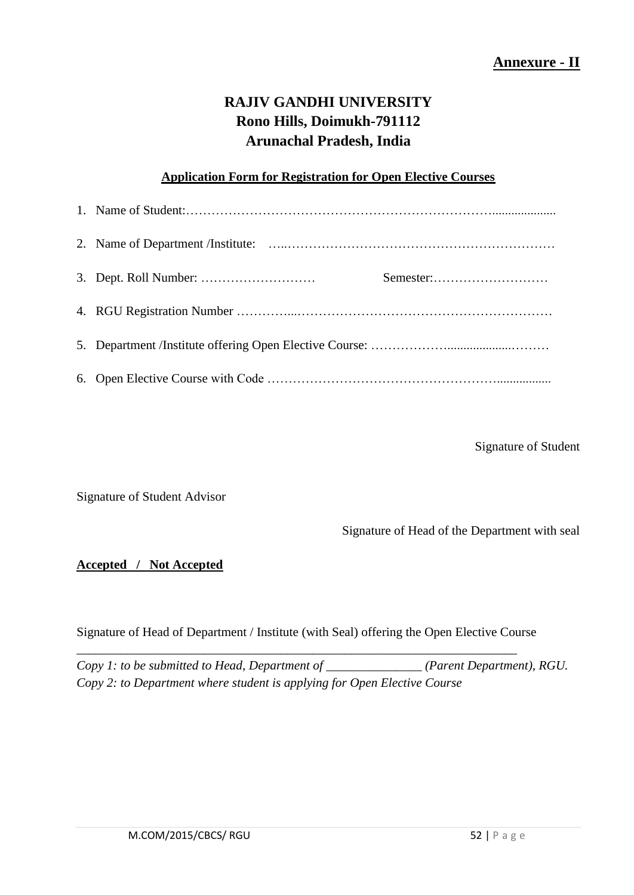**Annexure - II**

# RAJIV GANDHI UNIVERSITY
## Rono Hills, Doimukh-791112
## Arunachal Pradesh, India

**Application Form for Registration for Open Elective Courses**

1. Name of Student:…………………………………………………………………...................
2. Name of Department /Institute: …..………………………………………………………
3. Dept. Roll Number: ……………………… Semester:………………………
4. RGU Registration Number …………...……………………………………………………
5. Department /Institute offering Open Elective Course: ………………..................………
6. Open Elective Course with Code ………………………………………………..................

Signature of Student

Signature of Student Advisor

Signature of Head of the Department with seal

**Accepted / Not Accepted**

Signature of Head of Department / Institute (with Seal) offering the Open Elective Course

_______________________________________________________________________

*Copy 1: to be submitted to Head, Department of _______________ (Parent Department), RGU.*
*Copy 2: to Department where student is applying for Open Elective Course*